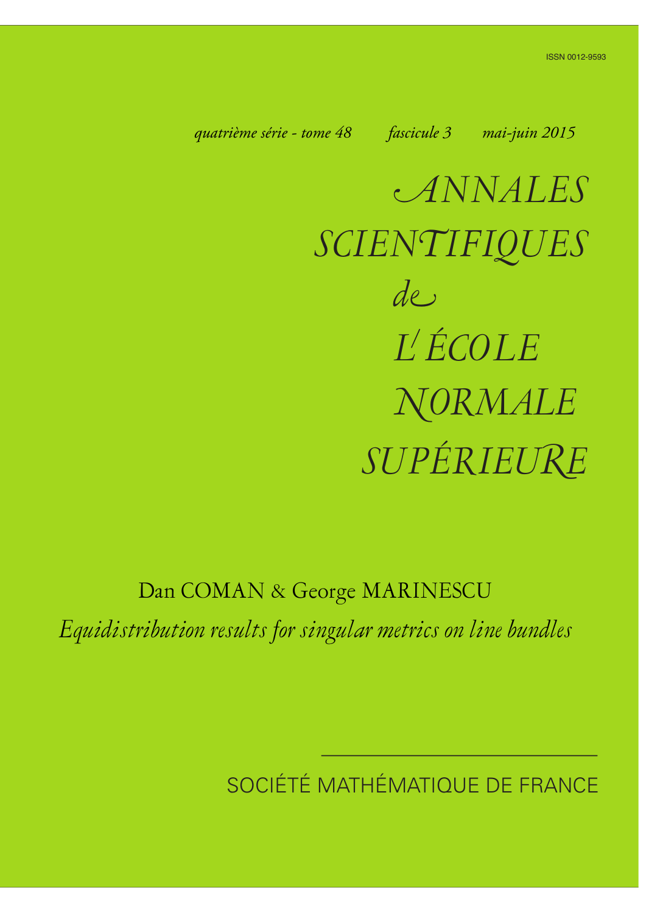ISSN 0012-9593

*quatrième série - tome 48 fascicule 3 mai-juin 2015*

# *ANNALES SCIENTIFIQUES de L'ÉCOLE NORMALE SUPÉRIEURE*

Dan COMAN & George MARINESCU

*Equidistribution results for singular metrics on line bundles*

SOCIÉTÉ MATHÉMATIQUE DE FRANCE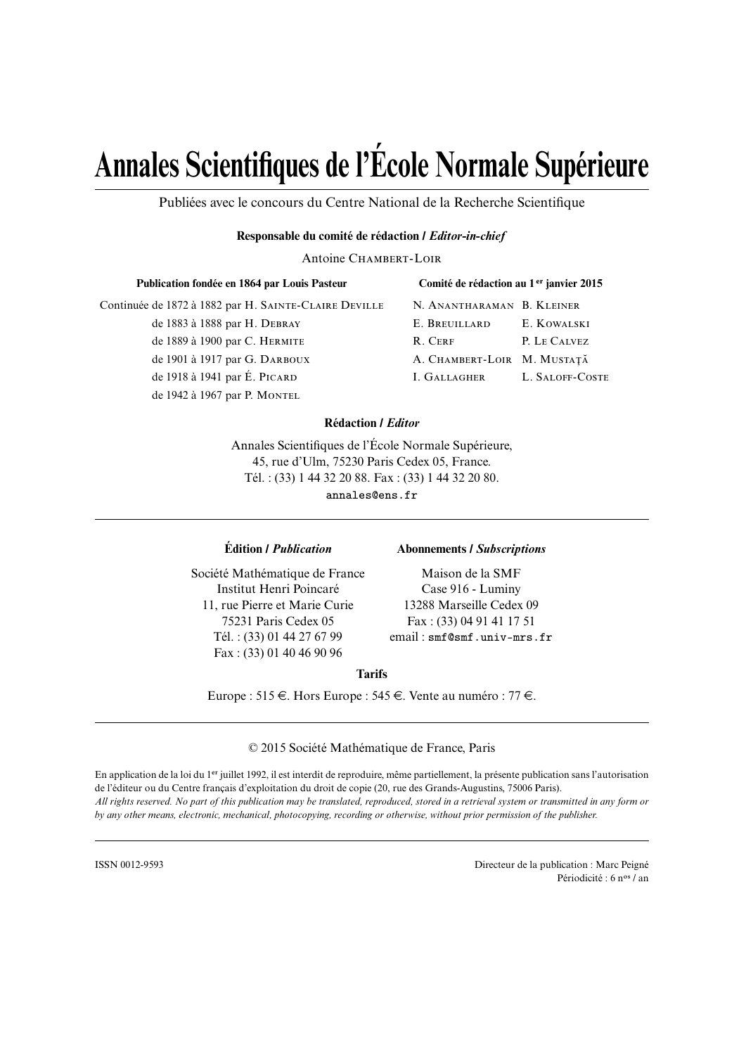# Annales Scientifiques de l'École Normale Supérieure

Publiées avec le concours du Centre National de la Recherche Scientifique

**Responsable du comité de rédaction / *Editor-in-chief***

Antoine Chambert-Loir

**Publication fondée en 1864 par Louis Pasteur**

Continuée de 1872 à 1882 par H. Sainte-Claire Deville
de 1883 à 1888 par H. Debray
de 1889 à 1900 par C. Hermite
de 1901 à 1917 par G. Darboux
de 1918 à 1941 par É. Picard
de 1942 à 1967 par P. Montel

**Comité de rédaction au 1er janvier 2015**

| | |
|---|---|
| N. Anantharaman | B. Kleiner |
| E. Breuillard | E. Kowalski |
| R. Cerf | P. Le Calvez |
| A. Chambert-Loir | M. Mustaţă |
| I. Gallagher | L. Saloff-Coste |

**Rédaction / *Editor***

Annales Scientifiques de l'École Normale Supérieure,
45, rue d'Ulm, 75230 Paris Cedex 05, France.
Tél. : (33) 1 44 32 20 88. Fax : (33) 1 44 32 20 80.
annales@ens.fr

**Édition / *Publication***

Société Mathématique de France
Institut Henri Poincaré
11, rue Pierre et Marie Curie
75231 Paris Cedex 05
Tél. : (33) 01 44 27 67 99
Fax : (33) 01 40 46 90 96

**Abonnements / *Subscriptions***

Maison de la SMF
Case 916 - Luminy
13288 Marseille Cedex 09
Fax : (33) 04 91 41 17 51
email : smf@smf.univ-mrs.fr

**Tarifs**

Europe : 515 €. Hors Europe : 545 €. Vente au numéro : 77 €.

© 2015 Société Mathématique de France, Paris

En application de la loi du 1er juillet 1992, il est interdit de reproduire, même partiellement, la présente publication sans l'autorisation de l'éditeur ou du Centre français d'exploitation du droit de copie (20, rue des Grands-Augustins, 75006 Paris).
*All rights reserved. No part of this publication may be translated, reproduced, stored in a retrieval system or transmitted in any form or by any other means, electronic, mechanical, photocopying, recording or otherwise, without prior permission of the publisher.*

ISSN 0012-9593

Directeur de la publication : Marc Peigné
Périodicité : 6 nos / an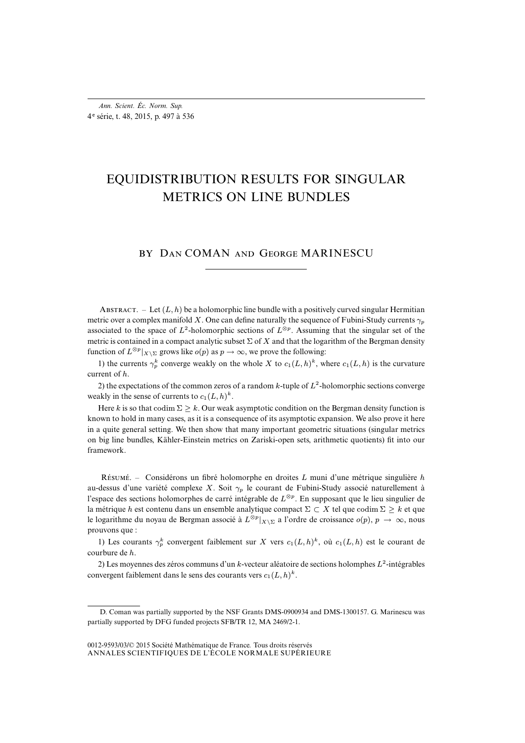# EQUIDISTRIBUTION RESULTS FOR SINGULAR METRICS ON LINE BUNDLES

BY Dan COMAN AND George MARINESCU

Abstract. – Let $(L, h)$ be a holomorphic line bundle with a positively curved singular Hermitian metric over a complex manifold $X$. One can define naturally the sequence of Fubini-Study currents $\gamma_p$ associated to the space of $L^2$-holomorphic sections of $L^{\otimes p}$. Assuming that the singular set of the metric is contained in a compact analytic subset $\Sigma$ of $X$ and that the logarithm of the Bergman density function of $L^{\otimes p}|_{X \setminus \Sigma}$ grows like $o(p)$ as $p \to \infty$, we prove the following:

1) the currents $\gamma_p^k$ converge weakly on the whole $X$ to $c_1(L, h)^k$, where $c_1(L, h)$ is the curvature current of $h$.

2) the expectations of the common zeros of a random $k$-tuple of $L^2$-holomorphic sections converge weakly in the sense of currents to $c_1(L, h)^k$.

Here $k$ is so that $\operatorname{codim} \Sigma \geq k$. Our weak asymptotic condition on the Bergman density function is known to hold in many cases, as it is a consequence of its asymptotic expansion. We also prove it here in a quite general setting. We then show that many important geometric situations (singular metrics on big line bundles, Kähler-Einstein metrics on Zariski-open sets, arithmetic quotients) fit into our framework.

Résumé. – Considérons un fibré holomorphe en droites $L$ muni d'une métrique singulière $h$ au-dessus d'une variété complexe $X$. Soit $\gamma_p$ le courant de Fubini-Study associé naturellement à l'espace des sections holomorphes de carré intégrable de $L^{\otimes p}$. En supposant que le lieu singulier de la métrique $h$ est contenu dans un ensemble analytique compact $\Sigma \subset X$ tel que $\operatorname{codim} \Sigma \geq k$ et que le logarithme du noyau de Bergman associé à $L^{\otimes p}|_{X \setminus \Sigma}$ a l'ordre de croissance $o(p)$, $p \to \infty$, nous prouvons que :

1) Les courants $\gamma_p^k$ convergent faiblement sur $X$ vers $c_1(L, h)^k$, où $c_1(L, h)$ est le courant de courbure de $h$.

2) Les moyennes des zéros communs d'un $k$-vecteur aléatoire de sections holomphes $L^2$-intégrables convergent faiblement dans le sens des courants vers $c_1(L, h)^k$.

D. Coman was partially supported by the NSF Grants DMS-0900934 and DMS-1300157. G. Marinescu was partially supported by DFG funded projects SFB/TR 12, MA 2469/2-1.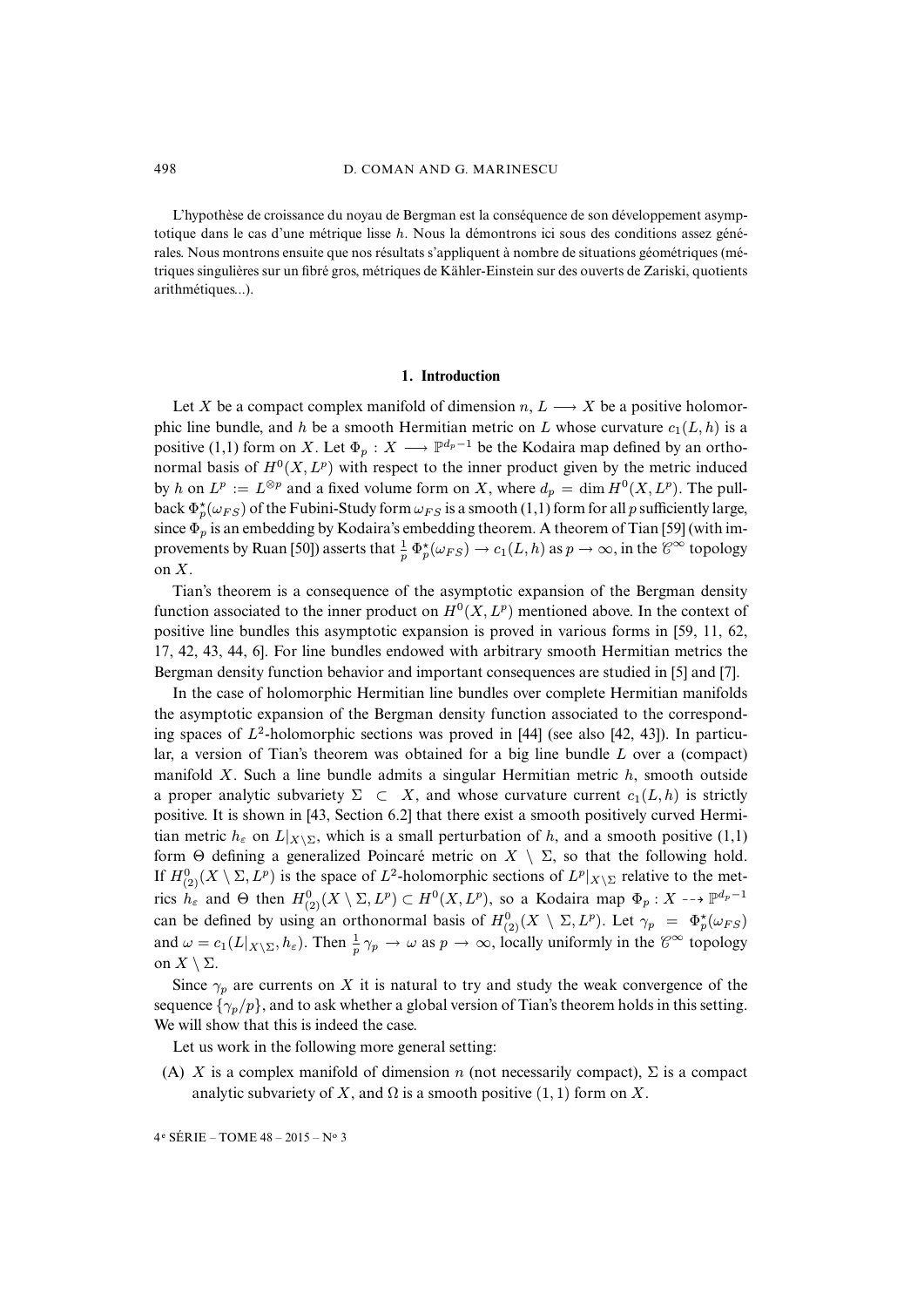L'hypothèse de croissance du noyau de Bergman est la conséquence de son développement asymptotique dans le cas d'une métrique lisse $h$. Nous la démontrons ici sous des conditions assez générales. Nous montrons ensuite que nos résultats s'appliquent à nombre de situations géométriques (métriques singulières sur un fibré gros, métriques de Kähler-Einstein sur des ouverts de Zariski, quotients arithmétiques...).

## 1. Introduction

Let $X$ be a compact complex manifold of dimension $n$, $L \longrightarrow X$ be a positive holomorphic line bundle, and $h$ be a smooth Hermitian metric on $L$ whose curvature $c_1(L,h)$ is a positive (1,1) form on $X$. Let $\Phi_p : X \longrightarrow \mathbb{P}^{d_p-1}$ be the Kodaira map defined by an orthonormal basis of $H^0(X,L^p)$ with respect to the inner product given by the metric induced by $h$ on $L^p := L^{\otimes p}$ and a fixed volume form on $X$, where $d_p = \dim H^0(X,L^p)$. The pull-back $\Phi_p^\star(\omega_{FS})$ of the Fubini-Study form $\omega_{FS}$ is a smooth (1,1) form for all $p$ sufficiently large, since $\Phi_p$ is an embedding by Kodaira's embedding theorem. A theorem of Tian [59] (with improvements by Ruan [50]) asserts that $\frac{1}{p}\,\Phi_p^\star(\omega_{FS}) \to c_1(L,h)$ as $p \to \infty$, in the $\mathscr{C}^\infty$ topology on $X$.

Tian's theorem is a consequence of the asymptotic expansion of the Bergman density function associated to the inner product on $H^0(X,L^p)$ mentioned above. In the context of positive line bundles this asymptotic expansion is proved in various forms in [59, 11, 62, 17, 42, 43, 44, 6]. For line bundles endowed with arbitrary smooth Hermitian metrics the Bergman density function behavior and important consequences are studied in [5] and [7].

In the case of holomorphic Hermitian line bundles over complete Hermitian manifolds the asymptotic expansion of the Bergman density function associated to the corresponding spaces of $L^2$-holomorphic sections was proved in [44] (see also [42, 43]). In particular, a version of Tian's theorem was obtained for a big line bundle $L$ over a (compact) manifold $X$. Such a line bundle admits a singular Hermitian metric $h$, smooth outside a proper analytic subvariety $\Sigma \subset X$, and whose curvature current $c_1(L,h)$ is strictly positive. It is shown in [43, Section 6.2] that there exist a smooth positively curved Hermitian metric $h_\varepsilon$ on $L|_{X\setminus\Sigma}$, which is a small perturbation of $h$, and a smooth positive (1,1) form $\Theta$ defining a generalized Poincaré metric on $X \setminus \Sigma$, so that the following hold. If $H^0_{(2)}(X\setminus\Sigma, L^p)$ is the space of $L^2$-holomorphic sections of $L^p|_{X\setminus\Sigma}$ relative to the metrics $h_\varepsilon$ and $\Theta$ then $H^0_{(2)}(X\setminus\Sigma, L^p) \subset H^0(X,L^p)$, so a Kodaira map $\Phi_p : X \dashrightarrow \mathbb{P}^{d_p-1}$ can be defined by using an orthonormal basis of $H^0_{(2)}(X\setminus\Sigma, L^p)$. Let $\gamma_p = \Phi_p^\star(\omega_{FS})$ and $\omega = c_1(L|_{X\setminus\Sigma}, h_\varepsilon)$. Then $\frac{1}{p}\,\gamma_p \to \omega$ as $p \to \infty$, locally uniformly in the $\mathscr{C}^\infty$ topology on $X \setminus \Sigma$.

Since $\gamma_p$ are currents on $X$ it is natural to try and study the weak convergence of the sequence $\{\gamma_p/p\}$, and to ask whether a global version of Tian's theorem holds in this setting. We will show that this is indeed the case.

Let us work in the following more general setting:

(A) $X$ is a complex manifold of dimension $n$ (not necessarily compact), $\Sigma$ is a compact analytic subvariety of $X$, and $\Omega$ is a smooth positive $(1,1)$ form on $X$.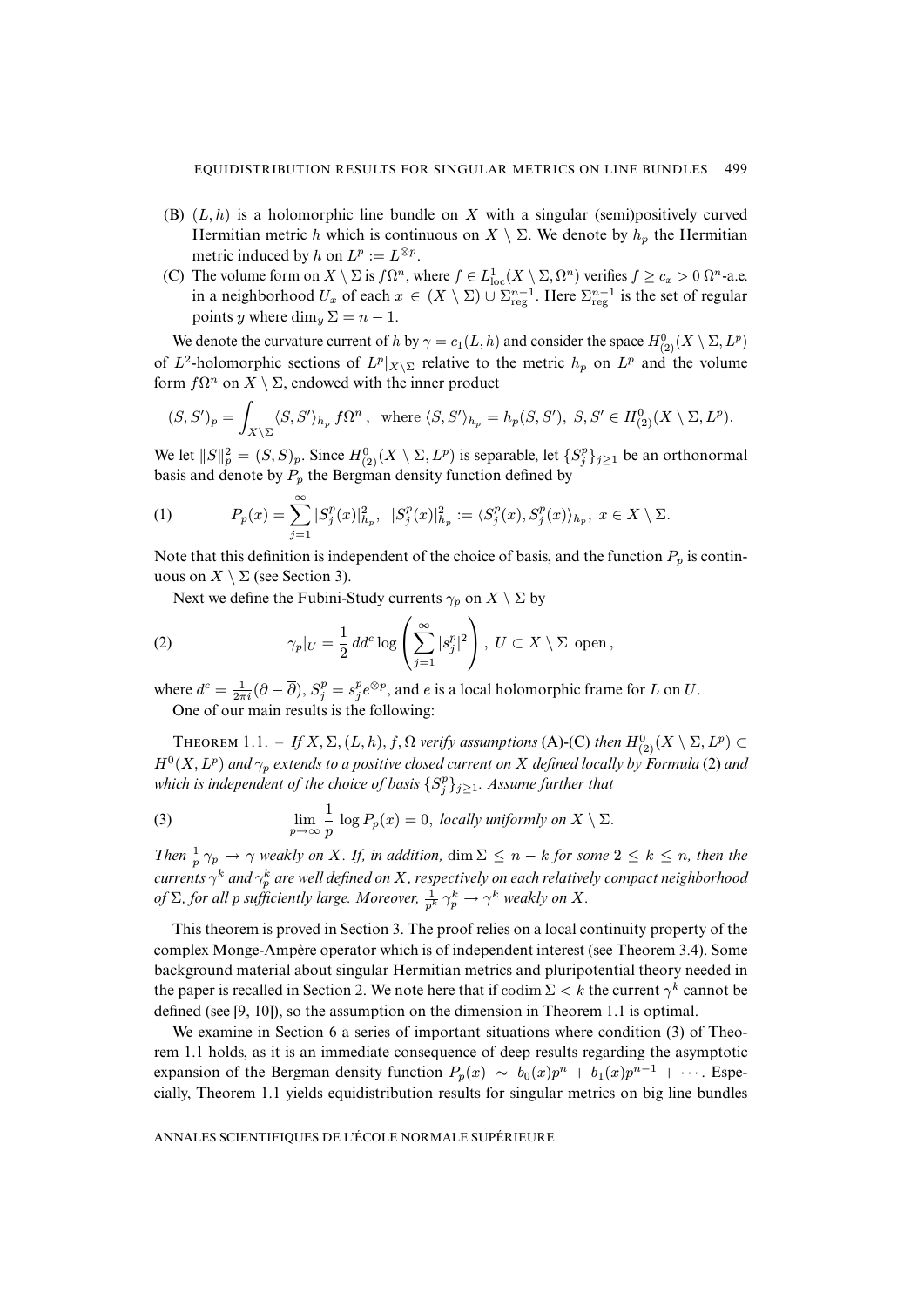(B) $(L, h)$ is a holomorphic line bundle on $X$ with a singular (semi)positively curved Hermitian metric $h$ which is continuous on $X \setminus \Sigma$. We denote by $h_p$ the Hermitian metric induced by $h$ on $L^p := L^{\otimes p}$.

(C) The volume form on $X \setminus \Sigma$ is $f\Omega^n$, where $f \in L^1_{\rm loc}(X \setminus \Sigma, \Omega^n)$ verifies $f \geq c_x > 0$ $\Omega^n$-a.e. in a neighborhood $U_x$ of each $x \in (X \setminus \Sigma) \cup \Sigma^{n-1}_{\rm reg}$. Here $\Sigma^{n-1}_{\rm reg}$ is the set of regular points $y$ where $\dim_y \Sigma = n - 1$.

We denote the curvature current of $h$ by $\gamma = c_1(L, h)$ and consider the space $H^0_{(2)}(X \setminus \Sigma, L^p)$ of $L^2$-holomorphic sections of $L^p|_{X \setminus \Sigma}$ relative to the metric $h_p$ on $L^p$ and the volume form $f\Omega^n$ on $X \setminus \Sigma$, endowed with the inner product

$$(S, S')_p = \int_{X \setminus \Sigma} \langle S, S' \rangle_{h_p} \, f\Omega^n \,, \quad \text{where } \langle S, S' \rangle_{h_p} = h_p(S, S'),\ S, S' \in H^0_{(2)}(X \setminus \Sigma, L^p).$$

We let $\|S\|^2_p = (S, S)_p$. Since $H^0_{(2)}(X \setminus \Sigma, L^p)$ is separable, let $\{S^p_j\}_{j \geq 1}$ be an orthonormal basis and denote by $P_p$ the Bergman density function defined by

$$P_p(x) = \sum_{j=1}^{\infty} |S^p_j(x)|^2_{h_p}, \quad |S^p_j(x)|^2_{h_p} := \langle S^p_j(x), S^p_j(x) \rangle_{h_p},\ x \in X \setminus \Sigma. \tag{1}$$

Note that this definition is independent of the choice of basis, and the function $P_p$ is continuous on $X \setminus \Sigma$ (see Section 3).

Next we define the Fubini-Study currents $\gamma_p$ on $X \setminus \Sigma$ by

$$\gamma_p|_U = \frac{1}{2}\, dd^c \log \left( \sum_{j=1}^{\infty} |s^p_j|^2 \right),\ U \subset X \setminus \Sigma \ \text{open}, \tag{2}$$

where $d^c = \frac{1}{2\pi i}(\partial - \overline{\partial})$, $S^p_j = s^p_j e^{\otimes p}$, and $e$ is a local holomorphic frame for $L$ on $U$.

One of our main results is the following:

Theorem 1.1. – *If $X, \Sigma, (L, h), f, \Omega$ verify assumptions* (A)-(C) *then $H^0_{(2)}(X \setminus \Sigma, L^p) \subset H^0(X, L^p)$ and $\gamma_p$ extends to a positive closed current on $X$ defined locally by Formula* (2) *and which is independent of the choice of basis $\{S^p_j\}_{j \geq 1}$. Assume further that*

$$\lim_{p \to \infty} \frac{1}{p} \log P_p(x) = 0, \ \textit{locally uniformly on } X \setminus \Sigma. \tag{3}$$

*Then $\frac{1}{p}\gamma_p \to \gamma$ weakly on $X$. If, in addition, $\dim \Sigma \leq n - k$ for some $2 \leq k \leq n$, then the currents $\gamma^k$ and $\gamma^k_p$ are well defined on $X$, respectively on each relatively compact neighborhood of $\Sigma$, for all $p$ sufficiently large. Moreover, $\frac{1}{p^k}\gamma^k_p \to \gamma^k$ weakly on $X$.*

This theorem is proved in Section 3. The proof relies on a local continuity property of the complex Monge-Ampère operator which is of independent interest (see Theorem 3.4). Some background material about singular Hermitian metrics and pluripotential theory needed in the paper is recalled in Section 2. We note here that if $\operatorname{codim} \Sigma < k$ the current $\gamma^k$ cannot be defined (see [9, 10]), so the assumption on the dimension in Theorem 1.1 is optimal.

We examine in Section 6 a series of important situations where condition (3) of Theorem 1.1 holds, as it is an immediate consequence of deep results regarding the asymptotic expansion of the Bergman density function $P_p(x) \sim b_0(x)p^n + b_1(x)p^{n-1} + \cdots$. Especially, Theorem 1.1 yields equidistribution results for singular metrics on big line bundles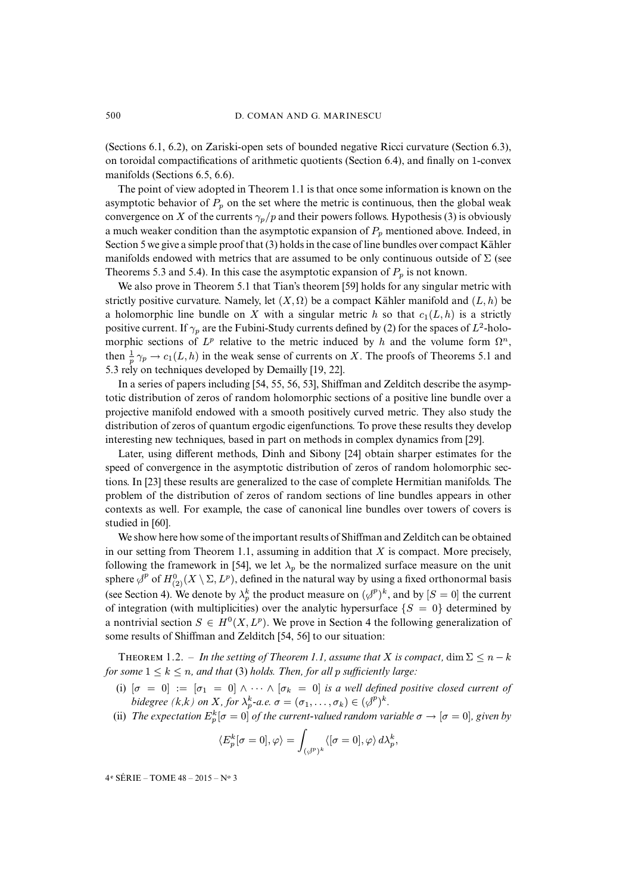(Sections 6.1, 6.2), on Zariski-open sets of bounded negative Ricci curvature (Section 6.3), on toroidal compactifications of arithmetic quotients (Section 6.4), and finally on 1-convex manifolds (Sections 6.5, 6.6).

The point of view adopted in Theorem 1.1 is that once some information is known on the asymptotic behavior of $P_p$ on the set where the metric is continuous, then the global weak convergence on $X$ of the currents $\gamma_p/p$ and their powers follows. Hypothesis (3) is obviously a much weaker condition than the asymptotic expansion of $P_p$ mentioned above. Indeed, in Section 5 we give a simple proof that (3) holds in the case of line bundles over compact Kähler manifolds endowed with metrics that are assumed to be only continuous outside of $\Sigma$ (see Theorems 5.3 and 5.4). In this case the asymptotic expansion of $P_p$ is not known.

We also prove in Theorem 5.1 that Tian's theorem [59] holds for any singular metric with strictly positive curvature. Namely, let $(X, \Omega)$ be a compact Kähler manifold and $(L, h)$ be a holomorphic line bundle on $X$ with a singular metric $h$ so that $c_1(L, h)$ is a strictly positive current. If $\gamma_p$ are the Fubini-Study currents defined by (2) for the spaces of $L^2$-holomorphic sections of $L^p$ relative to the metric induced by $h$ and the volume form $\Omega^n$, then $\frac{1}{p}\gamma_p \to c_1(L, h)$ in the weak sense of currents on $X$. The proofs of Theorems 5.1 and 5.3 rely on techniques developed by Demailly [19, 22].

In a series of papers including [54, 55, 56, 53], Shiffman and Zelditch describe the asymptotic distribution of zeros of random holomorphic sections of a positive line bundle over a projective manifold endowed with a smooth positively curved metric. They also study the distribution of zeros of quantum ergodic eigenfunctions. To prove these results they develop interesting new techniques, based in part on methods in complex dynamics from [29].

Later, using different methods, Dinh and Sibony [24] obtain sharper estimates for the speed of convergence in the asymptotic distribution of zeros of random holomorphic sections. In [23] these results are generalized to the case of complete Hermitian manifolds. The problem of the distribution of zeros of random sections of line bundles appears in other contexts as well. For example, the case of canonical line bundles over towers of covers is studied in [60].

We show here how some of the important results of Shiffman and Zelditch can be obtained in our setting from Theorem 1.1, assuming in addition that $X$ is compact. More precisely, following the framework in [54], we let $\lambda_p$ be the normalized surface measure on the unit sphere $\mathcal{S}^p$ of $H^0_{(2)}(X \setminus \Sigma, L^p)$, defined in the natural way by using a fixed orthonormal basis (see Section 4). We denote by $\lambda_p^k$ the product measure on $(\mathcal{S}^p)^k$, and by $[S = 0]$ the current of integration (with multiplicities) over the analytic hypersurface $\{S = 0\}$ determined by a nontrivial section $S \in H^0(X, L^p)$. We prove in Section 4 the following generalization of some results of Shiffman and Zelditch [54, 56] to our situation:

Theorem 1.2. – *In the setting of Theorem 1.1, assume that $X$ is compact, $\dim \Sigma \leq n - k$ for some $1 \leq k \leq n$, and that* (3) *holds. Then, for all $p$ sufficiently large:*

- (i) $[\sigma = 0] := [\sigma_1 = 0] \wedge \cdots \wedge [\sigma_k = 0]$ *is a well defined positive closed current of bidegree $(k,k)$ on $X$, for $\lambda_p^k$-a.e. $\sigma = (\sigma_1, \ldots, \sigma_k) \in (\mathcal{S}^p)^k$.*
- (ii) *The expectation $E_p^k[\sigma = 0]$ of the current-valued random variable $\sigma \to [\sigma = 0]$, given by*

$$\langle E_p^k[\sigma = 0], \varphi \rangle = \int_{(\mathcal{S}^p)^k} \langle [\sigma = 0], \varphi \rangle \, d\lambda_p^k,$$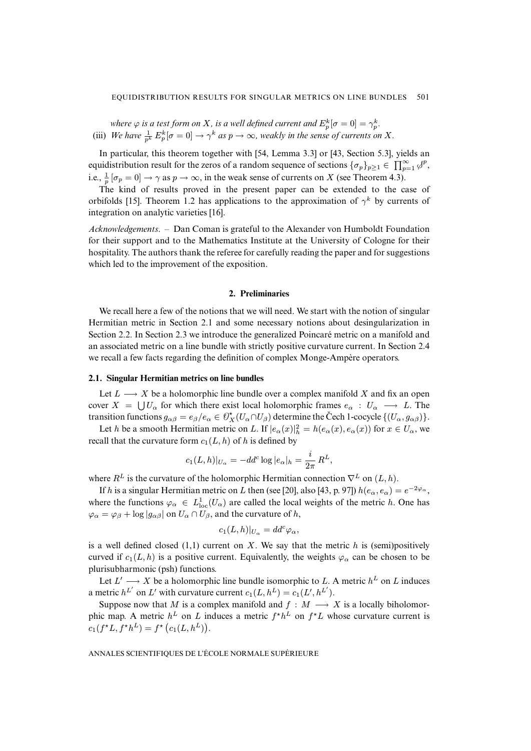*where $\varphi$ is a test form on $X$, is a well defined current and $E_p^k[\sigma = 0] = \gamma_p^k$.*

(iii) *We have $\frac{1}{p^k} E_p^k[\sigma = 0] \to \gamma^k$ as $p \to \infty$, weakly in the sense of currents on $X$.*

In particular, this theorem together with [54, Lemma 3.3] or [43, Section 5.3], yields an equidistribution result for the zeros of a random sequence of sections $\{\sigma_p\}_{p\geq 1} \in \prod_{p=1}^{\infty} \mathcal{S}^p$, i.e., $\frac{1}{p}[\sigma_p = 0] \to \gamma$ as $p \to \infty$, in the weak sense of currents on $X$ (see Theorem 4.3).

The kind of results proved in the present paper can be extended to the case of orbifolds [15]. Theorem 1.2 has applications to the approximation of $\gamma^k$ by currents of integration on analytic varieties [16].

*Acknowledgements.* – Dan Coman is grateful to the Alexander von Humboldt Foundation for their support and to the Mathematics Institute at the University of Cologne for their hospitality. The authors thank the referee for carefully reading the paper and for suggestions which led to the improvement of the exposition.

## 2. Preliminaries

We recall here a few of the notions that we will need. We start with the notion of singular Hermitian metric in Section 2.1 and some necessary notions about desingularization in Section 2.2. In Section 2.3 we introduce the generalized Poincaré metric on a manifold and an associated metric on a line bundle with strictly positive curvature current. In Section 2.4 we recall a few facts regarding the definition of complex Monge-Ampère operators.

### 2.1. Singular Hermitian metrics on line bundles

Let $L \longrightarrow X$ be a holomorphic line bundle over a complex manifold $X$ and fix an open cover $X = \bigcup U_\alpha$ for which there exist local holomorphic frames $e_\alpha : U_\alpha \longrightarrow L$. The transition functions $g_{\alpha\beta} = e_\beta/e_\alpha \in \mathcal{O}_X^\star(U_\alpha \cap U_\beta)$ determine the Čech 1-cocycle $\{(U_\alpha, g_{\alpha\beta})\}$.

Let $h$ be a smooth Hermitian metric on $L$. If $|e_\alpha(x)|_h^2 = h(e_\alpha(x), e_\alpha(x))$ for $x \in U_\alpha$, we recall that the curvature form $c_1(L,h)$ of $h$ is defined by

$$c_1(L,h)|_{U_\alpha} = -dd^c \log |e_\alpha|_h = \frac{i}{2\pi} R^L,$$

where $R^L$ is the curvature of the holomorphic Hermitian connection $\nabla^L$ on $(L,h)$.

If $h$ is a singular Hermitian metric on $L$ then (see [20], also [43, p. 97]) $h(e_\alpha, e_\alpha) = e^{-2\varphi_\alpha}$, where the functions $\varphi_\alpha \in L^1_{\mathrm{loc}}(U_\alpha)$ are called the local weights of the metric $h$. One has $\varphi_\alpha = \varphi_\beta + \log |g_{\alpha\beta}|$ on $U_\alpha \cap U_\beta$, and the curvature of $h$,

$$c_1(L,h)|_{U_\alpha} = dd^c \varphi_\alpha,$$

is a well defined closed (1,1) current on $X$. We say that the metric $h$ is (semi)positively curved if $c_1(L,h)$ is a positive current. Equivalently, the weights $\varphi_\alpha$ can be chosen to be plurisubharmonic (psh) functions.

Let $L' \longrightarrow X$ be a holomorphic line bundle isomorphic to $L$. A metric $h^L$ on $L$ induces a metric $h^{L'}$ on $L'$ with curvature current $c_1(L,h^L) = c_1(L',h^{L'})$.

Suppose now that $M$ is a complex manifold and $f : M \longrightarrow X$ is a locally biholomorphic map. A metric $h^L$ on $L$ induces a metric $f^\star h^L$ on $f^\star L$ whose curvature current is $c_1(f^\star L, f^\star h^L) = f^\star\big(c_1(L,h^L)\big)$.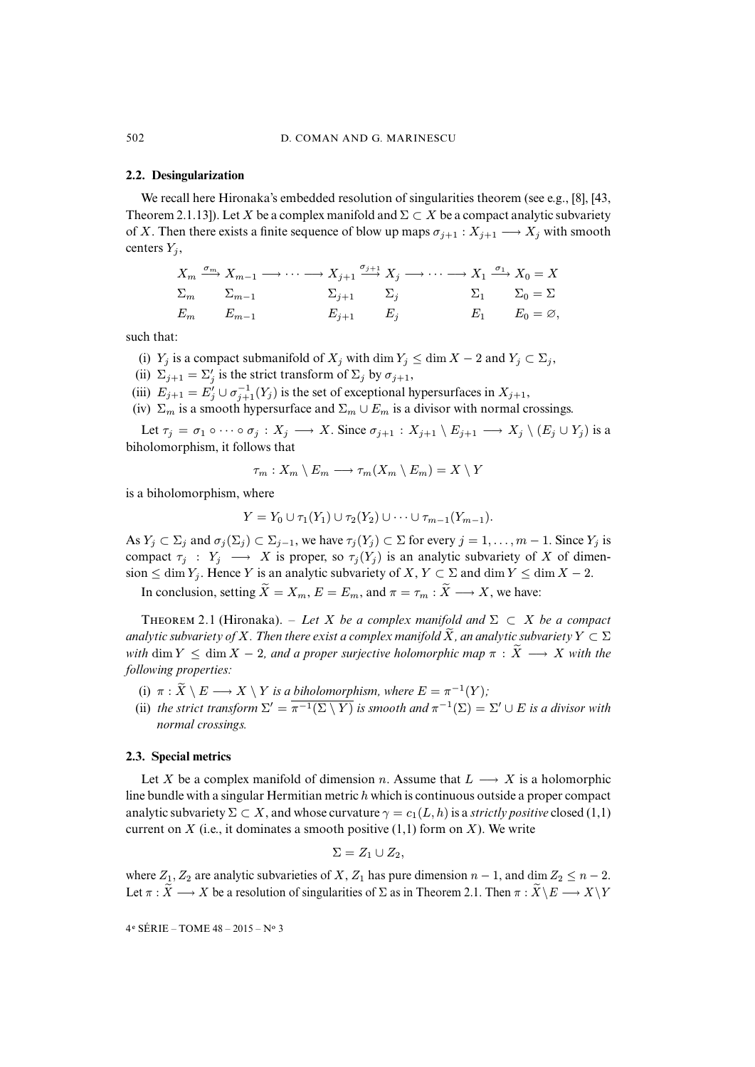### 2.2. Desingularization

We recall here Hironaka's embedded resolution of singularities theorem (see e.g., [8], [43, Theorem 2.1.13]). Let $X$ be a complex manifold and $\Sigma \subset X$ be a compact analytic subvariety of $X$. Then there exists a finite sequence of blow up maps $\sigma_{j+1} : X_{j+1} \longrightarrow X_j$ with smooth centers $Y_j$,

$$
\begin{array}{llllllll}
X_m \xrightarrow{\sigma_m} X_{m-1} \longrightarrow \cdots \longrightarrow X_{j+1} \xrightarrow{\sigma_{j+1}} X_j \longrightarrow \cdots \longrightarrow X_1 \xrightarrow{\sigma_1} X_0 = X \\
\Sigma_m \qquad \Sigma_{m-1} \qquad\qquad\quad \Sigma_{j+1} \qquad \Sigma_j \qquad\qquad\quad \Sigma_1 \qquad \Sigma_0 = \Sigma \\
E_m \qquad E_{m-1} \qquad\qquad\quad E_{j+1} \qquad E_j \qquad\qquad\quad E_1 \qquad E_0 = \varnothing,
\end{array}
$$

such that:

(i) $Y_j$ is a compact submanifold of $X_j$ with $\dim Y_j \leq \dim X - 2$ and $Y_j \subset \Sigma_j$,

(ii) $\Sigma_{j+1} = \Sigma'_j$ is the strict transform of $\Sigma_j$ by $\sigma_{j+1}$,

(iii) $E_{j+1} = E'_j \cup \sigma_{j+1}^{-1}(Y_j)$ is the set of exceptional hypersurfaces in $X_{j+1}$,

(iv) $\Sigma_m$ is a smooth hypersurface and $\Sigma_m \cup E_m$ is a divisor with normal crossings.

Let $\tau_j = \sigma_1 \circ \cdots \circ \sigma_j : X_j \longrightarrow X$. Since $\sigma_{j+1} : X_{j+1} \setminus E_{j+1} \longrightarrow X_j \setminus (E_j \cup Y_j)$ is a biholomorphism, it follows that

$$\tau_m : X_m \setminus E_m \longrightarrow \tau_m(X_m \setminus E_m) = X \setminus Y$$

is a biholomorphism, where

$$Y = Y_0 \cup \tau_1(Y_1) \cup \tau_2(Y_2) \cup \cdots \cup \tau_{m-1}(Y_{m-1}).$$

As $Y_j \subset \Sigma_j$ and $\sigma_j(\Sigma_j) \subset \Sigma_{j-1}$, we have $\tau_j(Y_j) \subset \Sigma$ for every $j = 1, \ldots, m-1$. Since $Y_j$ is compact $\tau_j : Y_j \longrightarrow X$ is proper, so $\tau_j(Y_j)$ is an analytic subvariety of $X$ of dimension $\leq \dim Y_j$. Hence $Y$ is an analytic subvariety of $X$, $Y \subset \Sigma$ and $\dim Y \leq \dim X - 2$.

In conclusion, setting $\widetilde{X} = X_m$, $E = E_m$, and $\pi = \tau_m : \widetilde{X} \longrightarrow X$, we have:

Theorem 2.1 (Hironaka). – *Let $X$ be a complex manifold and $\Sigma \subset X$ be a compact analytic subvariety of $X$. Then there exist a complex manifold $\widetilde{X}$, an analytic subvariety $Y \subset \Sigma$ with $\dim Y \leq \dim X - 2$, and a proper surjective holomorphic map $\pi : \widetilde{X} \longrightarrow X$ with the following properties:*

(i) *$\pi : \widetilde{X} \setminus E \longrightarrow X \setminus Y$ is a biholomorphism, where $E = \pi^{-1}(Y)$;*

(ii) *the strict transform $\Sigma' = \overline{\pi^{-1}(\Sigma \setminus Y)}$ is smooth and $\pi^{-1}(\Sigma) = \Sigma' \cup E$ is a divisor with normal crossings.*

### 2.3. Special metrics

Let $X$ be a complex manifold of dimension $n$. Assume that $L \longrightarrow X$ is a holomorphic line bundle with a singular Hermitian metric $h$ which is continuous outside a proper compact analytic subvariety $\Sigma \subset X$, and whose curvature $\gamma = c_1(L, h)$ is a *strictly positive* closed (1,1) current on $X$ (i.e., it dominates a smooth positive (1,1) form on $X$). We write

$$\Sigma = Z_1 \cup Z_2,$$

where $Z_1, Z_2$ are analytic subvarieties of $X$, $Z_1$ has pure dimension $n-1$, and $\dim Z_2 \leq n-2$. Let $\pi : \widetilde{X} \longrightarrow X$ be a resolution of singularities of $\Sigma$ as in Theorem 2.1. Then $\pi : \widetilde{X} \setminus E \longrightarrow X \setminus Y$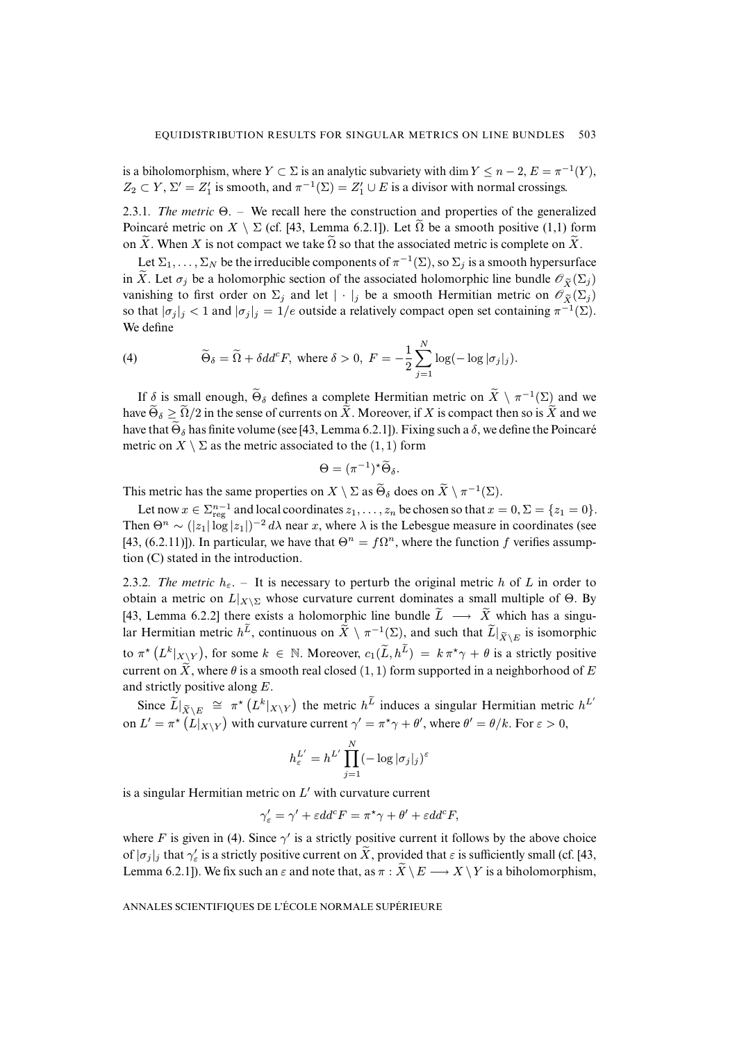is a biholomorphism, where $Y \subset \Sigma$ is an analytic subvariety with $\dim Y \leq n-2$, $E = \pi^{-1}(Y)$, $Z_2 \subset Y$, $\Sigma' = Z_1'$ is smooth, and $\pi^{-1}(\Sigma) = Z_1' \cup E$ is a divisor with normal crossings.

2.3.1. *The metric* $\Theta$. – We recall here the construction and properties of the generalized Poincaré metric on $X \setminus \Sigma$ (cf. [43, Lemma 6.2.1]). Let $\widetilde{\Omega}$ be a smooth positive (1,1) form on $\widetilde{X}$. When $X$ is not compact we take $\widetilde{\Omega}$ so that the associated metric is complete on $\widetilde{X}$.

Let $\Sigma_1, \dots, \Sigma_N$ be the irreducible components of $\pi^{-1}(\Sigma)$, so $\Sigma_j$ is a smooth hypersurface in $\widetilde{X}$. Let $\sigma_j$ be a holomorphic section of the associated holomorphic line bundle $\mathscr{O}_{\widetilde{X}}(\Sigma_j)$ vanishing to first order on $\Sigma_j$ and let $|\cdot|_j$ be a smooth Hermitian metric on $\mathscr{O}_{\widetilde{X}}(\Sigma_j)$ so that $|\sigma_j|_j < 1$ and $|\sigma_j|_j = 1/e$ outside a relatively compact open set containing $\pi^{-1}(\Sigma)$. We define

$$\widetilde{\Theta}_\delta = \widetilde{\Omega} + \delta dd^c F, \text{ where } \delta > 0,\ F = -\frac{1}{2}\sum_{j=1}^{N} \log(-\log|\sigma_j|_j). \tag{4}$$

If $\delta$ is small enough, $\widetilde{\Theta}_\delta$ defines a complete Hermitian metric on $\widetilde{X} \setminus \pi^{-1}(\Sigma)$ and we have $\widetilde{\Theta}_\delta \geq \widetilde{\Omega}/2$ in the sense of currents on $\widetilde{X}$. Moreover, if $X$ is compact then so is $\widetilde{X}$ and we have that $\widetilde{\Theta}_\delta$ has finite volume (see [43, Lemma 6.2.1]). Fixing such a $\delta$, we define the Poincaré metric on $X \setminus \Sigma$ as the metric associated to the $(1,1)$ form

$$\Theta = (\pi^{-1})^\star \widetilde{\Theta}_\delta.$$

This metric has the same properties on $X \setminus \Sigma$ as $\widetilde{\Theta}_\delta$ does on $\widetilde{X} \setminus \pi^{-1}(\Sigma)$.

Let now $x \in \Sigma^{n-1}_{\mathrm{reg}}$ and local coordinates $z_1, \dots, z_n$ be chosen so that $x = 0, \Sigma = \{z_1 = 0\}$. Then $\Theta^n \sim (|z_1| \log|z_1|)^{-2}\, d\lambda$ near $x$, where $\lambda$ is the Lebesgue measure in coordinates (see [43, (6.2.11)]). In particular, we have that $\Theta^n = f\Omega^n$, where the function $f$ verifies assumption (C) stated in the introduction.

2.3.2. *The metric* $h_\varepsilon$. – It is necessary to perturb the original metric $h$ of $L$ in order to obtain a metric on $L|_{X\setminus\Sigma}$ whose curvature current dominates a small multiple of $\Theta$. By [43, Lemma 6.2.2] there exists a holomorphic line bundle $\widetilde{L} \longrightarrow \widetilde{X}$ which has a singular Hermitian metric $h^{\widetilde{L}}$, continuous on $\widetilde{X} \setminus \pi^{-1}(\Sigma)$, and such that $\widetilde{L}|_{\widetilde{X}\setminus E}$ is isomorphic to $\pi^\star\left(L^k|_{X\setminus Y}\right)$, for some $k \in \mathbb{N}$. Moreover, $c_1(\widetilde{L}, h^{\widetilde{L}}) = k\,\pi^\star\gamma + \theta$ is a strictly positive current on $\widetilde{X}$, where $\theta$ is a smooth real closed $(1,1)$ form supported in a neighborhood of $E$ and strictly positive along $E$.

Since $\widetilde{L}|_{\widetilde{X}\setminus E} \cong \pi^\star\left(L^k|_{X\setminus Y}\right)$ the metric $h^{\widetilde{L}}$ induces a singular Hermitian metric $h^{L'}$ on $L' = \pi^\star\left(L|_{X\setminus Y}\right)$ with curvature current $\gamma' = \pi^\star\gamma + \theta'$, where $\theta' = \theta/k$. For $\varepsilon > 0$,

$$h^{L'}_\varepsilon = h^{L'} \prod_{j=1}^{N} (-\log|\sigma_j|_j)^\varepsilon$$

is a singular Hermitian metric on $L'$ with curvature current

$$\gamma'_\varepsilon = \gamma' + \varepsilon dd^c F = \pi^\star\gamma + \theta' + \varepsilon dd^c F,$$

where $F$ is given in (4). Since $\gamma'$ is a strictly positive current it follows by the above choice of $|\sigma_j|_j$ that $\gamma'_\varepsilon$ is a strictly positive current on $\widetilde{X}$, provided that $\varepsilon$ is sufficiently small (cf. [43, Lemma 6.2.1]). We fix such an $\varepsilon$ and note that, as $\pi : \widetilde{X} \setminus E \longrightarrow X \setminus Y$ is a biholomorphism,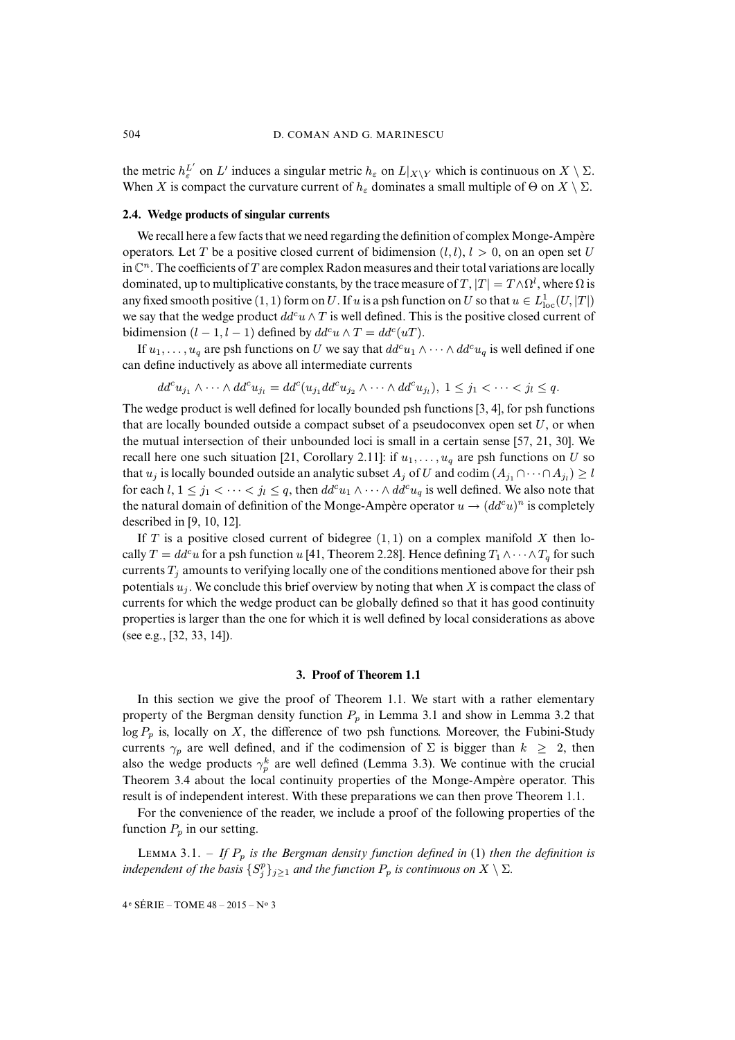the metric $h_\varepsilon^{L'}$ on $L'$ induces a singular metric $h_\varepsilon$ on $L|_{X\setminus Y}$ which is continuous on $X \setminus \Sigma$. When $X$ is compact the curvature current of $h_\varepsilon$ dominates a small multiple of $\Theta$ on $X \setminus \Sigma$.

### 2.4. Wedge products of singular currents

We recall here a few facts that we need regarding the definition of complex Monge-Ampère operators. Let $T$ be a positive closed current of bidimension $(l,l)$, $l > 0$, on an open set $U$ in $\mathbb{C}^n$. The coefficients of $T$ are complex Radon measures and their total variations are locally dominated, up to multiplicative constants, by the trace measure of $T$, $|T| = T\wedge\Omega^l$, where $\Omega$ is any fixed smooth positive $(1,1)$ form on $U$. If $u$ is a psh function on $U$ so that $u \in L^1_{\rm loc}(U, |T|)$ we say that the wedge product $dd^c u \wedge T$ is well defined. This is the positive closed current of bidimension $(l-1, l-1)$ defined by $dd^c u \wedge T = dd^c(uT)$.

If $u_1, \dots, u_q$ are psh functions on $U$ we say that $dd^c u_1 \wedge \dots \wedge dd^c u_q$ is well defined if one can define inductively as above all intermediate currents

$$dd^c u_{j_1} \wedge \dots \wedge dd^c u_{j_l} = dd^c(u_{j_1} dd^c u_{j_2} \wedge \dots \wedge dd^c u_{j_l}),\ 1 \leq j_1 < \dots < j_l \leq q.$$

The wedge product is well defined for locally bounded psh functions [3, 4], for psh functions that are locally bounded outside a compact subset of a pseudoconvex open set $U$, or when the mutual intersection of their unbounded loci is small in a certain sense [57, 21, 30]. We recall here one such situation [21, Corollary 2.11]: if $u_1, \dots, u_q$ are psh functions on $U$ so that $u_j$ is locally bounded outside an analytic subset $A_j$ of $U$ and $\operatorname{codim}(A_{j_1} \cap \dots \cap A_{j_l}) \geq l$ for each $l$, $1 \leq j_1 < \dots < j_l \leq q$, then $dd^c u_1 \wedge \dots \wedge dd^c u_q$ is well defined. We also note that the natural domain of definition of the Monge-Ampère operator $u \to (dd^c u)^n$ is completely described in [9, 10, 12].

If $T$ is a positive closed current of bidegree $(1,1)$ on a complex manifold $X$ then locally $T = dd^c u$ for a psh function $u$ [41, Theorem 2.28]. Hence defining $T_1 \wedge \dots \wedge T_q$ for such currents $T_j$ amounts to verifying locally one of the conditions mentioned above for their psh potentials $u_j$. We conclude this brief overview by noting that when $X$ is compact the class of currents for which the wedge product can be globally defined so that it has good continuity properties is larger than the one for which it is well defined by local considerations as above (see e.g., [32, 33, 14]).

## 3. Proof of Theorem 1.1

In this section we give the proof of Theorem 1.1. We start with a rather elementary property of the Bergman density function $P_p$ in Lemma 3.1 and show in Lemma 3.2 that $\log P_p$ is, locally on $X$, the difference of two psh functions. Moreover, the Fubini-Study currents $\gamma_p$ are well defined, and if the codimension of $\Sigma$ is bigger than $k \geq 2$, then also the wedge products $\gamma_p^k$ are well defined (Lemma 3.3). We continue with the crucial Theorem 3.4 about the local continuity properties of the Monge-Ampère operator. This result is of independent interest. With these preparations we can then prove Theorem 1.1.

For the convenience of the reader, we include a proof of the following properties of the function $P_p$ in our setting.

Lemma 3.1. – *If $P_p$ is the Bergman density function defined in* (1) *then the definition is independent of the basis $\{S_j^p\}_{j\geq 1}$ and the function $P_p$ is continuous on $X \setminus \Sigma$.*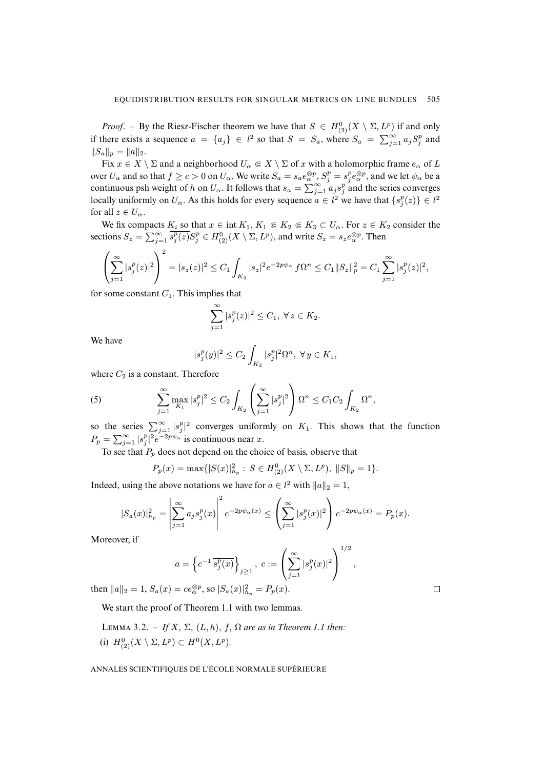*Proof*. – By the Riesz-Fischer theorem we have that $S \in H^0_{(2)}(X \setminus \Sigma, L^p)$ if and only if there exists a sequence $a = \{a_j\} \in l^2$ so that $S = S_a$, where $S_a = \sum_{j=1}^\infty a_j S_j^p$ and $\|S_a\|_p = \|a\|_2$.

Fix $x \in X \setminus \Sigma$ and a neighborhood $U_\alpha \Subset X \setminus \Sigma$ of $x$ with a holomorphic frame $e_\alpha$ of $L$ over $U_\alpha$ and so that $f \geq c > 0$ on $U_\alpha$. We write $S_a = s_a e_\alpha^{\otimes p}$, $S_j^p = s_j^p e_\alpha^{\otimes p}$, and we let $\psi_\alpha$ be a continuous psh weight of $h$ on $U_\alpha$. It follows that $s_a = \sum_{j=1}^\infty a_j s_j^p$ and the series converges locally uniformly on $U_\alpha$. As this holds for every sequence $a \in l^2$ we have that $\{s_j^p(z)\} \in l^2$ for all $z \in U_\alpha$.

We fix compacts $K_i$ so that $x \in \operatorname{int} K_1$, $K_1 \Subset K_2 \Subset K_3 \subset U_\alpha$. For $z \in K_2$ consider the sections $S_z = \sum_{j=1}^\infty \overline{s_j^p(z)} S_j^p \in H^0_{(2)}(X \setminus \Sigma, L^p)$, and write $S_z = s_z e_\alpha^{\otimes p}$. Then

$$\left(\sum_{j=1}^\infty |s_j^p(z)|^2\right)^2 = |s_z(z)|^2 \leq C_1 \int_{K_3} |s_z|^2 e^{-2p\psi_\alpha} f\Omega^n \leq C_1 \|S_z\|_p^2 = C_1 \sum_{j=1}^\infty |s_j^p(z)|^2,$$

for some constant $C_1$. This implies that

$$\sum_{j=1}^\infty |s_j^p(z)|^2 \leq C_1, \ \forall\, z \in K_2.$$

We have

$$|s_j^p(y)|^2 \leq C_2 \int_{K_2} |s_j^p|^2 \Omega^n, \ \forall\, y \in K_1,$$

where $C_2$ is a constant. Therefore

$$\sum_{j=1}^\infty \max_{K_1} |s_j^p|^2 \leq C_2 \int_{K_2} \left(\sum_{j=1}^\infty |s_j^p|^2\right) \Omega^n \leq C_1 C_2 \int_{K_2} \Omega^n, \tag{5}$$

so the series $\sum_{j=1}^\infty |s_j^p|^2$ converges uniformly on $K_1$. This shows that the function $P_p = \sum_{j=1}^\infty |s_j^p|^2 e^{-2p\psi_\alpha}$ is continuous near $x$.

To see that $P_p$ does not depend on the choice of basis, observe that

$$P_p(x) = \max\{|S(x)|^2_{h_p} : S \in H^0_{(2)}(X \setminus \Sigma, L^p),\ \|S\|_p = 1\}.$$

Indeed, using the above notations we have for $a \in l^2$ with $\|a\|_2 = 1$,

$$|S_a(x)|^2_{h_p} = \left|\sum_{j=1}^\infty a_j s_j^p(x)\right|^2 e^{-2p\psi_\alpha(x)} \leq \left(\sum_{j=1}^\infty |s_j^p(x)|^2\right) e^{-2p\psi_\alpha(x)} = P_p(x).$$

Moreover, if

$$a = \left\{c^{-1}\,\overline{s_j^p(x)}\right\}_{j \geq 1},\ c := \left(\sum_{j=1}^\infty |s_j^p(x)|^2\right)^{1/2},$$

then $\|a\|_2 = 1$, $S_a(x) = c e_\alpha^{\otimes p}$, so $|S_a(x)|^2_{h_p} = P_p(x)$. $\square$

We start the proof of Theorem 1.1 with two lemmas.

LEMMA 3.2. – *If $X$, $\Sigma$, $(L, h)$, $f$, $\Omega$ are as in Theorem 1.1 then:*

(i) $H^0_{(2)}(X \setminus \Sigma, L^p) \subset H^0(X, L^p)$.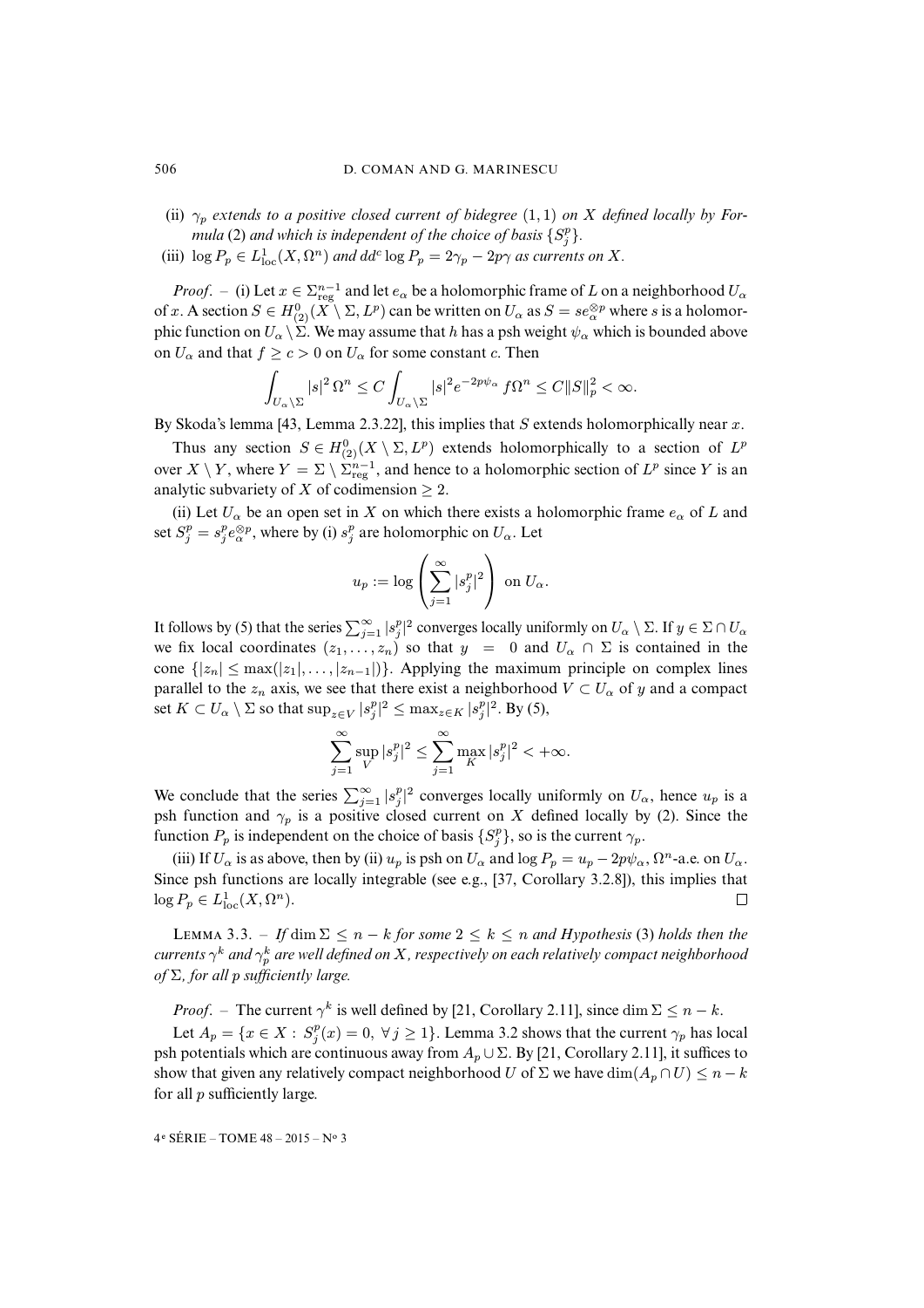(ii) $\gamma_p$ *extends to a positive closed current of bidegree* $(1,1)$ *on* $X$ *defined locally by Formula* (2) *and which is independent of the choice of basis* $\{S_j^p\}$.

(iii) $\log P_p \in L^1_{\rm loc}(X,\Omega^n)$ *and* $dd^c \log P_p = 2\gamma_p - 2p\gamma$ *as currents on* $X$.

*Proof*. – (i) Let $x \in \Sigma^{n-1}_{\rm reg}$ and let $e_\alpha$ be a holomorphic frame of $L$ on a neighborhood $U_\alpha$ of $x$. A section $S \in H^0_{(2)}(X \setminus \Sigma, L^p)$ can be written on $U_\alpha$ as $S = s e_\alpha^{\otimes p}$ where $s$ is a holomorphic function on $U_\alpha \setminus \Sigma$. We may assume that $h$ has a psh weight $\psi_\alpha$ which is bounded above on $U_\alpha$ and that $f \geq c > 0$ on $U_\alpha$ for some constant $c$. Then

$$\int_{U_\alpha \setminus \Sigma} |s|^2\, \Omega^n \leq C \int_{U_\alpha \setminus \Sigma} |s|^2 e^{-2p\psi_\alpha} f \Omega^n \leq C \|S\|_p^2 < \infty.$$

By Skoda's lemma [43, Lemma 2.3.22], this implies that $S$ extends holomorphically near $x$.

Thus any section $S \in H^0_{(2)}(X \setminus \Sigma, L^p)$ extends holomorphically to a section of $L^p$ over $X \setminus Y$, where $Y = \Sigma \setminus \Sigma^{n-1}_{\rm reg}$, and hence to a holomorphic section of $L^p$ since $Y$ is an analytic subvariety of $X$ of codimension $\geq 2$.

(ii) Let $U_\alpha$ be an open set in $X$ on which there exists a holomorphic frame $e_\alpha$ of $L$ and set $S_j^p = s_j^p e_\alpha^{\otimes p}$, where by (i) $s_j^p$ are holomorphic on $U_\alpha$. Let

$$u_p := \log\left(\sum_{j=1}^\infty |s_j^p|^2\right) \text{ on } U_\alpha.$$

It follows by (5) that the series $\sum_{j=1}^\infty |s_j^p|^2$ converges locally uniformly on $U_\alpha \setminus \Sigma$. If $y \in \Sigma \cap U_\alpha$ we fix local coordinates $(z_1,\dots,z_n)$ so that $y = 0$ and $U_\alpha \cap \Sigma$ is contained in the cone $\{|z_n| \leq \max(|z_1|,\dots,|z_{n-1}|)\}$. Applying the maximum principle on complex lines parallel to the $z_n$ axis, we see that there exist a neighborhood $V \subset U_\alpha$ of $y$ and a compact set $K \subset U_\alpha \setminus \Sigma$ so that $\sup_{z\in V} |s_j^p|^2 \leq \max_{z \in K} |s_j^p|^2$. By (5),

$$\sum_{j=1}^\infty \sup_V |s_j^p|^2 \leq \sum_{j=1}^\infty \max_K |s_j^p|^2 < +\infty.$$

We conclude that the series $\sum_{j=1}^\infty |s_j^p|^2$ converges locally uniformly on $U_\alpha$, hence $u_p$ is a psh function and $\gamma_p$ is a positive closed current on $X$ defined locally by (2). Since the function $P_p$ is independent on the choice of basis $\{S_j^p\}$, so is the current $\gamma_p$.

(iii) If $U_\alpha$ is as above, then by (ii) $u_p$ is psh on $U_\alpha$ and $\log P_p = u_p - 2p\psi_\alpha$, $\Omega^n$-a.e. on $U_\alpha$. Since psh functions are locally integrable (see e.g., [37, Corollary 3.2.8]), this implies that $\log P_p \in L^1_{\rm loc}(X,\Omega^n)$. $\square$

LEMMA 3.3. – *If* $\dim \Sigma \leq n-k$ *for some* $2 \leq k \leq n$ *and Hypothesis* (3) *holds then the currents* $\gamma^k$ *and* $\gamma_p^k$ *are well defined on* $X$*, respectively on each relatively compact neighborhood of* $\Sigma$*, for all* $p$ *sufficiently large.*

*Proof*. – The current $\gamma^k$ is well defined by [21, Corollary 2.11], since $\dim \Sigma \leq n-k$.

Let $A_p = \{x \in X : S_j^p(x) = 0,\ \forall\, j \geq 1\}$. Lemma 3.2 shows that the current $\gamma_p$ has local psh potentials which are continuous away from $A_p \cup \Sigma$. By [21, Corollary 2.11], it suffices to show that given any relatively compact neighborhood $U$ of $\Sigma$ we have $\dim(A_p \cap U) \leq n-k$ for all $p$ sufficiently large.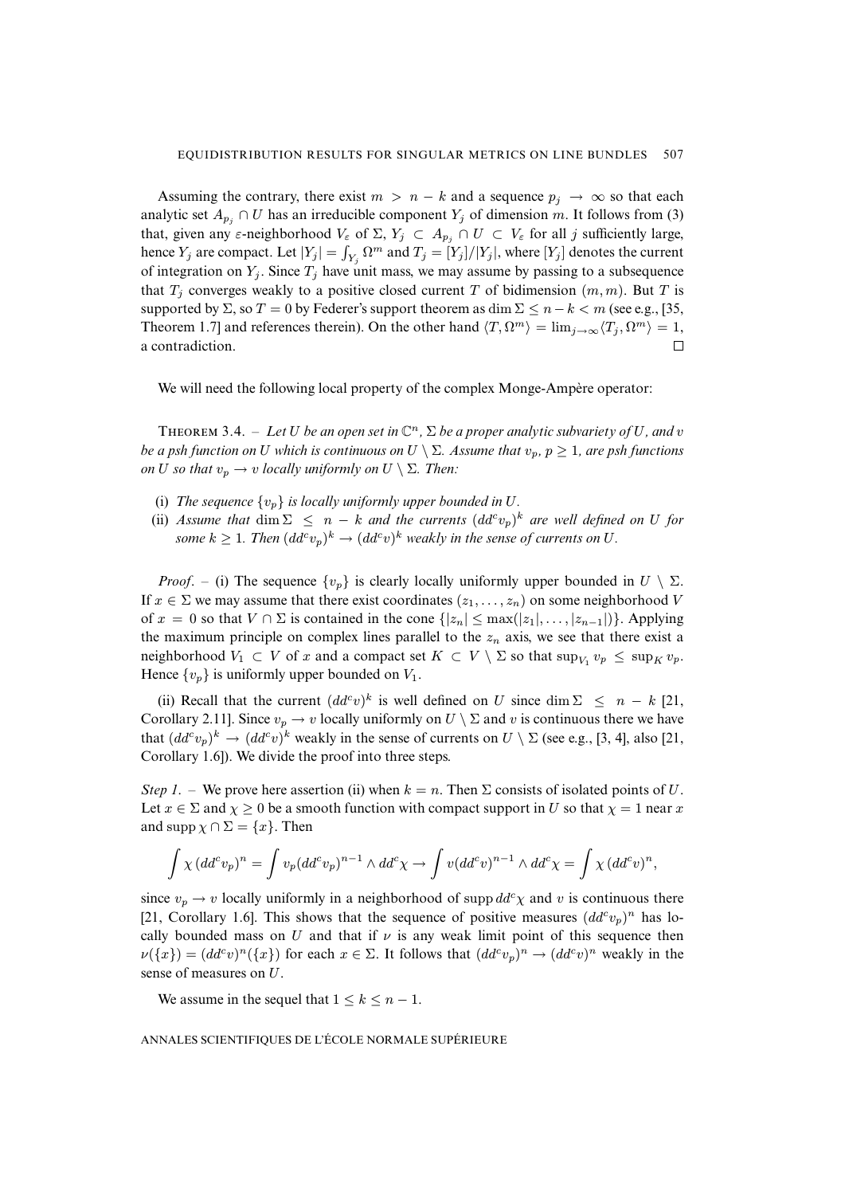Assuming the contrary, there exist $m > n-k$ and a sequence $p_j \to \infty$ so that each analytic set $A_{p_j} \cap U$ has an irreducible component $Y_j$ of dimension $m$. It follows from (3) that, given any $\varepsilon$-neighborhood $V_\varepsilon$ of $\Sigma$, $Y_j \subset A_{p_j} \cap U \subset V_\varepsilon$ for all $j$ sufficiently large, hence $Y_j$ are compact. Let $|Y_j| = \int_{Y_j} \Omega^m$ and $T_j = [Y_j]/|Y_j|$, where $[Y_j]$ denotes the current of integration on $Y_j$. Since $T_j$ have unit mass, we may assume by passing to a subsequence that $T_j$ converges weakly to a positive closed current $T$ of bidimension $(m,m)$. But $T$ is supported by $\Sigma$, so $T = 0$ by Federer's support theorem as $\dim \Sigma \leq n-k < m$ (see e.g., [35, Theorem 1.7] and references therein). On the other hand $\langle T, \Omega^m \rangle = \lim_{j\to\infty} \langle T_j, \Omega^m \rangle = 1$, a contradiction. $\square$

We will need the following local property of the complex Monge-Ampère operator:

THEOREM 3.4. – *Let $U$ be an open set in $\mathbb{C}^n$, $\Sigma$ be a proper analytic subvariety of $U$, and $v$ be a psh function on $U$ which is continuous on $U \setminus \Sigma$. Assume that $v_p$, $p \geq 1$, are psh functions on $U$ so that $v_p \to v$ locally uniformly on $U \setminus \Sigma$. Then:*

(i) *The sequence $\{v_p\}$ is locally uniformly upper bounded in $U$.*
(ii) *Assume that $\dim \Sigma \leq n-k$ and the currents $(dd^c v_p)^k$ are well defined on $U$ for some $k \geq 1$. Then $(dd^c v_p)^k \to (dd^c v)^k$ weakly in the sense of currents on $U$.*

*Proof*. – (i) The sequence $\{v_p\}$ is clearly locally uniformly upper bounded in $U \setminus \Sigma$. If $x \in \Sigma$ we may assume that there exist coordinates $(z_1, \dots, z_n)$ on some neighborhood $V$ of $x = 0$ so that $V \cap \Sigma$ is contained in the cone $\{|z_n| \leq \max(|z_1|, \dots, |z_{n-1}|)\}$. Applying the maximum principle on complex lines parallel to the $z_n$ axis, we see that there exist a neighborhood $V_1 \subset V$ of $x$ and a compact set $K \subset V \setminus \Sigma$ so that $\sup_{V_1} v_p \leq \sup_K v_p$. Hence $\{v_p\}$ is uniformly upper bounded on $V_1$.

(ii) Recall that the current $(dd^c v)^k$ is well defined on $U$ since $\dim \Sigma \leq n-k$ [21, Corollary 2.11]. Since $v_p \to v$ locally uniformly on $U \setminus \Sigma$ and $v$ is continuous there we have that $(dd^c v_p)^k \to (dd^c v)^k$ weakly in the sense of currents on $U \setminus \Sigma$ (see e.g., [3, 4], also [21, Corollary 1.6]). We divide the proof into three steps.

*Step 1.* – We prove here assertion (ii) when $k = n$. Then $\Sigma$ consists of isolated points of $U$. Let $x \in \Sigma$ and $\chi \geq 0$ be a smooth function with compact support in $U$ so that $\chi = 1$ near $x$ and $\operatorname{supp} \chi \cap \Sigma = \{x\}$. Then

$$\int \chi \, (dd^c v_p)^n = \int v_p (dd^c v_p)^{n-1} \wedge dd^c \chi \to \int v (dd^c v)^{n-1} \wedge dd^c \chi = \int \chi \, (dd^c v)^n,$$

since $v_p \to v$ locally uniformly in a neighborhood of $\operatorname{supp} dd^c \chi$ and $v$ is continuous there [21, Corollary 1.6]. This shows that the sequence of positive measures $(dd^c v_p)^n$ has locally bounded mass on $U$ and that if $\nu$ is any weak limit point of this sequence then $\nu(\{x\}) = (dd^c v)^n(\{x\})$ for each $x \in \Sigma$. It follows that $(dd^c v_p)^n \to (dd^c v)^n$ weakly in the sense of measures on $U$.

We assume in the sequel that $1 \leq k \leq n-1$.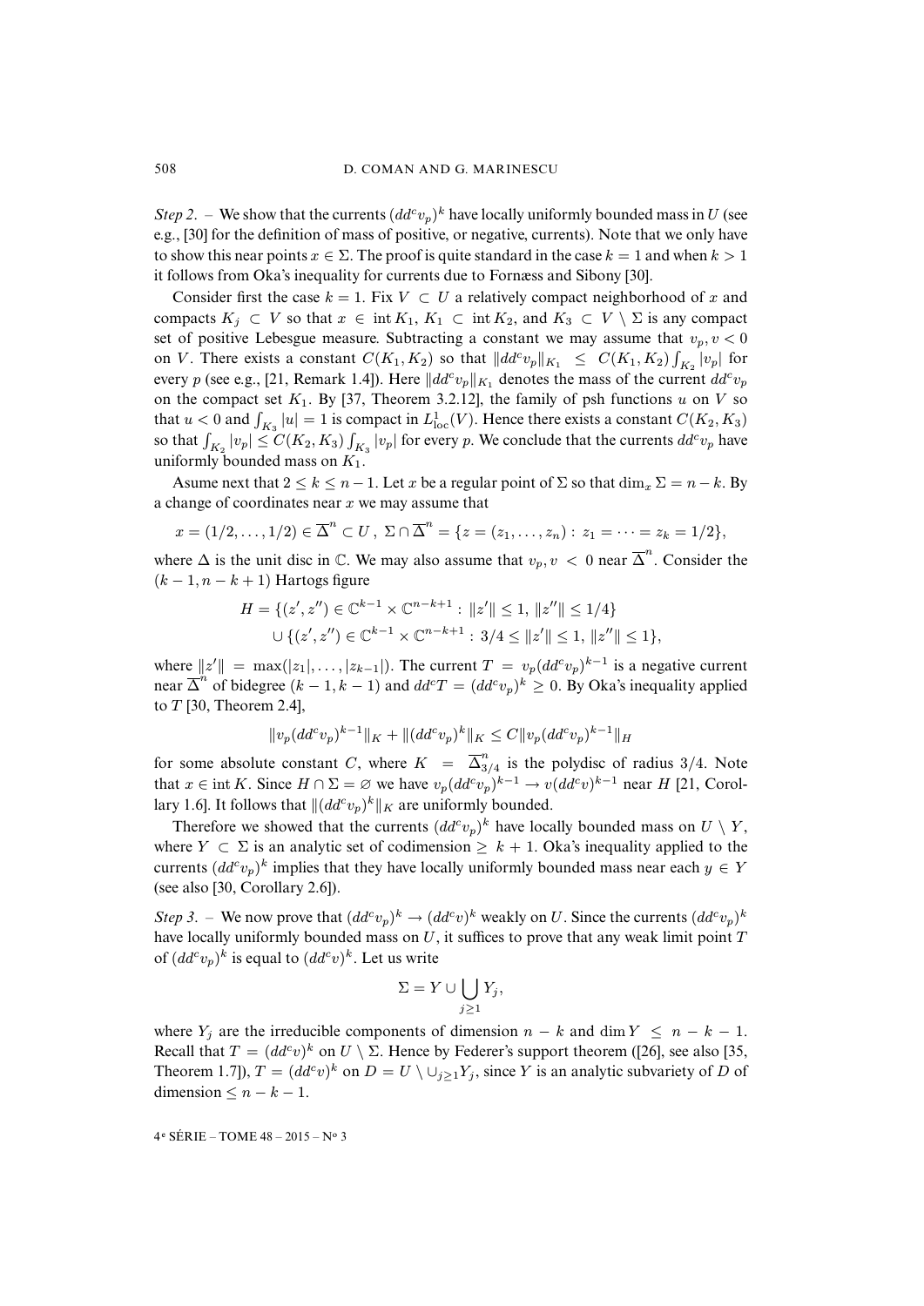*Step 2*. – We show that the currents $(dd^c v_p)^k$ have locally uniformly bounded mass in $U$ (see e.g., [30] for the definition of mass of positive, or negative, currents). Note that we only have to show this near points $x \in \Sigma$. The proof is quite standard in the case $k = 1$ and when $k > 1$ it follows from Oka's inequality for currents due to Fornæss and Sibony [30].

Consider first the case $k = 1$. Fix $V \subset U$ a relatively compact neighborhood of $x$ and compacts $K_j \subset V$ so that $x \in \operatorname{int} K_1$, $K_1 \subset \operatorname{int} K_2$, and $K_3 \subset V \setminus \Sigma$ is any compact set of positive Lebesgue measure. Subtracting a constant we may assume that $v_p, v < 0$ on $V$. There exists a constant $C(K_1, K_2)$ so that $\|dd^c v_p\|_{K_1} \leq C(K_1, K_2) \int_{K_2} |v_p|$ for every $p$ (see e.g., [21, Remark 1.4]). Here $\|dd^c v_p\|_{K_1}$ denotes the mass of the current $dd^c v_p$ on the compact set $K_1$. By [37, Theorem 3.2.12], the family of psh functions $u$ on $V$ so that $u < 0$ and $\int_{K_3} |u| = 1$ is compact in $L^1_{\mathrm{loc}}(V)$. Hence there exists a constant $C(K_2, K_3)$ so that $\int_{K_2} |v_p| \leq C(K_2, K_3) \int_{K_3} |v_p|$ for every $p$. We conclude that the currents $dd^c v_p$ have uniformly bounded mass on $K_1$.

Asume next that $2 \leq k \leq n-1$. Let $x$ be a regular point of $\Sigma$ so that $\dim_x \Sigma = n - k$. By a change of coordinates near $x$ we may assume that

$$x = (1/2, \dots, 1/2) \in \overline{\Delta}^n \subset U \,,\ \Sigma \cap \overline{\Delta}^n = \{z = (z_1, \dots, z_n) : z_1 = \dots = z_k = 1/2\},$$

where $\Delta$ is the unit disc in $\mathbb{C}$. We may also assume that $v_p, v < 0$ near $\overline{\Delta}^n$. Consider the $(k-1, n-k+1)$ Hartogs figure

$$\begin{aligned} H = \{(z', z'') \in \mathbb{C}^{k-1} \times \mathbb{C}^{n-k+1} : \|z'\| \leq 1,\ \|z''\| \leq 1/4\} \\ \cup \{(z', z'') \in \mathbb{C}^{k-1} \times \mathbb{C}^{n-k+1} : 3/4 \leq \|z'\| \leq 1,\ \|z''\| \leq 1\}, \end{aligned}$$

where $\|z'\| = \max(|z_1|, \dots, |z_{k-1}|)$. The current $T = v_p (dd^c v_p)^{k-1}$ is a negative current near $\overline{\Delta}^n$ of bidegree $(k-1, k-1)$ and $dd^c T = (dd^c v_p)^k \geq 0$. By Oka's inequality applied to $T$ [30, Theorem 2.4],

$$\|v_p (dd^c v_p)^{k-1}\|_K + \|(dd^c v_p)^k\|_K \leq C \|v_p (dd^c v_p)^{k-1}\|_H$$

for some absolute constant $C$, where $K = \overline{\Delta}^n_{3/4}$ is the polydisc of radius $3/4$. Note that $x \in \operatorname{int} K$. Since $H \cap \Sigma = \varnothing$ we have $v_p (dd^c v_p)^{k-1} \to v (dd^c v)^{k-1}$ near $H$ [21, Corollary 1.6]. It follows that $\|(dd^c v_p)^k\|_K$ are uniformly bounded.

Therefore we showed that the currents $(dd^c v_p)^k$ have locally bounded mass on $U \setminus Y$, where $Y \subset \Sigma$ is an analytic set of codimension $\geq k+1$. Oka's inequality applied to the currents $(dd^c v_p)^k$ implies that they have locally uniformly bounded mass near each $y \in Y$ (see also [30, Corollary 2.6]).

*Step 3*. – We now prove that $(dd^c v_p)^k \to (dd^c v)^k$ weakly on $U$. Since the currents $(dd^c v_p)^k$ have locally uniformly bounded mass on $U$, it suffices to prove that any weak limit point $T$ of $(dd^c v_p)^k$ is equal to $(dd^c v)^k$. Let us write

$$\Sigma = Y \cup \bigcup_{j \geq 1} Y_j,$$

where $Y_j$ are the irreducible components of dimension $n - k$ and $\dim Y \leq n - k - 1$. Recall that $T = (dd^c v)^k$ on $U \setminus \Sigma$. Hence by Federer's support theorem ([26], see also [35, Theorem 1.7]), $T = (dd^c v)^k$ on $D = U \setminus \cup_{j \geq 1} Y_j$, since $Y$ is an analytic subvariety of $D$ of dimension $\leq n - k - 1$.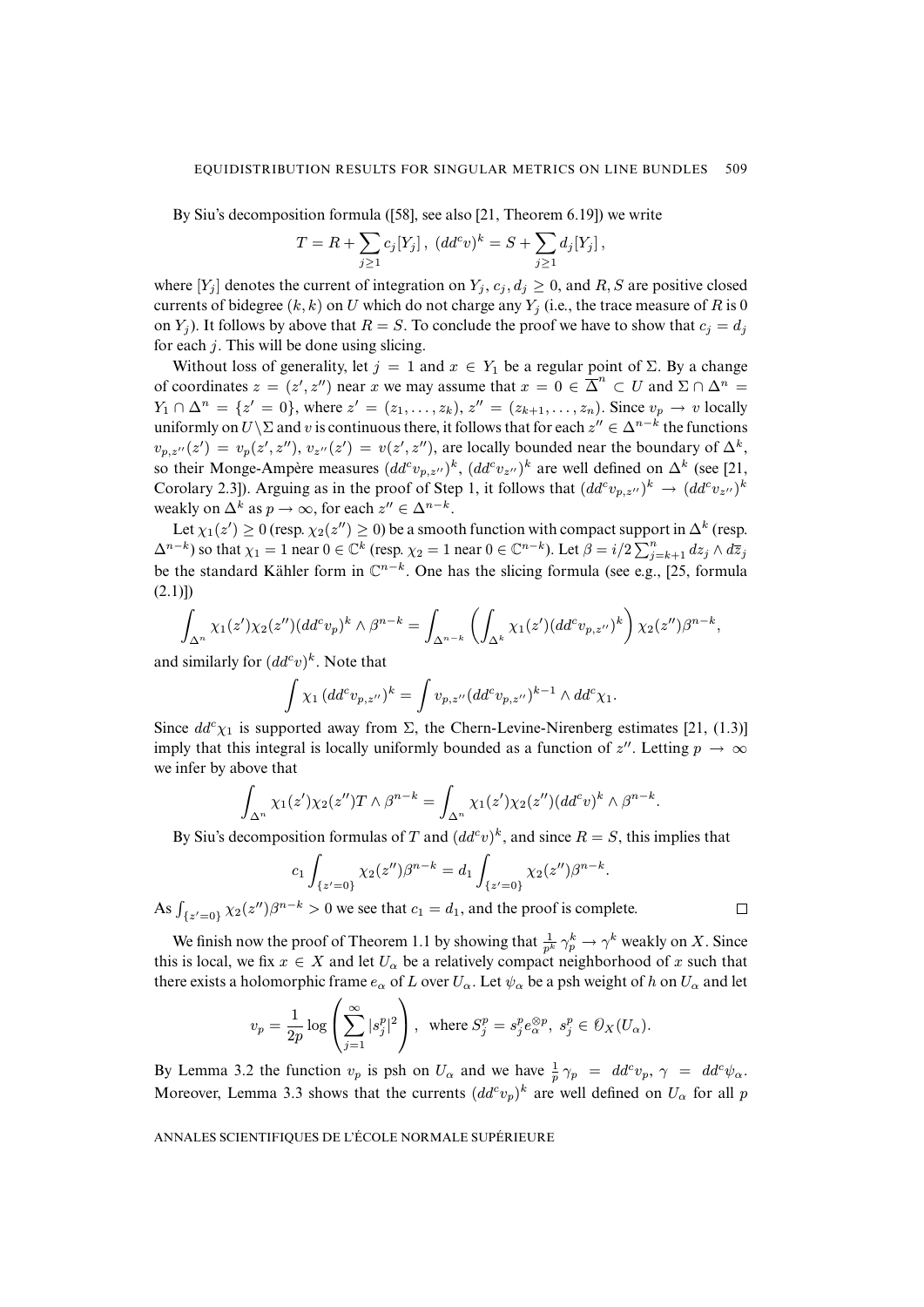By Siu's decomposition formula ([58], see also [21, Theorem 6.19]) we write

$$T = R + \sum_{j\geq 1} c_j [Y_j]\,,\ (dd^c v)^k = S + \sum_{j\geq 1} d_j [Y_j]\,,$$

where $[Y_j]$ denotes the current of integration on $Y_j$, $c_j, d_j \geq 0$, and $R, S$ are positive closed currents of bidegree $(k,k)$ on $U$ which do not charge any $Y_j$ (i.e., the trace measure of $R$ is 0 on $Y_j$). It follows by above that $R = S$. To conclude the proof we have to show that $c_j = d_j$ for each $j$. This will be done using slicing.

Without loss of generality, let $j = 1$ and $x \in Y_1$ be a regular point of $\Sigma$. By a change of coordinates $z = (z', z'')$ near $x$ we may assume that $x = 0 \in \overline{\Delta}^n \subset U$ and $\Sigma \cap \Delta^n = Y_1 \cap \Delta^n = \{z' = 0\}$, where $z' = (z_1, \ldots, z_k)$, $z'' = (z_{k+1}, \ldots, z_n)$. Since $v_p \to v$ locally uniformly on $U \setminus \Sigma$ and $v$ is continuous there, it follows that for each $z'' \in \Delta^{n-k}$ the functions $v_{p,z''}(z') = v_p(z', z'')$, $v_{z''}(z') = v(z', z'')$, are locally bounded near the boundary of $\Delta^k$, so their Monge-Ampère measures $(dd^c v_{p,z''})^k$, $(dd^c v_{z''})^k$ are well defined on $\Delta^k$ (see [21, Corolary 2.3]). Arguing as in the proof of Step 1, it follows that $(dd^c v_{p,z''})^k \to (dd^c v_{z''})^k$ weakly on $\Delta^k$ as $p \to \infty$, for each $z'' \in \Delta^{n-k}$.

Let $\chi_1(z') \geq 0$ (resp. $\chi_2(z'') \geq 0$) be a smooth function with compact support in $\Delta^k$ (resp. $\Delta^{n-k}$) so that $\chi_1 = 1$ near $0 \in \mathbb{C}^k$ (resp. $\chi_2 = 1$ near $0 \in \mathbb{C}^{n-k}$). Let $\beta = i/2 \sum_{j=k+1}^n dz_j \wedge d\overline{z}_j$ be the standard Kähler form in $\mathbb{C}^{n-k}$. One has the slicing formula (see e.g., [25, formula (2.1)])

$$\int_{\Delta^n} \chi_1(z')\chi_2(z'')(dd^c v_p)^k \wedge \beta^{n-k} = \int_{\Delta^{n-k}} \left( \int_{\Delta^k} \chi_1(z')(dd^c v_{p,z''})^k \right) \chi_2(z'')\beta^{n-k},$$

and similarly for $(dd^c v)^k$. Note that

$$\int \chi_1 \,(dd^c v_{p,z''})^k = \int v_{p,z''} (dd^c v_{p,z''})^{k-1} \wedge dd^c \chi_1.$$

Since $dd^c\chi_1$ is supported away from $\Sigma$, the Chern-Levine-Nirenberg estimates [21, (1.3)] imply that this integral is locally uniformly bounded as a function of $z''$. Letting $p \to \infty$ we infer by above that

$$\int_{\Delta^n} \chi_1(z')\chi_2(z'') T \wedge \beta^{n-k} = \int_{\Delta^n} \chi_1(z')\chi_2(z'')(dd^c v)^k \wedge \beta^{n-k}.$$

By Siu's decomposition formulas of $T$ and $(dd^c v)^k$, and since $R = S$, this implies that

$$c_1 \int_{\{z'=0\}} \chi_2(z'')\beta^{n-k} = d_1 \int_{\{z'=0\}} \chi_2(z'')\beta^{n-k}.$$

As $\int_{\{z'=0\}} \chi_2(z'')\beta^{n-k} > 0$ we see that $c_1 = d_1$, and the proof is complete. $\square$

We finish now the proof of Theorem 1.1 by showing that $\frac{1}{p^k}\gamma_p^k \to \gamma^k$ weakly on $X$. Since this is local, we fix $x \in X$ and let $U_\alpha$ be a relatively compact neighborhood of $x$ such that there exists a holomorphic frame $e_\alpha$ of $L$ over $U_\alpha$. Let $\psi_\alpha$ be a psh weight of $h$ on $U_\alpha$ and let

$$v_p = \frac{1}{2p} \log \left( \sum_{j=1}^\infty |s_j^p|^2 \right),\ \text{ where } S_j^p = s_j^p e_\alpha^{\otimes p},\ s_j^p \in \mathcal{O}_X(U_\alpha).$$

By Lemma 3.2 the function $v_p$ is psh on $U_\alpha$ and we have $\frac{1}{p}\gamma_p = dd^c v_p$, $\gamma = dd^c \psi_\alpha$. Moreover, Lemma 3.3 shows that the currents $(dd^c v_p)^k$ are well defined on $U_\alpha$ for all $p$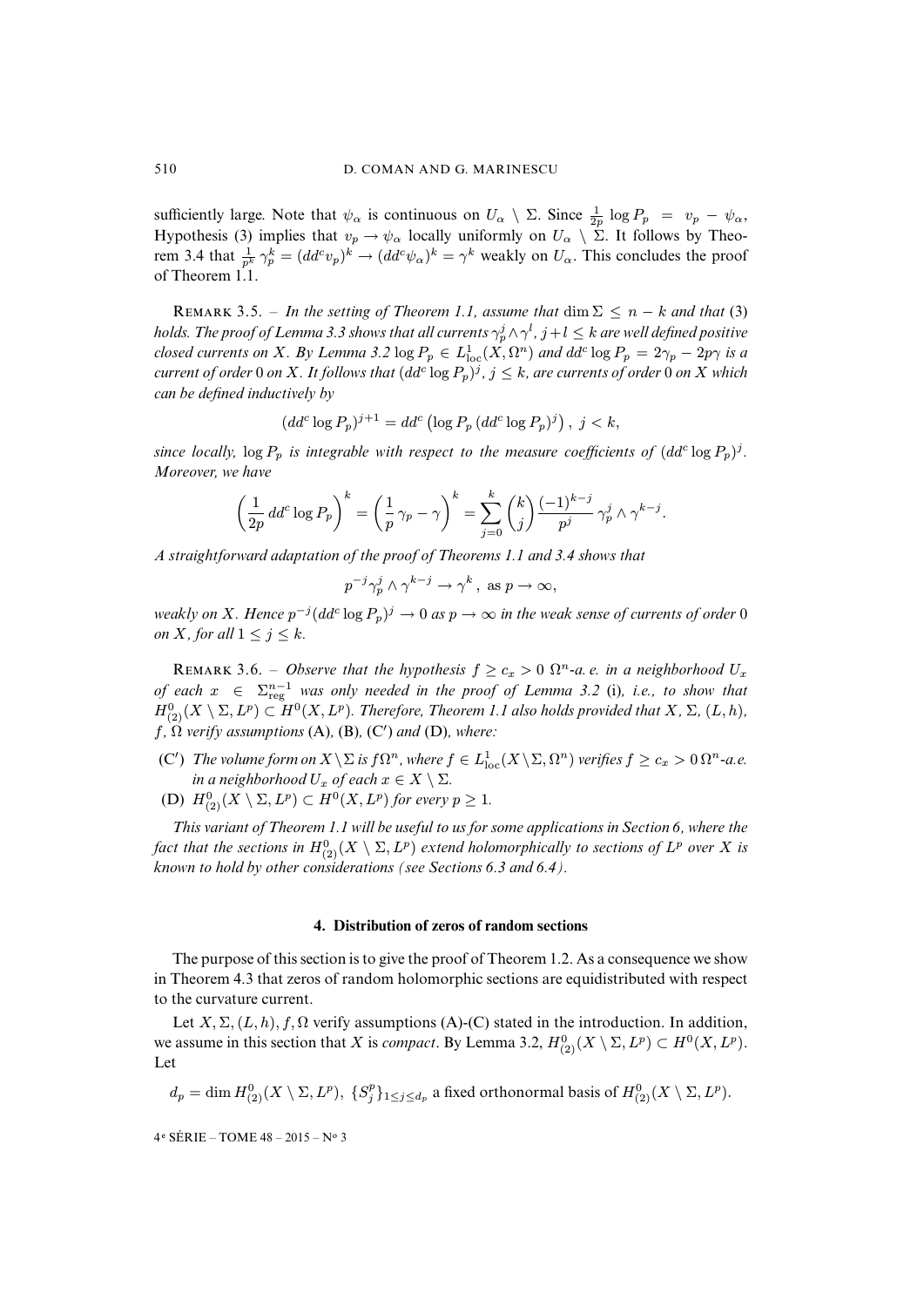sufficiently large. Note that $\psi_\alpha$ is continuous on $U_\alpha \setminus \Sigma$. Since $\frac{1}{2p}\log P_p = v_p - \psi_\alpha$, Hypothesis (3) implies that $v_p \to \psi_\alpha$ locally uniformly on $U_\alpha \setminus \Sigma$. It follows by Theorem 3.4 that $\frac{1}{p^k}\gamma_p^k = (dd^c v_p)^k \to (dd^c\psi_\alpha)^k = \gamma^k$ weakly on $U_\alpha$. This concludes the proof of Theorem 1.1.

REMARK 3.5. – *In the setting of Theorem 1.1, assume that* $\dim\Sigma \leq n-k$ *and that* (3) *holds. The proof of Lemma 3.3 shows that all currents* $\gamma_p^j \wedge \gamma^l$, $j+l \leq k$ *are well defined positive closed currents on* $X$. *By Lemma 3.2* $\log P_p \in L^1_{\rm loc}(X,\Omega^n)$ *and* $dd^c \log P_p = 2\gamma_p - 2p\gamma$ *is a current of order* 0 *on* $X$. *It follows that* $(dd^c\log P_p)^j$, $j\leq k$, *are currents of order* 0 *on* $X$ *which can be defined inductively by*

$$(dd^c \log P_p)^{j+1} = dd^c\big(\log P_p\,(dd^c\log P_p)^j\big)\,,\ j<k,$$

*since locally,* $\log P_p$ *is integrable with respect to the measure coefficients of* $(dd^c\log P_p)^j$. *Moreover, we have*

$$\left(\frac{1}{2p}\,dd^c\log P_p\right)^k = \left(\frac{1}{p}\,\gamma_p - \gamma\right)^k = \sum_{j=0}^k \binom{k}{j}\frac{(-1)^{k-j}}{p^j}\,\gamma_p^j\wedge\gamma^{k-j}.$$

*A straightforward adaptation of the proof of Theorems 1.1 and 3.4 shows that*

$$p^{-j}\gamma_p^j\wedge\gamma^{k-j}\to\gamma^k\,,\ \text{as } p\to\infty,$$

*weakly on* $X$. *Hence* $p^{-j}(dd^c\log P_p)^j \to 0$ *as* $p\to\infty$ *in the weak sense of currents of order* 0 *on* $X$, *for all* $1\leq j\leq k$.

REMARK 3.6. – *Observe that the hypothesis* $f \geq c_x > 0$ $\Omega^n$*-a. e. in a neighborhood* $U_x$ *of each* $x \in \Sigma^{n-1}_{\rm reg}$ *was only needed in the proof of Lemma 3.2* (i), *i.e., to show that* $H^0_{(2)}(X\setminus\Sigma, L^p)\subset H^0(X,L^p)$. *Therefore, Theorem 1.1 also holds provided that* $X$, $\Sigma$, $(L,h)$, $f$, $\Omega$ *verify assumptions* (A), (B), (C′) *and* (D), *where:*

- (C′) *The volume form on* $X\setminus\Sigma$ *is* $f\Omega^n$, *where* $f\in L^1_{\rm loc}(X\setminus\Sigma,\Omega^n)$ *verifies* $f\geq c_x>0$ $\Omega^n$*-a.e. in a neighborhood* $U_x$ *of each* $x\in X\setminus\Sigma$.
- (D) $H^0_{(2)}(X\setminus\Sigma,L^p)\subset H^0(X,L^p)$ *for every* $p\geq 1$.

*This variant of Theorem 1.1 will be useful to us for some applications in Section 6, where the fact that the sections in* $H^0_{(2)}(X\setminus\Sigma,L^p)$ *extend holomorphically to sections of* $L^p$ *over* $X$ *is known to hold by other considerations (see Sections 6.3 and 6.4).*

## 4. Distribution of zeros of random sections

The purpose of this section is to give the proof of Theorem 1.2. As a consequence we show in Theorem 4.3 that zeros of random holomorphic sections are equidistributed with respect to the curvature current.

Let $X,\Sigma,(L,h),f,\Omega$ verify assumptions (A)-(C) stated in the introduction. In addition, we assume in this section that $X$ is *compact*. By Lemma 3.2, $H^0_{(2)}(X\setminus\Sigma,L^p)\subset H^0(X,L^p)$. Let

$$d_p=\dim H^0_{(2)}(X\setminus\Sigma,L^p),\ \{S^p_j\}_{1\leq j\leq d_p}\text{ a fixed orthonormal basis of } H^0_{(2)}(X\setminus\Sigma,L^p).$$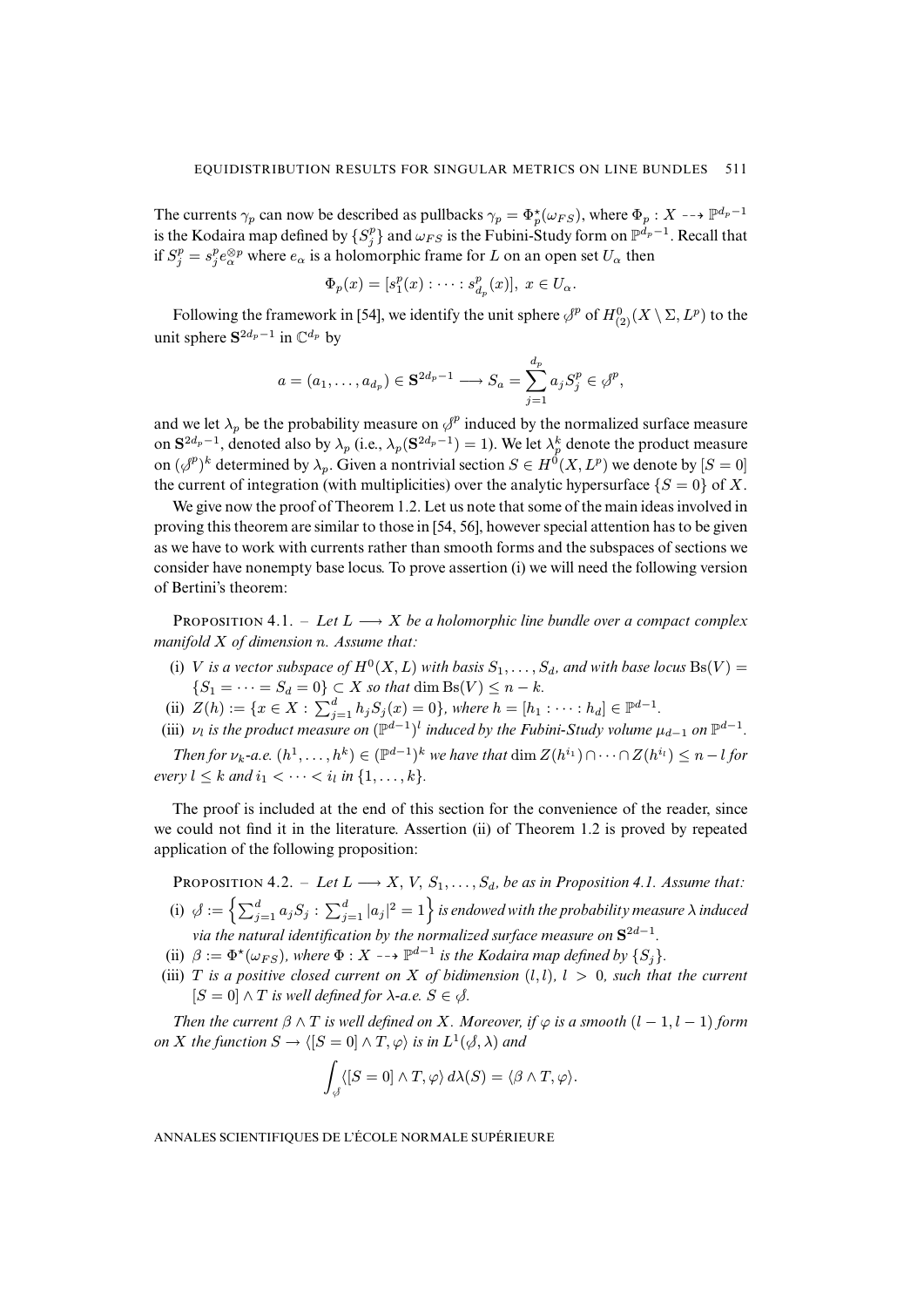The currents $\gamma_p$ can now be described as pullbacks $\gamma_p = \Phi_p^\star(\omega_{FS})$, where $\Phi_p : X \dashrightarrow \mathbb{P}^{d_p-1}$ is the Kodaira map defined by $\{S_j^p\}$ and $\omega_{FS}$ is the Fubini-Study form on $\mathbb{P}^{d_p-1}$. Recall that if $S_j^p = s_j^p e_\alpha^{\otimes p}$ where $e_\alpha$ is a holomorphic frame for $L$ on an open set $U_\alpha$ then

$$\Phi_p(x) = [s_1^p(x) : \cdots : s_{d_p}^p(x)],\ x \in U_\alpha.$$

Following the framework in [54], we identify the unit sphere $\mathcal{S}^p$ of $H^0_{(2)}(X \setminus \Sigma, L^p)$ to the unit sphere $\mathbf{S}^{2d_p-1}$ in $\mathbb{C}^{d_p}$ by

$$a = (a_1, \ldots, a_{d_p}) \in \mathbf{S}^{2d_p-1} \longrightarrow S_a = \sum_{j=1}^{d_p} a_j S_j^p \in \mathcal{S}^p,$$

and we let $\lambda_p$ be the probability measure on $\mathcal{S}^p$ induced by the normalized surface measure on $\mathbf{S}^{2d_p-1}$, denoted also by $\lambda_p$ (i.e., $\lambda_p(\mathbf{S}^{2d_p-1}) = 1$). We let $\lambda_p^k$ denote the product measure on $(\mathcal{S}^p)^k$ determined by $\lambda_p$. Given a nontrivial section $S \in H^0(X, L^p)$ we denote by $[S=0]$ the current of integration (with multiplicities) over the analytic hypersurface $\{S=0\}$ of $X$.

We give now the proof of Theorem 1.2. Let us note that some of the main ideas involved in proving this theorem are similar to those in [54, 56], however special attention has to be given as we have to work with currents rather than smooth forms and the subspaces of sections we consider have nonempty base locus. To prove assertion (i) we will need the following version of Bertini's theorem:

Proposition 4.1. – *Let $L \longrightarrow X$ be a holomorphic line bundle over a compact complex manifold $X$ of dimension $n$. Assume that:*

- (i) *$V$ is a vector subspace of $H^0(X, L)$ with basis $S_1, \ldots, S_d$, and with base locus $\mathrm{Bs}(V) = \{S_1 = \cdots = S_d = 0\} \subset X$ so that $\dim \mathrm{Bs}(V) \leq n-k$.*
- (ii) *$Z(h) := \{x \in X : \sum_{j=1}^d h_j S_j(x) = 0\}$, where $h = [h_1 : \cdots : h_d] \in \mathbb{P}^{d-1}$.*
- (iii) *$\nu_l$ is the product measure on $(\mathbb{P}^{d-1})^l$ induced by the Fubini-Study volume $\mu_{d-1}$ on $\mathbb{P}^{d-1}$.*

*Then for $\nu_k$-a.e. $(h^1, \ldots, h^k) \in (\mathbb{P}^{d-1})^k$ we have that $\dim Z(h^{i_1}) \cap \cdots \cap Z(h^{i_l}) \leq n-l$ for every $l \leq k$ and $i_1 < \cdots < i_l$ in $\{1, \ldots, k\}$.*

The proof is included at the end of this section for the convenience of the reader, since we could not find it in the literature. Assertion (ii) of Theorem 1.2 is proved by repeated application of the following proposition:

Proposition 4.2. – *Let $L \longrightarrow X$, $V$, $S_1, \ldots, S_d$, be as in Proposition 4.1. Assume that:*

- (i) *$\mathcal{S} := \left\{ \sum_{j=1}^d a_j S_j : \sum_{j=1}^d |a_j|^2 = 1 \right\}$ is endowed with the probability measure $\lambda$ induced via the natural identification by the normalized surface measure on $\mathbf{S}^{2d-1}$.*
- (ii) *$\beta := \Phi^\star(\omega_{FS})$, where $\Phi : X \dashrightarrow \mathbb{P}^{d-1}$ is the Kodaira map defined by $\{S_j\}$.*
- (iii) *$T$ is a positive closed current on $X$ of bidimension $(l,l)$, $l > 0$, such that the current $[S=0] \wedge T$ is well defined for $\lambda$-a.e. $S \in \mathcal{S}$.*

*Then the current $\beta \wedge T$ is well defined on $X$. Moreover, if $\varphi$ is a smooth $(l-1, l-1)$ form on $X$ the function $S \to \langle [S=0] \wedge T, \varphi \rangle$ is in $L^1(\mathcal{S}, \lambda)$ and*

$$\int_{\mathcal{S}} \langle [S=0] \wedge T, \varphi \rangle \, d\lambda(S) = \langle \beta \wedge T, \varphi \rangle.$$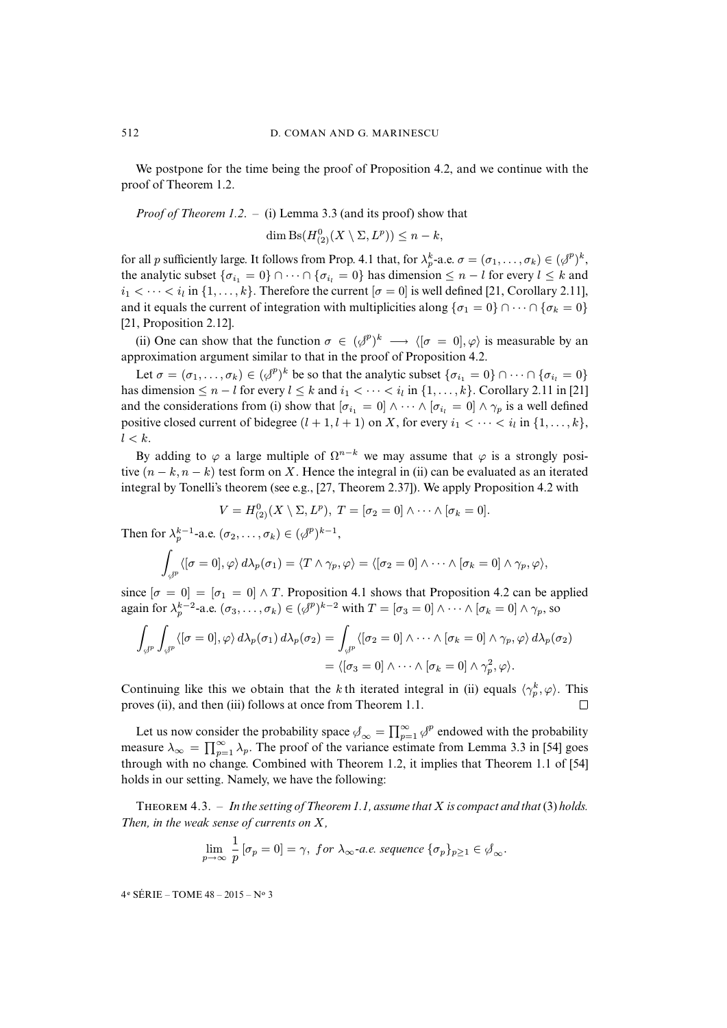We postpone for the time being the proof of Proposition 4.2, and we continue with the proof of Theorem 1.2.

*Proof of Theorem 1.2.* – (i) Lemma 3.3 (and its proof) show that

$$\dim \mathrm{Bs}(H^0_{(2)}(X \setminus \Sigma, L^p)) \leq n - k,$$

for all $p$ sufficiently large. It follows from Prop. 4.1 that, for $\lambda_p^k$-a.e. $\sigma = (\sigma_1, \ldots, \sigma_k) \in (\mathscr{S}^p)^k$, the analytic subset $\{\sigma_{i_1} = 0\} \cap \cdots \cap \{\sigma_{i_l} = 0\}$ has dimension $\leq n - l$ for every $l \leq k$ and $i_1 < \cdots < i_l$ in $\{1, \ldots, k\}$. Therefore the current $[\sigma = 0]$ is well defined [21, Corollary 2.11], and it equals the current of integration with multiplicities along $\{\sigma_1 = 0\} \cap \cdots \cap \{\sigma_k = 0\}$ [21, Proposition 2.12].

(ii) One can show that the function $\sigma \in (\mathscr{S}^p)^k \longrightarrow \langle [\sigma = 0], \varphi \rangle$ is measurable by an approximation argument similar to that in the proof of Proposition 4.2.

Let $\sigma = (\sigma_1, \ldots, \sigma_k) \in (\mathscr{S}^p)^k$ be so that the analytic subset $\{\sigma_{i_1} = 0\} \cap \cdots \cap \{\sigma_{i_l} = 0\}$ has dimension $\leq n - l$ for every $l \leq k$ and $i_1 < \cdots < i_l$ in $\{1, \ldots, k\}$. Corollary 2.11 in [21] and the considerations from (i) show that $[\sigma_{i_1} = 0] \wedge \cdots \wedge [\sigma_{i_l} = 0] \wedge \gamma_p$ is a well defined positive closed current of bidegree $(l + 1, l + 1)$ on $X$, for every $i_1 < \cdots < i_l$ in $\{1, \ldots, k\}$, $l < k$.

By adding to $\varphi$ a large multiple of $\Omega^{n-k}$ we may assume that $\varphi$ is a strongly positive $(n - k, n - k)$ test form on $X$. Hence the integral in (ii) can be evaluated as an iterated integral by Tonelli's theorem (see e.g., [27, Theorem 2.37]). We apply Proposition 4.2 with

$$V = H^0_{(2)}(X \setminus \Sigma, L^p),\ T = [\sigma_2 = 0] \wedge \cdots \wedge [\sigma_k = 0].$$

Then for $\lambda_p^{k-1}$-a.e. $(\sigma_2, \ldots, \sigma_k) \in (\mathscr{S}^p)^{k-1}$,

$$\int_{\mathscr{S}^p} \langle [\sigma = 0], \varphi \rangle \, d\lambda_p(\sigma_1) = \langle T \wedge \gamma_p, \varphi \rangle = \langle [\sigma_2 = 0] \wedge \cdots \wedge [\sigma_k = 0] \wedge \gamma_p, \varphi \rangle,$$

since $[\sigma = 0] = [\sigma_1 = 0] \wedge T$. Proposition 4.1 shows that Proposition 4.2 can be applied again for $\lambda_p^{k-2}$-a.e. $(\sigma_3, \ldots, \sigma_k) \in (\mathscr{S}^p)^{k-2}$ with $T = [\sigma_3 = 0] \wedge \cdots \wedge [\sigma_k = 0] \wedge \gamma_p$, so

$$\begin{aligned}\int_{\mathscr{S}^p} \int_{\mathscr{S}^p} \langle [\sigma = 0], \varphi \rangle \, d\lambda_p(\sigma_1) \, d\lambda_p(\sigma_2) &= \int_{\mathscr{S}^p} \langle [\sigma_2 = 0] \wedge \cdots \wedge [\sigma_k = 0] \wedge \gamma_p, \varphi \rangle \, d\lambda_p(\sigma_2) \\ &= \langle [\sigma_3 = 0] \wedge \cdots \wedge [\sigma_k = 0] \wedge \gamma_p^2, \varphi \rangle.\end{aligned}$$

Continuing like this we obtain that the $k$th iterated integral in (ii) equals $\langle \gamma_p^k, \varphi \rangle$. This proves (ii), and then (iii) follows at once from Theorem 1.1. □

Let us now consider the probability space $\mathscr{S}_\infty = \prod_{p=1}^\infty \mathscr{S}^p$ endowed with the probability measure $\lambda_\infty = \prod_{p=1}^\infty \lambda_p$. The proof of the variance estimate from Lemma 3.3 in [54] goes through with no change. Combined with Theorem 1.2, it implies that Theorem 1.1 of [54] holds in our setting. Namely, we have the following:

Theorem 4.3. – *In the setting of Theorem 1.1, assume that $X$ is compact and that* (3) *holds. Then, in the weak sense of currents on $X$,*

$$\lim_{p \to \infty} \frac{1}{p} [\sigma_p = 0] = \gamma, \ \textit{for } \lambda_\infty\textit{-a.e. sequence } \{\sigma_p\}_{p \geq 1} \in \mathscr{S}_\infty.$$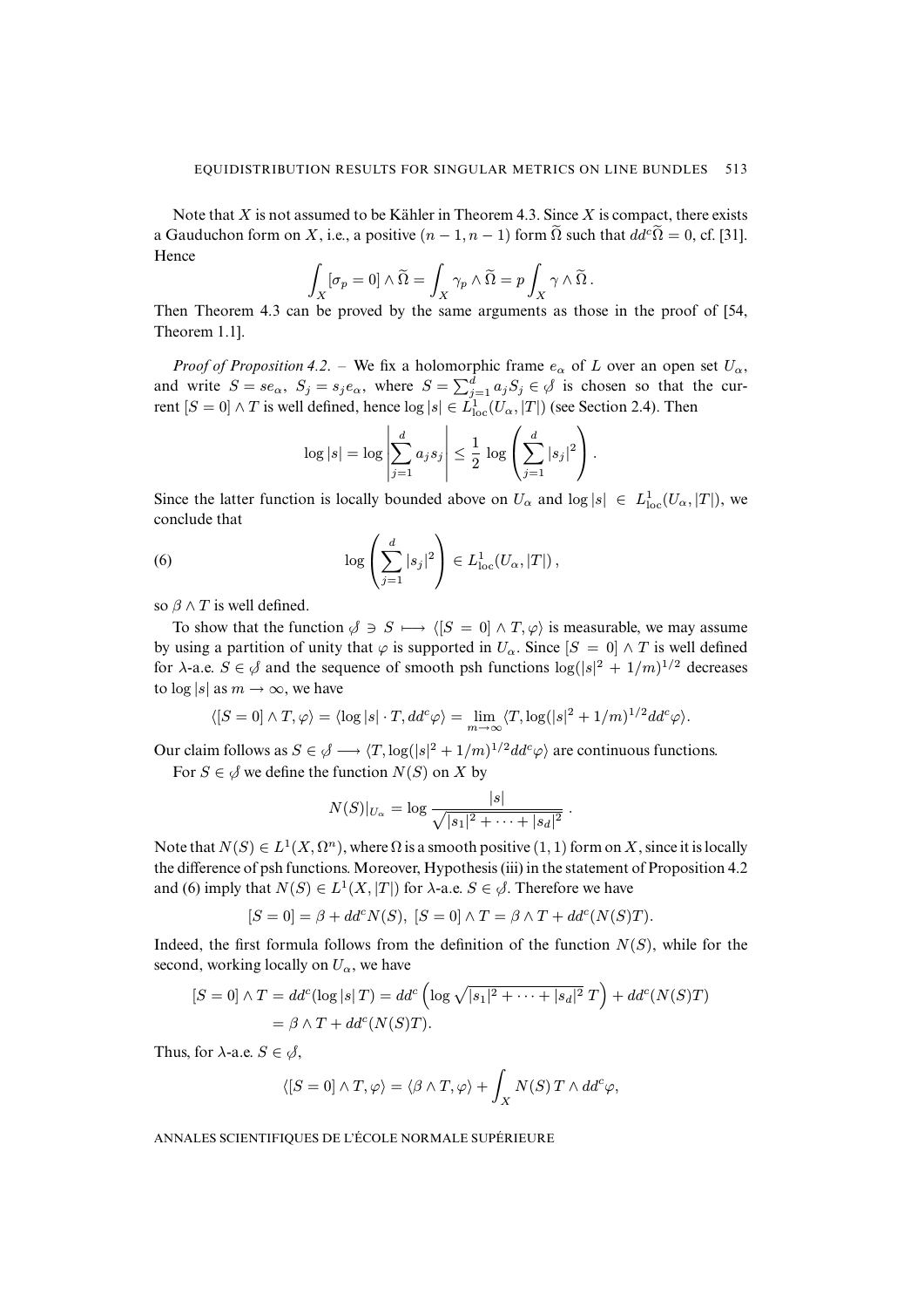Note that $X$ is not assumed to be Kähler in Theorem 4.3. Since $X$ is compact, there exists a Gauduchon form on $X$, i.e., a positive $(n-1,n-1)$ form $\widetilde{\Omega}$ such that $dd^c\widetilde{\Omega}=0$, cf. [31]. Hence

$$\int_X [\sigma_p = 0]\wedge\widetilde{\Omega} = \int_X \gamma_p\wedge\widetilde{\Omega} = p\int_X \gamma\wedge\widetilde{\Omega}\,.$$

Then Theorem 4.3 can be proved by the same arguments as those in the proof of [54, Theorem 1.1].

*Proof of Proposition 4.2.* – We fix a holomorphic frame $e_\alpha$ of $L$ over an open set $U_\alpha$, and write $S = se_\alpha$, $S_j = s_j e_\alpha$, where $S=\sum_{j=1}^d a_j S_j \in \mathscr{S}$ is chosen so that the current $[S=0]\wedge T$ is well defined, hence $\log|s|\in L^1_{\rm loc}(U_\alpha,|T|)$ (see Section 2.4). Then

$$\log|s| = \log\left|\sum_{j=1}^d a_j s_j\right| \leq \frac{1}{2}\log\left(\sum_{j=1}^d |s_j|^2\right).$$

Since the latter function is locally bounded above on $U_\alpha$ and $\log|s|\in L^1_{\rm loc}(U_\alpha,|T|)$, we conclude that

$$\log\left(\sum_{j=1}^d |s_j|^2\right)\in L^1_{\rm loc}(U_\alpha,|T|)\,, \tag{6}$$

so $\beta\wedge T$ is well defined.

To show that the function $\mathscr{S}\ni S\longmapsto\langle[S=0]\wedge T,\varphi\rangle$ is measurable, we may assume by using a partition of unity that $\varphi$ is supported in $U_\alpha$. Since $[S=0]\wedge T$ is well defined for $\lambda$-a.e. $S\in\mathscr{S}$ and the sequence of smooth psh functions $\log(|s|^2+1/m)^{1/2}$ decreases to $\log|s|$ as $m\to\infty$, we have

$$\langle[S=0]\wedge T,\varphi\rangle = \langle\log|s|\cdot T, dd^c\varphi\rangle = \lim_{m\to\infty}\langle T,\log(|s|^2+1/m)^{1/2}dd^c\varphi\rangle.$$

Our claim follows as $S\in\mathscr{S}\longrightarrow\langle T,\log(|s|^2+1/m)^{1/2}dd^c\varphi\rangle$ are continuous functions.

For $S\in\mathscr{S}$ we define the function $N(S)$ on $X$ by

$$N(S)|_{U_\alpha} = \log\frac{|s|}{\sqrt{|s_1|^2+\cdots+|s_d|^2}}\,.$$

Note that $N(S)\in L^1(X,\Omega^n)$, where $\Omega$ is a smooth positive $(1,1)$ form on $X$, since it is locally the difference of psh functions. Moreover, Hypothesis (iii) in the statement of Proposition 4.2 and (6) imply that $N(S)\in L^1(X,|T|)$ for $\lambda$-a.e. $S\in\mathscr{S}$. Therefore we have

$$[S=0] = \beta + dd^c N(S),\ [S=0]\wedge T = \beta\wedge T + dd^c(N(S)T).$$

Indeed, the first formula follows from the definition of the function $N(S)$, while for the second, working locally on $U_\alpha$, we have

$$\begin{aligned}[S=0]\wedge T &= dd^c(\log|s|\,T) = dd^c\left(\log\sqrt{|s_1|^2+\cdots+|s_d|^2}\,T\right) + dd^c(N(S)T)\\ &= \beta\wedge T + dd^c(N(S)T).\end{aligned}$$

Thus, for $\lambda$-a.e. $S\in\mathscr{S}$,

$$\langle[S=0]\wedge T,\varphi\rangle = \langle\beta\wedge T,\varphi\rangle + \int_X N(S)\,T\wedge dd^c\varphi,$$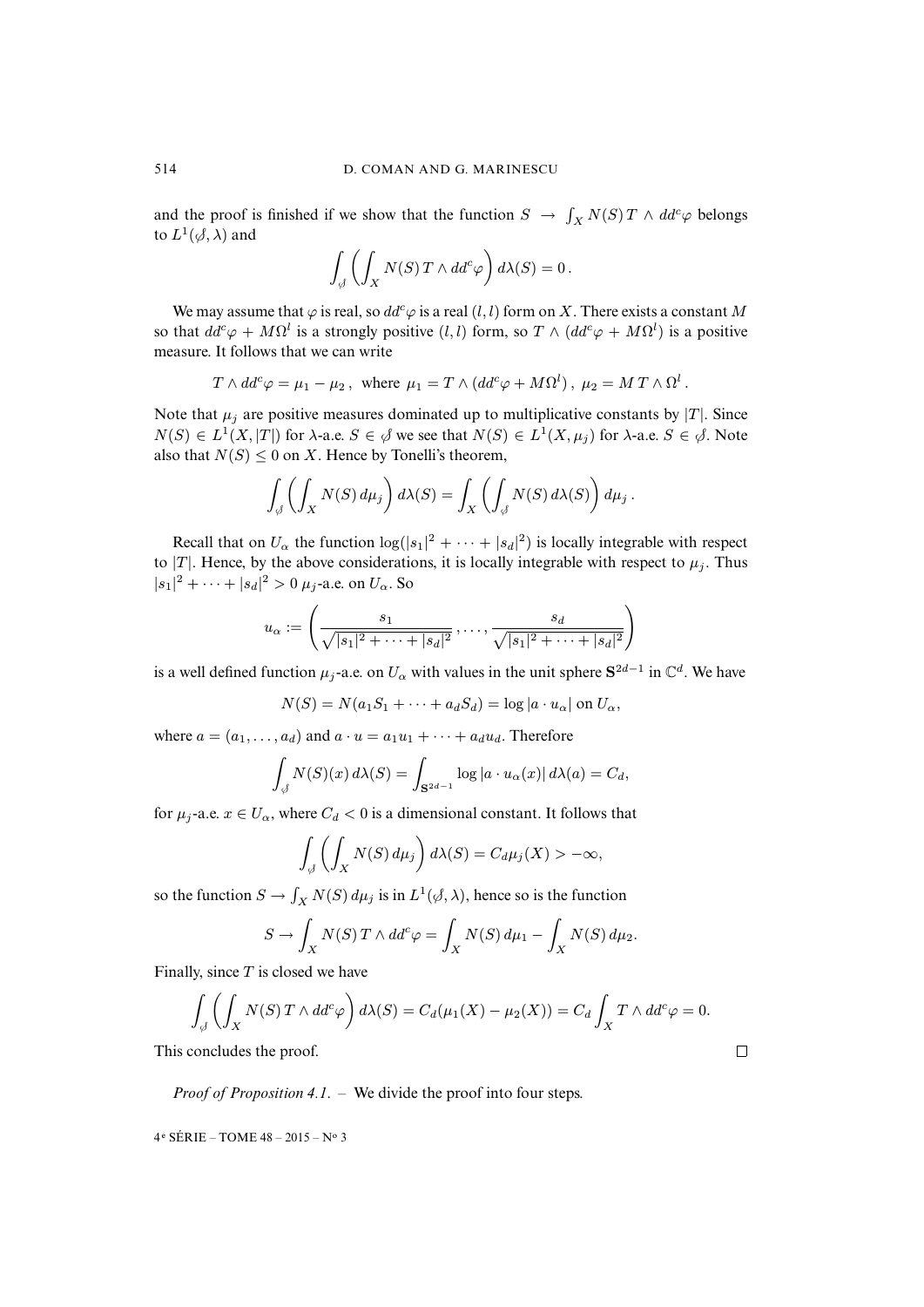and the proof is finished if we show that the function $S \to \int_X N(S)\, T \wedge dd^c\varphi$ belongs to $L^1(\mathscr{S}, \lambda)$ and

$$\int_{\mathscr{S}} \left( \int_X N(S)\, T \wedge dd^c\varphi \right) d\lambda(S) = 0\,.$$

We may assume that $\varphi$ is real, so $dd^c\varphi$ is a real $(l,l)$ form on $X$. There exists a constant $M$ so that $dd^c\varphi + M\Omega^l$ is a strongly positive $(l,l)$ form, so $T \wedge (dd^c\varphi + M\Omega^l)$ is a positive measure. It follows that we can write

$$T \wedge dd^c\varphi = \mu_1 - \mu_2\,, \text{ where } \mu_1 = T \wedge (dd^c\varphi + M\Omega^l)\,,\ \mu_2 = M\, T \wedge \Omega^l\,.$$

Note that $\mu_j$ are positive measures dominated up to multiplicative constants by $|T|$. Since $N(S) \in L^1(X, |T|)$ for $\lambda$-a.e. $S \in \mathscr{S}$ we see that $N(S) \in L^1(X, \mu_j)$ for $\lambda$-a.e. $S \in \mathscr{S}$. Note also that $N(S) \leq 0$ on $X$. Hence by Tonelli's theorem,

$$\int_{\mathscr{S}} \left( \int_X N(S)\, d\mu_j \right) d\lambda(S) = \int_X \left( \int_{\mathscr{S}} N(S)\, d\lambda(S) \right) d\mu_j\,.$$

Recall that on $U_\alpha$ the function $\log(|s_1|^2 + \cdots + |s_d|^2)$ is locally integrable with respect to $|T|$. Hence, by the above considerations, it is locally integrable with respect to $\mu_j$. Thus $|s_1|^2 + \cdots + |s_d|^2 > 0$ $\mu_j$-a.e. on $U_\alpha$. So

$$u_\alpha := \left( \frac{s_1}{\sqrt{|s_1|^2 + \cdots + |s_d|^2}}\,, \ldots, \frac{s_d}{\sqrt{|s_1|^2 + \cdots + |s_d|^2}} \right)$$

is a well defined function $\mu_j$-a.e. on $U_\alpha$ with values in the unit sphere $\mathbf{S}^{2d-1}$ in $\mathbb{C}^d$. We have

$$N(S) = N(a_1 S_1 + \cdots + a_d S_d) = \log|a \cdot u_\alpha| \text{ on } U_\alpha,$$

where $a = (a_1, \ldots, a_d)$ and $a \cdot u = a_1 u_1 + \cdots + a_d u_d$. Therefore

$$\int_{\mathscr{S}} N(S)(x)\, d\lambda(S) = \int_{\mathbf{S}^{2d-1}} \log|a \cdot u_\alpha(x)|\, d\lambda(a) = C_d,$$

for $\mu_j$-a.e. $x \in U_\alpha$, where $C_d < 0$ is a dimensional constant. It follows that

$$\int_{\mathscr{S}} \left( \int_X N(S)\, d\mu_j \right) d\lambda(S) = C_d \mu_j(X) > -\infty,$$

so the function $S \to \int_X N(S)\, d\mu_j$ is in $L^1(\mathscr{S}, \lambda)$, hence so is the function

$$S \to \int_X N(S)\, T \wedge dd^c\varphi = \int_X N(S)\, d\mu_1 - \int_X N(S)\, d\mu_2.$$

Finally, since $T$ is closed we have

$$\int_{\mathscr{S}} \left( \int_X N(S)\, T \wedge dd^c\varphi \right) d\lambda(S) = C_d(\mu_1(X) - \mu_2(X)) = C_d \int_X T \wedge dd^c\varphi = 0.$$

This concludes the proof. $\square$

*Proof of Proposition 4.1.* – We divide the proof into four steps.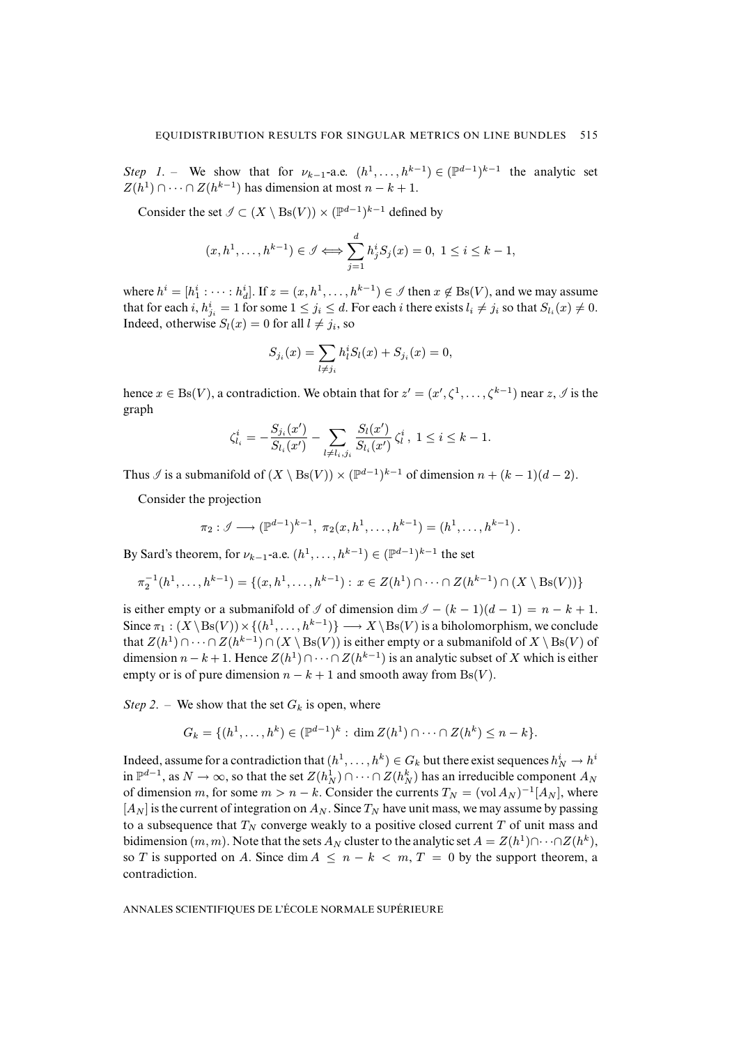*Step 1.* – We show that for $\nu_{k-1}$-a.e. $(h^1, \dots, h^{k-1}) \in (\mathbb{P}^{d-1})^{k-1}$ the analytic set $Z(h^1) \cap \dots \cap Z(h^{k-1})$ has dimension at most $n-k+1$.

Consider the set $\mathscr{I} \subset (X \setminus \mathrm{Bs}(V)) \times (\mathbb{P}^{d-1})^{k-1}$ defined by

$$(x, h^1, \dots, h^{k-1}) \in \mathscr{I} \Longleftrightarrow \sum_{j=1}^{d} h^i_j S_j(x) = 0, \ 1 \le i \le k-1,$$

where $h^i = [h^i_1 : \dots : h^i_d]$. If $z = (x, h^1, \dots, h^{k-1}) \in \mathscr{I}$ then $x \notin \mathrm{Bs}(V)$, and we may assume that for each $i$, $h^i_{j_i} = 1$ for some $1 \le j_i \le d$. For each $i$ there exists $l_i \neq j_i$ so that $S_{l_i}(x) \neq 0$. Indeed, otherwise $S_l(x) = 0$ for all $l \neq j_i$, so

$$S_{j_i}(x) = \sum_{l \neq j_i} h^i_l S_l(x) + S_{j_i}(x) = 0,$$

hence $x \in \mathrm{Bs}(V)$, a contradiction. We obtain that for $z' = (x', \zeta^1, \dots, \zeta^{k-1})$ near $z$, $\mathscr{I}$ is the graph

$$\zeta^i_{l_i} = -\frac{S_{j_i}(x')}{S_{l_i}(x')} - \sum_{l \neq l_i, j_i} \frac{S_l(x')}{S_{l_i}(x')} \zeta^i_l \,, \ 1 \le i \le k-1.$$

Thus $\mathscr{I}$ is a submanifold of $(X \setminus \mathrm{Bs}(V)) \times (\mathbb{P}^{d-1})^{k-1}$ of dimension $n + (k-1)(d-2)$.

Consider the projection

$$\pi_2 : \mathscr{I} \longrightarrow (\mathbb{P}^{d-1})^{k-1}, \ \pi_2(x, h^1, \dots, h^{k-1}) = (h^1, \dots, h^{k-1}).$$

By Sard's theorem, for $\nu_{k-1}$-a.e. $(h^1, \dots, h^{k-1}) \in (\mathbb{P}^{d-1})^{k-1}$ the set

$$\pi_2^{-1}(h^1, \dots, h^{k-1}) = \{(x, h^1, \dots, h^{k-1}) : \ x \in Z(h^1) \cap \dots \cap Z(h^{k-1}) \cap (X \setminus \mathrm{Bs}(V))\}$$

is either empty or a submanifold of $\mathscr{I}$ of dimension $\dim \mathscr{I} - (k-1)(d-1) = n-k+1$. Since $\pi_1 : (X \setminus \mathrm{Bs}(V)) \times \{(h^1, \dots, h^{k-1})\} \longrightarrow X \setminus \mathrm{Bs}(V)$ is a biholomorphism, we conclude that $Z(h^1) \cap \dots \cap Z(h^{k-1}) \cap (X \setminus \mathrm{Bs}(V))$ is either empty or a submanifold of $X \setminus \mathrm{Bs}(V)$ of dimension $n-k+1$. Hence $Z(h^1) \cap \dots \cap Z(h^{k-1})$ is an analytic subset of $X$ which is either empty or is of pure dimension $n-k+1$ and smooth away from $\mathrm{Bs}(V)$.

*Step 2.* – We show that the set $G_k$ is open, where

$$G_k = \{(h^1, \dots, h^k) \in (\mathbb{P}^{d-1})^k : \ \dim Z(h^1) \cap \dots \cap Z(h^k) \le n-k\}.$$

Indeed, assume for a contradiction that $(h^1, \dots, h^k) \in G_k$ but there exist sequences $h^i_N \to h^i$ in $\mathbb{P}^{d-1}$, as $N \to \infty$, so that the set $Z(h^1_N) \cap \dots \cap Z(h^k_N)$ has an irreducible component $A_N$ of dimension $m$, for some $m > n-k$. Consider the currents $T_N = (\mathrm{vol}\, A_N)^{-1}[A_N]$, where $[A_N]$ is the current of integration on $A_N$. Since $T_N$ have unit mass, we may assume by passing to a subsequence that $T_N$ converge weakly to a positive closed current $T$ of unit mass and bidimension $(m, m)$. Note that the sets $A_N$ cluster to the analytic set $A = Z(h^1) \cap \dots \cap Z(h^k)$, so $T$ is supported on $A$. Since $\dim A \le n-k < m$, $T = 0$ by the support theorem, a contradiction.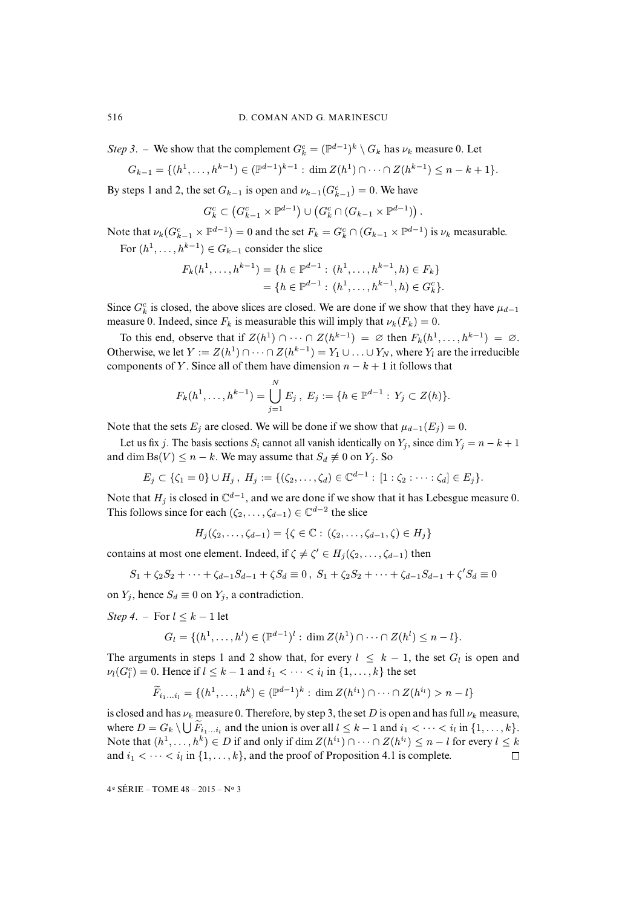*Step 3*. – We show that the complement $G_k^c = (\mathbb{P}^{d-1})^k \setminus G_k$ has $\nu_k$ measure 0. Let

$$G_{k-1} = \{(h^1, \dots, h^{k-1}) \in (\mathbb{P}^{d-1})^{k-1} : \dim Z(h^1) \cap \dots \cap Z(h^{k-1}) \leq n-k+1\}.$$

By steps 1 and 2, the set $G_{k-1}$ is open and $\nu_{k-1}(G_{k-1}^c) = 0$. We have

$$G_k^c \subset \left(G_{k-1}^c \times \mathbb{P}^{d-1}\right) \cup \left(G_k^c \cap (G_{k-1} \times \mathbb{P}^{d-1})\right).$$

Note that $\nu_k(G_{k-1}^c \times \mathbb{P}^{d-1}) = 0$ and the set $F_k = G_k^c \cap (G_{k-1} \times \mathbb{P}^{d-1})$ is $\nu_k$ measurable.

For $(h^1, \dots, h^{k-1}) \in G_{k-1}$ consider the slice

$$\begin{aligned} F_k(h^1, \dots, h^{k-1}) &= \{h \in \mathbb{P}^{d-1} : (h^1, \dots, h^{k-1}, h) \in F_k\} \\ &= \{h \in \mathbb{P}^{d-1} : (h^1, \dots, h^{k-1}, h) \in G_k^c\}. \end{aligned}$$

Since $G_k^c$ is closed, the above slices are closed. We are done if we show that they have $\mu_{d-1}$ measure 0. Indeed, since $F_k$ is measurable this will imply that $\nu_k(F_k) = 0$.

To this end, observe that if $Z(h^1) \cap \dots \cap Z(h^{k-1}) = \varnothing$ then $F_k(h^1, \dots, h^{k-1}) = \varnothing$. Otherwise, we let $Y := Z(h^1) \cap \dots \cap Z(h^{k-1}) = Y_1 \cup \ldots \cup Y_N$, where $Y_l$ are the irreducible components of $Y$. Since all of them have dimension $n-k+1$ it follows that

$$F_k(h^1, \dots, h^{k-1}) = \bigcup_{j=1}^{N} E_j \, , \; E_j := \{h \in \mathbb{P}^{d-1} : Y_j \subset Z(h)\}.$$

Note that the sets $E_j$ are closed. We will be done if we show that $\mu_{d-1}(E_j) = 0$.

Let us fix $j$. The basis sections $S_i$ cannot all vanish identically on $Y_j$, since $\dim Y_j = n-k+1$ and $\dim \mathrm{Bs}(V) \leq n-k$. We may assume that $S_d \not\equiv 0$ on $Y_j$. So

$$E_j \subset \{\zeta_1 = 0\} \cup H_j \, , \; H_j := \{(\zeta_2, \dots, \zeta_d) \in \mathbb{C}^{d-1} : [1 : \zeta_2 : \dots : \zeta_d] \in E_j\}.$$

Note that $H_j$ is closed in $\mathbb{C}^{d-1}$, and we are done if we show that it has Lebesgue measure 0. This follows since for each $(\zeta_2, \dots, \zeta_{d-1}) \in \mathbb{C}^{d-2}$ the slice

$$H_j(\zeta_2, \dots, \zeta_{d-1}) = \{\zeta \in \mathbb{C} : (\zeta_2, \dots, \zeta_{d-1}, \zeta) \in H_j\}$$

contains at most one element. Indeed, if $\zeta \neq \zeta' \in H_j(\zeta_2, \dots, \zeta_{d-1})$ then

$$S_1 + \zeta_2 S_2 + \dots + \zeta_{d-1} S_{d-1} + \zeta S_d \equiv 0 \, , \; S_1 + \zeta_2 S_2 + \dots + \zeta_{d-1} S_{d-1} + \zeta' S_d \equiv 0$$

on $Y_j$, hence $S_d \equiv 0$ on $Y_j$, a contradiction.

*Step 4*. – For $l \leq k-1$ let

$$G_l = \{(h^1, \dots, h^l) \in (\mathbb{P}^{d-1})^l : \dim Z(h^1) \cap \dots \cap Z(h^l) \leq n-l\}.$$

The arguments in steps 1 and 2 show that, for every $l \leq k-1$, the set $G_l$ is open and $\nu_l(G_l^c) = 0$. Hence if $l \leq k-1$ and $i_1 < \dots < i_l$ in $\{1, \dots, k\}$ the set

$$\widetilde{F}_{i_1 \dots i_l} = \{(h^1, \dots, h^k) \in (\mathbb{P}^{d-1})^k : \dim Z(h^{i_1}) \cap \dots \cap Z(h^{i_l}) > n-l\}$$

is closed and has $\nu_k$ measure 0. Therefore, by step 3, the set $D$ is open and has full $\nu_k$ measure, where $D = G_k \setminus \bigcup \widetilde{F}_{i_1 \dots i_l}$ and the union is over all $l \leq k-1$ and $i_1 < \dots < i_l$ in $\{1, \dots, k\}$. Note that $(h^1, \dots, h^k) \in D$ if and only if $\dim Z(h^{i_1}) \cap \dots \cap Z(h^{i_l}) \leq n-l$ for every $l \leq k$ and $i_1 < \dots < i_l$ in $\{1, \dots, k\}$, and the proof of Proposition 4.1 is complete. $\square$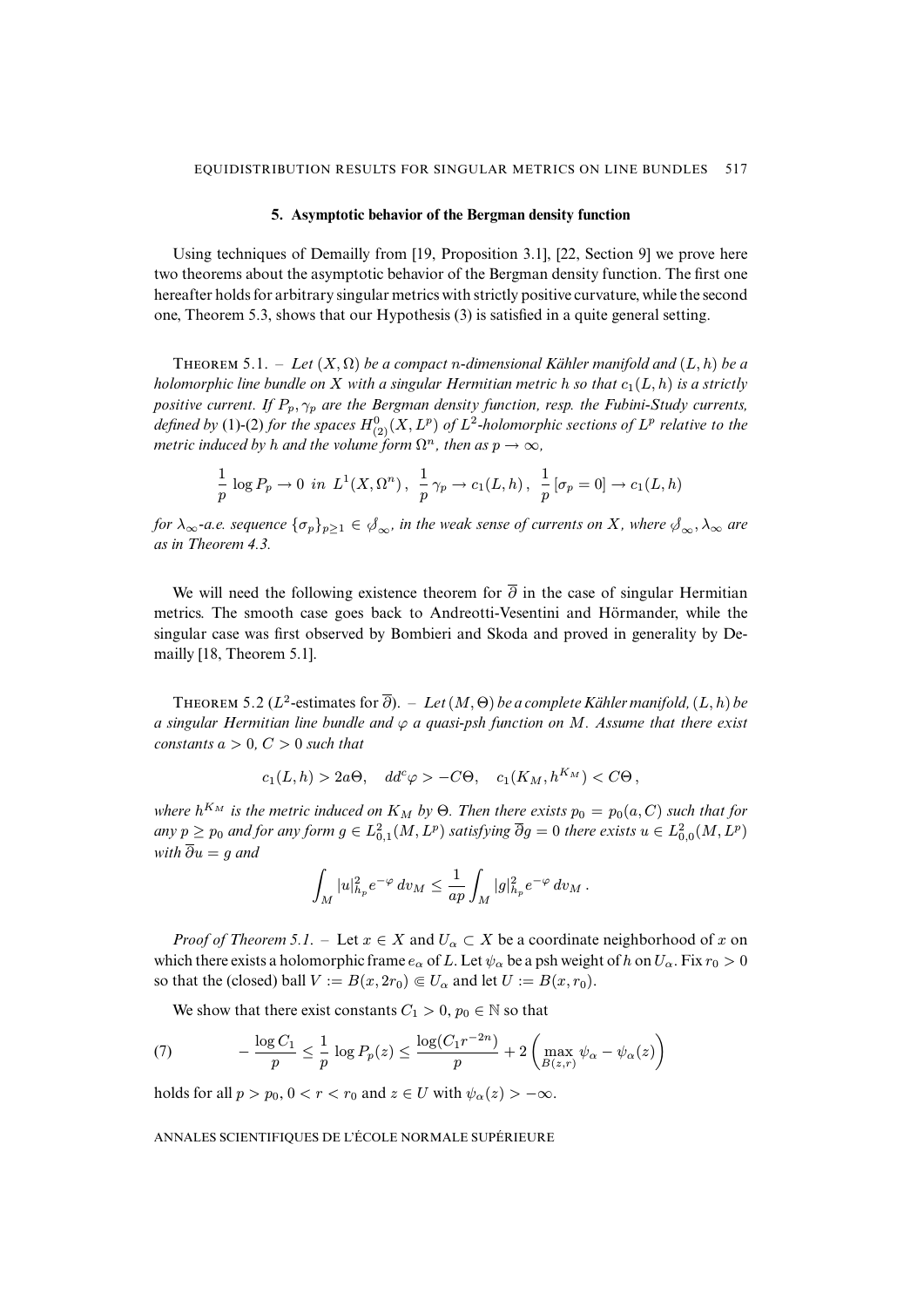## 5. Asymptotic behavior of the Bergman density function

Using techniques of Demailly from [19, Proposition 3.1], [22, Section 9] we prove here two theorems about the asymptotic behavior of the Bergman density function. The first one hereafter holds for arbitrary singular metrics with strictly positive curvature, while the second one, Theorem 5.3, shows that our Hypothesis (3) is satisfied in a quite general setting.

THEOREM 5.1. – *Let $(X, \Omega)$ be a compact $n$-dimensional Kähler manifold and $(L, h)$ be a holomorphic line bundle on $X$ with a singular Hermitian metric $h$ so that $c_1(L, h)$ is a strictly positive current. If $P_p, \gamma_p$ are the Bergman density function, resp. the Fubini-Study currents, defined by* (1)-(2) *for the spaces $H^0_{(2)}(X, L^p)$ of $L^2$-holomorphic sections of $L^p$ relative to the metric induced by $h$ and the volume form $\Omega^n$, then as $p \to \infty$,*

$$\frac{1}{p}\log P_p \to 0 \text{ in } L^1(X, \Omega^n)\,, \quad \frac{1}{p}\,\gamma_p \to c_1(L, h)\,, \quad \frac{1}{p}\,[\sigma_p = 0] \to c_1(L, h)$$

*for $\lambda_\infty$-a.e. sequence $\{\sigma_p\}_{p\geq 1} \in \mathcal{S}_\infty$, in the weak sense of currents on $X$, where $\mathcal{S}_\infty, \lambda_\infty$ are as in Theorem 4.3.*

We will need the following existence theorem for $\overline{\partial}$ in the case of singular Hermitian metrics. The smooth case goes back to Andreotti-Vesentini and Hörmander, while the singular case was first observed by Bombieri and Skoda and proved in generality by Demailly [18, Theorem 5.1].

THEOREM 5.2 ($L^2$-estimates for $\overline{\partial}$). – *Let $(M, \Theta)$ be a complete Kähler manifold, $(L, h)$ be a singular Hermitian line bundle and $\varphi$ a quasi-psh function on $M$. Assume that there exist constants $a > 0$, $C > 0$ such that*

$$c_1(L, h) > 2a\Theta, \quad dd^c\varphi > -C\Theta, \quad c_1(K_M, h^{K_M}) < C\Theta\,,$$

*where $h^{K_M}$ is the metric induced on $K_M$ by $\Theta$. Then there exists $p_0 = p_0(a, C)$ such that for any $p \geq p_0$ and for any form $g \in L^2_{0,1}(M, L^p)$ satisfying $\overline{\partial}g = 0$ there exists $u \in L^2_{0,0}(M, L^p)$ with $\overline{\partial}u = g$ and*

$$\int_M |u|^2_{h_p} e^{-\varphi}\, dv_M \leq \frac{1}{ap}\int_M |g|^2_{h_p} e^{-\varphi}\, dv_M\,.$$

*Proof of Theorem 5.1.* – Let $x \in X$ and $U_\alpha \subset X$ be a coordinate neighborhood of $x$ on which there exists a holomorphic frame $e_\alpha$ of $L$. Let $\psi_\alpha$ be a psh weight of $h$ on $U_\alpha$. Fix $r_0 > 0$ so that the (closed) ball $V := B(x, 2r_0) \Subset U_\alpha$ and let $U := B(x, r_0)$.

We show that there exist constants $C_1 > 0$, $p_0 \in \mathbb{N}$ so that

$$(7) \qquad -\frac{\log C_1}{p} \leq \frac{1}{p}\log P_p(z) \leq \frac{\log(C_1 r^{-2n})}{p} + 2\left(\max_{B(z,r)}\psi_\alpha - \psi_\alpha(z)\right)$$

holds for all $p > p_0$, $0 < r < r_0$ and $z \in U$ with $\psi_\alpha(z) > -\infty$.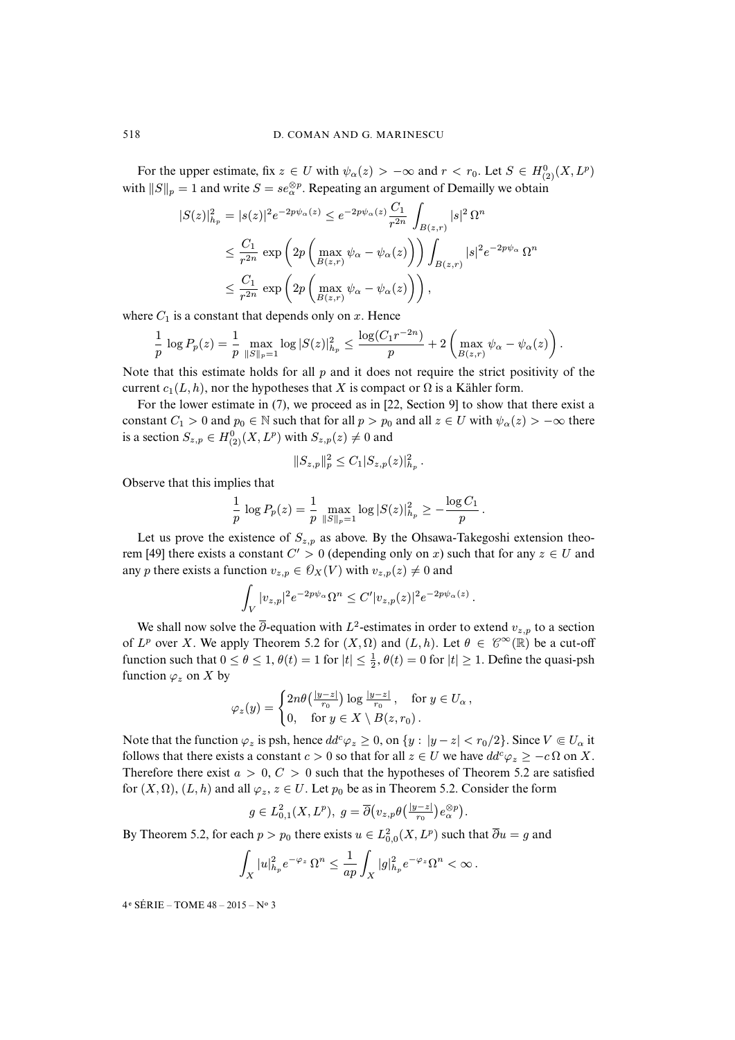For the upper estimate, fix $z \in U$ with $\psi_\alpha(z) > -\infty$ and $r < r_0$. Let $S \in H^0_{(2)}(X, L^p)$ with $\|S\|_p = 1$ and write $S = se_\alpha^{\otimes p}$. Repeating an argument of Demailly we obtain

$$
\begin{aligned}
|S(z)|^2_{h_p} = |s(z)|^2 e^{-2p\psi_\alpha(z)} &\leq e^{-2p\psi_\alpha(z)} \frac{C_1}{r^{2n}} \int_{B(z,r)} |s|^2 \,\Omega^n \\
&\leq \frac{C_1}{r^{2n}} \exp\left(2p\left(\max_{B(z,r)} \psi_\alpha - \psi_\alpha(z)\right)\right) \int_{B(z,r)} |s|^2 e^{-2p\psi_\alpha}\,\Omega^n \\
&\leq \frac{C_1}{r^{2n}} \exp\left(2p\left(\max_{B(z,r)} \psi_\alpha - \psi_\alpha(z)\right)\right),
\end{aligned}
$$

where $C_1$ is a constant that depends only on $x$. Hence

$$
\frac{1}{p}\log P_p(z) = \frac{1}{p}\max_{\|S\|_p=1} \log |S(z)|^2_{h_p} \leq \frac{\log(C_1 r^{-2n})}{p} + 2\left(\max_{B(z,r)} \psi_\alpha - \psi_\alpha(z)\right).
$$

Note that this estimate holds for all $p$ and it does not require the strict positivity of the current $c_1(L, h)$, nor the hypotheses that $X$ is compact or $\Omega$ is a Kähler form.

For the lower estimate in (7), we proceed as in [22, Section 9] to show that there exist a constant $C_1 > 0$ and $p_0 \in \mathbb{N}$ such that for all $p > p_0$ and all $z \in U$ with $\psi_\alpha(z) > -\infty$ there is a section $S_{z,p} \in H^0_{(2)}(X, L^p)$ with $S_{z,p}(z) \neq 0$ and

$$
\|S_{z,p}\|^2_p \leq C_1 |S_{z,p}(z)|^2_{h_p}.
$$

Observe that this implies that

$$
\frac{1}{p}\log P_p(z) = \frac{1}{p}\max_{\|S\|_p=1} \log |S(z)|^2_{h_p} \geq -\frac{\log C_1}{p}.
$$

Let us prove the existence of $S_{z,p}$ as above. By the Ohsawa-Takegoshi extension theorem [49] there exists a constant $C' > 0$ (depending only on $x$) such that for any $z \in U$ and any $p$ there exists a function $v_{z,p} \in \mathscr{O}_X(V)$ with $v_{z,p}(z) \neq 0$ and

$$
\int_V |v_{z,p}|^2 e^{-2p\psi_\alpha}\Omega^n \leq C' |v_{z,p}(z)|^2 e^{-2p\psi_\alpha(z)}.
$$

We shall now solve the $\overline{\partial}$-equation with $L^2$-estimates in order to extend $v_{z,p}$ to a section of $L^p$ over $X$. We apply Theorem 5.2 for $(X, \Omega)$ and $(L, h)$. Let $\theta \in \mathscr{C}^\infty(\mathbb{R})$ be a cut-off function such that $0 \leq \theta \leq 1$, $\theta(t) = 1$ for $|t| \leq \frac{1}{2}$, $\theta(t) = 0$ for $|t| \geq 1$. Define the quasi-psh function $\varphi_z$ on $X$ by

$$
\varphi_z(y) = \begin{cases} 2n\theta\left(\frac{|y-z|}{r_0}\right)\log\frac{|y-z|}{r_0}, & \text{for } y \in U_\alpha, \\ 0, & \text{for } y \in X \setminus B(z, r_0). \end{cases}
$$

Note that the function $\varphi_z$ is psh, hence $dd^c\varphi_z \geq 0$, on $\{y : |y - z| < r_0/2\}$. Since $V \Subset U_\alpha$ it follows that there exists a constant $c > 0$ so that for all $z \in U$ we have $dd^c\varphi_z \geq -c\,\Omega$ on $X$. Therefore there exist $a > 0$, $C > 0$ such that the hypotheses of Theorem 5.2 are satisfied for $(X, \Omega)$, $(L, h)$ and all $\varphi_z$, $z \in U$. Let $p_0$ be as in Theorem 5.2. Consider the form

$$
g \in L^2_{0,1}(X, L^p),\; g = \overline{\partial}\big(v_{z,p}\theta\big(\tfrac{|y-z|}{r_0}\big)e_\alpha^{\otimes p}\big).
$$

By Theorem 5.2, for each $p > p_0$ there exists $u \in L^2_{0,0}(X, L^p)$ such that $\overline{\partial}u = g$ and

$$
\int_X |u|^2_{h_p} e^{-\varphi_z}\,\Omega^n \leq \frac{1}{ap}\int_X |g|^2_{h_p} e^{-\varphi_z}\Omega^n < \infty.
$$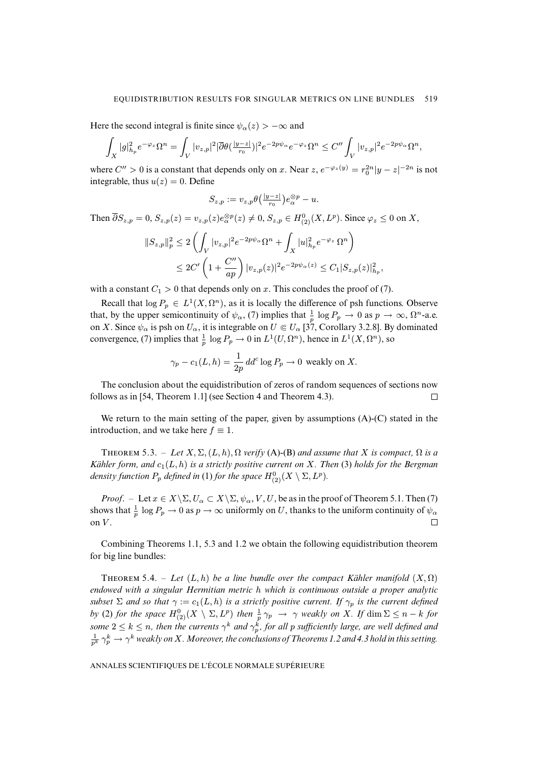Here the second integral is finite since $\psi_\alpha(z) > -\infty$ and

$$\int_X |g|^2_{h_p} e^{-\varphi_z}\Omega^n = \int_V |v_{z,p}|^2 |\overline{\partial}\theta(\tfrac{|y-z|}{r_0})|^2 e^{-2p\psi_\alpha} e^{-\varphi_z}\Omega^n \leq C'' \int_V |v_{z,p}|^2 e^{-2p\psi_\alpha}\Omega^n,$$

where $C'' > 0$ is a constant that depends only on $x$. Near $z$, $e^{-\varphi_z(y)} = r_0^{2n}|y-z|^{-2n}$ is not integrable, thus $u(z) = 0$. Define

$$S_{z,p} := v_{z,p}\theta\big(\tfrac{|y-z|}{r_0}\big)e_\alpha^{\otimes p} - u.$$

Then $\overline{\partial}S_{z,p} = 0$, $S_{z,p}(z) = v_{z,p}(z)e_\alpha^{\otimes p}(z) \neq 0$, $S_{z,p} \in H^0_{(2)}(X, L^p)$. Since $\varphi_z \leq 0$ on $X$,

$$\begin{aligned}\|S_{z,p}\|_p^2 &\leq 2\left(\int_V |v_{z,p}|^2 e^{-2p\psi_\alpha}\Omega^n + \int_X |u|^2_{h_p} e^{-\varphi_z}\,\Omega^n\right)\\ &\leq 2C'\left(1 + \frac{C''}{ap}\right)|v_{z,p}(z)|^2 e^{-2p\psi_\alpha(z)} \leq C_1 |S_{z,p}(z)|^2_{h_p},\end{aligned}$$

with a constant $C_1 > 0$ that depends only on $x$. This concludes the proof of (7).

Recall that $\log P_p \in L^1(X, \Omega^n)$, as it is locally the difference of psh functions. Observe that, by the upper semicontinuity of $\psi_\alpha$, (7) implies that $\frac{1}{p}\log P_p \to 0$ as $p \to \infty$, $\Omega^n$-a.e. on $X$. Since $\psi_\alpha$ is psh on $U_\alpha$, it is integrable on $U \Subset U_\alpha$ [37, Corollary 3.2.8]. By dominated convergence, (7) implies that $\frac{1}{p}\log P_p \to 0$ in $L^1(U, \Omega^n)$, hence in $L^1(X, \Omega^n)$, so

$$\gamma_p - c_1(L,h) = \frac{1}{2p}\,dd^c \log P_p \to 0 \text{ weakly on } X.$$

The conclusion about the equidistribution of zeros of random sequences of sections now follows as in [54, Theorem 1.1] (see Section 4 and Theorem 4.3). $\square$

We return to the main setting of the paper, given by assumptions (A)-(C) stated in the introduction, and we take here $f \equiv 1$.

Theorem 5.3. – *Let $X, \Sigma, (L,h), \Omega$ verify* (A)-(B) *and assume that $X$ is compact, $\Omega$ is a Kähler form, and $c_1(L,h)$ is a strictly positive current on $X$. Then* (3) *holds for the Bergman density function $P_p$ defined in* (1) *for the space $H^0_{(2)}(X \setminus \Sigma, L^p)$.*

*Proof.* – Let $x \in X\setminus\Sigma, U_\alpha \subset X\setminus\Sigma, \psi_\alpha, V, U$, be as in the proof of Theorem 5.1. Then (7) shows that $\frac{1}{p}\log P_p \to 0$ as $p \to \infty$ uniformly on $U$, thanks to the uniform continuity of $\psi_\alpha$ on $V$. $\square$

Combining Theorems 1.1, 5.3 and 1.2 we obtain the following equidistribution theorem for big line bundles:

Theorem 5.4. – *Let $(L,h)$ be a line bundle over the compact Kähler manifold $(X,\Omega)$ endowed with a singular Hermitian metric $h$ which is continuous outside a proper analytic subset $\Sigma$ and so that $\gamma := c_1(L,h)$ is a strictly positive current. If $\gamma_p$ is the current defined by* (2) *for the space $H^0_{(2)}(X \setminus \Sigma, L^p)$ then $\frac{1}{p}\gamma_p \to \gamma$ weakly on $X$. If $\dim\Sigma \leq n-k$ for some $2 \leq k \leq n$, then the currents $\gamma^k$ and $\gamma_p^k$, for all $p$ sufficiently large, are well defined and $\frac{1}{p^k}\gamma_p^k \to \gamma^k$ weakly on $X$. Moreover, the conclusions of Theorems 1.2 and 4.3 hold in this setting.*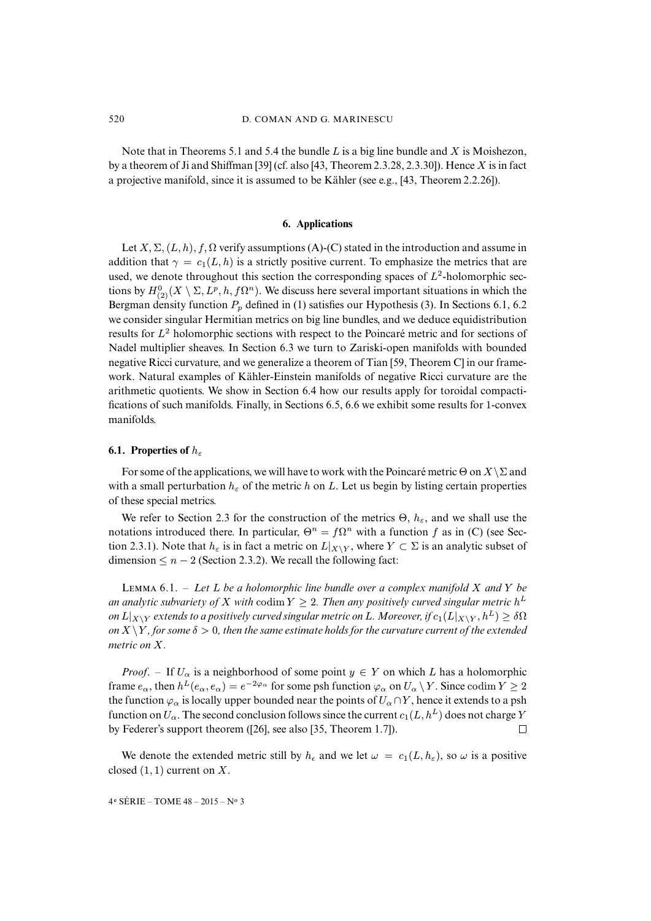Note that in Theorems 5.1 and 5.4 the bundle $L$ is a big line bundle and $X$ is Moishezon, by a theorem of Ji and Shiffman [39] (cf. also [43, Theorem 2.3.28, 2.3.30]). Hence $X$ is in fact a projective manifold, since it is assumed to be Kähler (see e.g., [43, Theorem 2.2.26]).

## 6. Applications

Let $X, \Sigma, (L, h), f, \Omega$ verify assumptions (A)-(C) stated in the introduction and assume in addition that $\gamma = c_1(L, h)$ is a strictly positive current. To emphasize the metrics that are used, we denote throughout this section the corresponding spaces of $L^2$-holomorphic sections by $H^0_{(2)}(X \setminus \Sigma, L^p, h, f\Omega^n)$. We discuss here several important situations in which the Bergman density function $P_p$ defined in (1) satisfies our Hypothesis (3). In Sections 6.1, 6.2 we consider singular Hermitian metrics on big line bundles, and we deduce equidistribution results for $L^2$ holomorphic sections with respect to the Poincaré metric and for sections of Nadel multiplier sheaves. In Section 6.3 we turn to Zariski-open manifolds with bounded negative Ricci curvature, and we generalize a theorem of Tian [59, Theorem C] in our framework. Natural examples of Kähler-Einstein manifolds of negative Ricci curvature are the arithmetic quotients. We show in Section 6.4 how our results apply for toroidal compactifications of such manifolds. Finally, in Sections 6.5, 6.6 we exhibit some results for 1-convex manifolds.

### 6.1. Properties of $h_\varepsilon$

For some of the applications, we will have to work with the Poincaré metric $\Theta$ on $X \setminus \Sigma$ and with a small perturbation $h_\varepsilon$ of the metric $h$ on $L$. Let us begin by listing certain properties of these special metrics.

We refer to Section 2.3 for the construction of the metrics $\Theta$, $h_\varepsilon$, and we shall use the notations introduced there. In particular, $\Theta^n = f\Omega^n$ with a function $f$ as in (C) (see Section 2.3.1). Note that $h_\varepsilon$ is in fact a metric on $L|_{X \setminus Y}$, where $Y \subset \Sigma$ is an analytic subset of dimension $\leq n-2$ (Section 2.3.2). We recall the following fact:

Lemma 6.1. – *Let $L$ be a holomorphic line bundle over a complex manifold $X$ and $Y$ be an analytic subvariety of $X$ with $\operatorname{codim} Y \geq 2$. Then any positively curved singular metric $h^L$ on $L|_{X \setminus Y}$ extends to a positively curved singular metric on $L$. Moreover, if $c_1(L|_{X\setminus Y}, h^L) \geq \delta\Omega$ on $X \setminus Y$, for some $\delta > 0$, then the same estimate holds for the curvature current of the extended metric on $X$.*

*Proof*. – If $U_\alpha$ is a neighborhood of some point $y \in Y$ on which $L$ has a holomorphic frame $e_\alpha$, then $h^L(e_\alpha, e_\alpha) = e^{-2\varphi_\alpha}$ for some psh function $\varphi_\alpha$ on $U_\alpha \setminus Y$. Since $\operatorname{codim} Y \geq 2$ the function $\varphi_\alpha$ is locally upper bounded near the points of $U_\alpha \cap Y$, hence it extends to a psh function on $U_\alpha$. The second conclusion follows since the current $c_1(L, h^L)$ does not charge $Y$ by Federer's support theorem ([26], see also [35, Theorem 1.7]). □

We denote the extended metric still by $h_\epsilon$ and we let $\omega = c_1(L, h_\varepsilon)$, so $\omega$ is a positive closed $(1,1)$ current on $X$.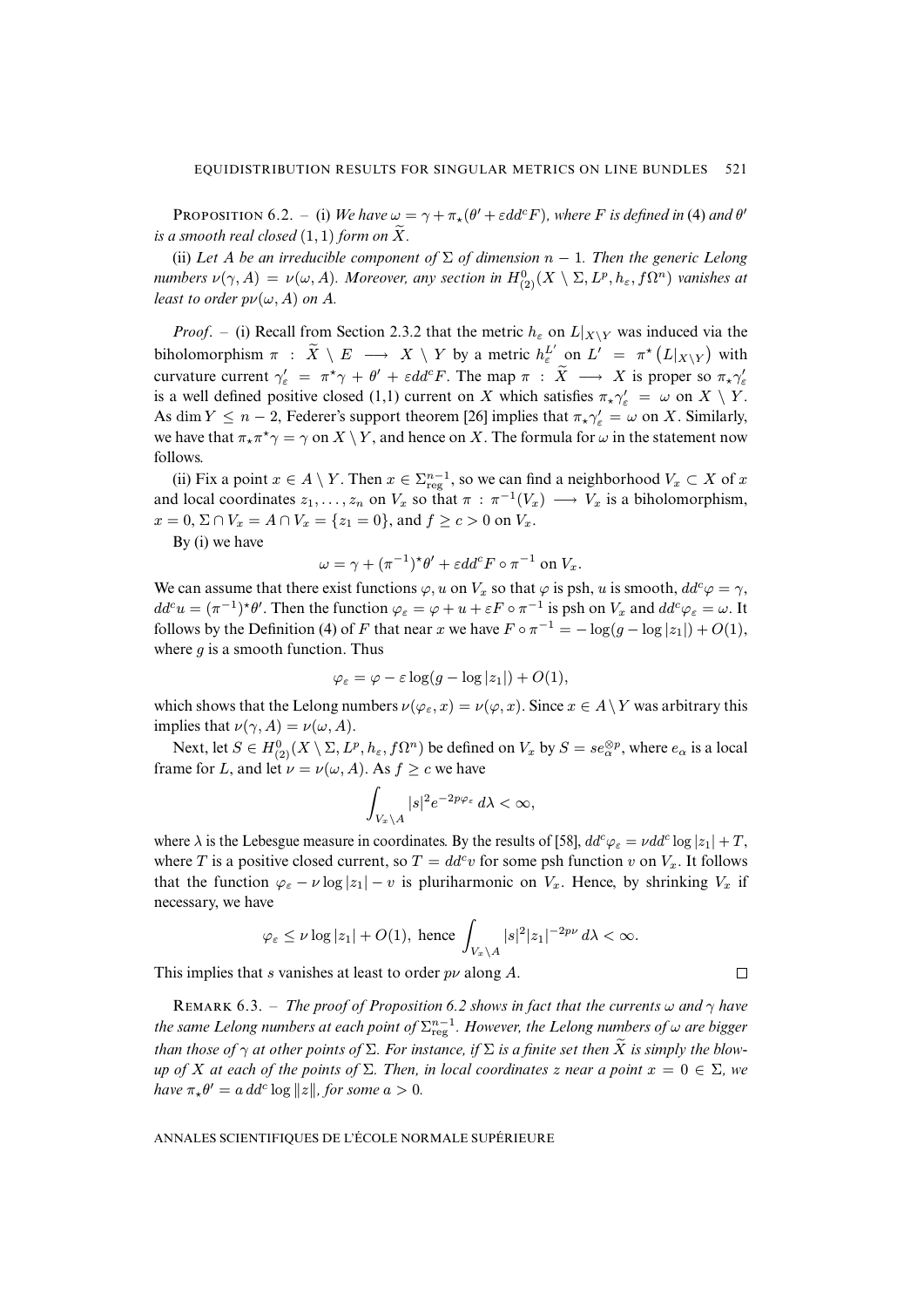**Proposition 6.2.** – (i) *We have $\omega = \gamma + \pi_\star(\theta' + \varepsilon dd^c F)$, where $F$ is defined in* (4) *and $\theta'$ is a smooth real closed $(1,1)$ form on $\widetilde{X}$.*

(ii) *Let $A$ be an irreducible component of $\Sigma$ of dimension $n-1$. Then the generic Lelong numbers $\nu(\gamma, A) = \nu(\omega, A)$. Moreover, any section in $H^0_{(2)}(X \setminus \Sigma, L^p, h_\varepsilon, f\Omega^n)$ vanishes at least to order $p\nu(\omega, A)$ on $A$.*

*Proof*. – (i) Recall from Section 2.3.2 that the metric $h_\varepsilon$ on $L|_{X\setminus Y}$ was induced via the biholomorphism $\pi : \widetilde{X} \setminus E \longrightarrow X \setminus Y$ by a metric $h_\varepsilon^{L'}$ on $L' = \pi^\star\big(L|_{X\setminus Y}\big)$ with curvature current $\gamma'_\varepsilon = \pi^\star\gamma + \theta' + \varepsilon dd^c F$. The map $\pi : \widetilde{X} \longrightarrow X$ is proper so $\pi_\star\gamma'_\varepsilon$ is a well defined positive closed (1,1) current on $X$ which satisfies $\pi_\star\gamma'_\varepsilon = \omega$ on $X \setminus Y$. As $\dim Y \leq n-2$, Federer's support theorem [26] implies that $\pi_\star\gamma'_\varepsilon = \omega$ on $X$. Similarly, we have that $\pi_\star\pi^\star\gamma = \gamma$ on $X \setminus Y$, and hence on $X$. The formula for $\omega$ in the statement now follows.

(ii) Fix a point $x \in A \setminus Y$. Then $x \in \Sigma^{n-1}_{\mathrm{reg}}$, so we can find a neighborhood $V_x \subset X$ of $x$ and local coordinates $z_1, \dots, z_n$ on $V_x$ so that $\pi : \pi^{-1}(V_x) \longrightarrow V_x$ is a biholomorphism, $x = 0$, $\Sigma \cap V_x = A \cap V_x = \{z_1 = 0\}$, and $f \geq c > 0$ on $V_x$.

By (i) we have

$$\omega = \gamma + (\pi^{-1})^\star\theta' + \varepsilon dd^c F \circ \pi^{-1} \text{ on } V_x.$$

We can assume that there exist functions $\varphi, u$ on $V_x$ so that $\varphi$ is psh, $u$ is smooth, $dd^c\varphi = \gamma$, $dd^c u = (\pi^{-1})^\star\theta'$. Then the function $\varphi_\varepsilon = \varphi + u + \varepsilon F \circ \pi^{-1}$ is psh on $V_x$ and $dd^c\varphi_\varepsilon = \omega$. It follows by the Definition (4) of $F$ that near $x$ we have $F \circ \pi^{-1} = -\log(g - \log|z_1|) + O(1)$, where $g$ is a smooth function. Thus

$$\varphi_\varepsilon = \varphi - \varepsilon \log(g - \log|z_1|) + O(1),$$

which shows that the Lelong numbers $\nu(\varphi_\varepsilon, x) = \nu(\varphi, x)$. Since $x \in A \setminus Y$ was arbitrary this implies that $\nu(\gamma, A) = \nu(\omega, A)$.

Next, let $S \in H^0_{(2)}(X \setminus \Sigma, L^p, h_\varepsilon, f\Omega^n)$ be defined on $V_x$ by $S = se_\alpha^{\otimes p}$, where $e_\alpha$ is a local frame for $L$, and let $\nu = \nu(\omega, A)$. As $f \geq c$ we have

$$\int_{V_x\setminus A} |s|^2 e^{-2p\varphi_\varepsilon}\, d\lambda < \infty,$$

where $\lambda$ is the Lebesgue measure in coordinates. By the results of [58], $dd^c\varphi_\varepsilon = \nu dd^c \log|z_1| + T$, where $T$ is a positive closed current, so $T = dd^c v$ for some psh function $v$ on $V_x$. It follows that the function $\varphi_\varepsilon - \nu\log|z_1| - v$ is pluriharmonic on $V_x$. Hence, by shrinking $V_x$ if necessary, we have

$$\varphi_\varepsilon \leq \nu \log|z_1| + O(1), \text{ hence } \int_{V_x\setminus A} |s|^2 |z_1|^{-2p\nu}\, d\lambda < \infty.$$

This implies that $s$ vanishes at least to order $p\nu$ along $A$. □

**Remark 6.3.** – *The proof of Proposition 6.2 shows in fact that the currents $\omega$ and $\gamma$ have the same Lelong numbers at each point of $\Sigma^{n-1}_{\mathrm{reg}}$. However, the Lelong numbers of $\omega$ are bigger than those of $\gamma$ at other points of $\Sigma$. For instance, if $\Sigma$ is a finite set then $\widetilde{X}$ is simply the blow-up of $X$ at each of the points of $\Sigma$. Then, in local coordinates $z$ near a point $x = 0 \in \Sigma$, we have $\pi_\star\theta' = a\, dd^c \log\|z\|$, for some $a > 0$.*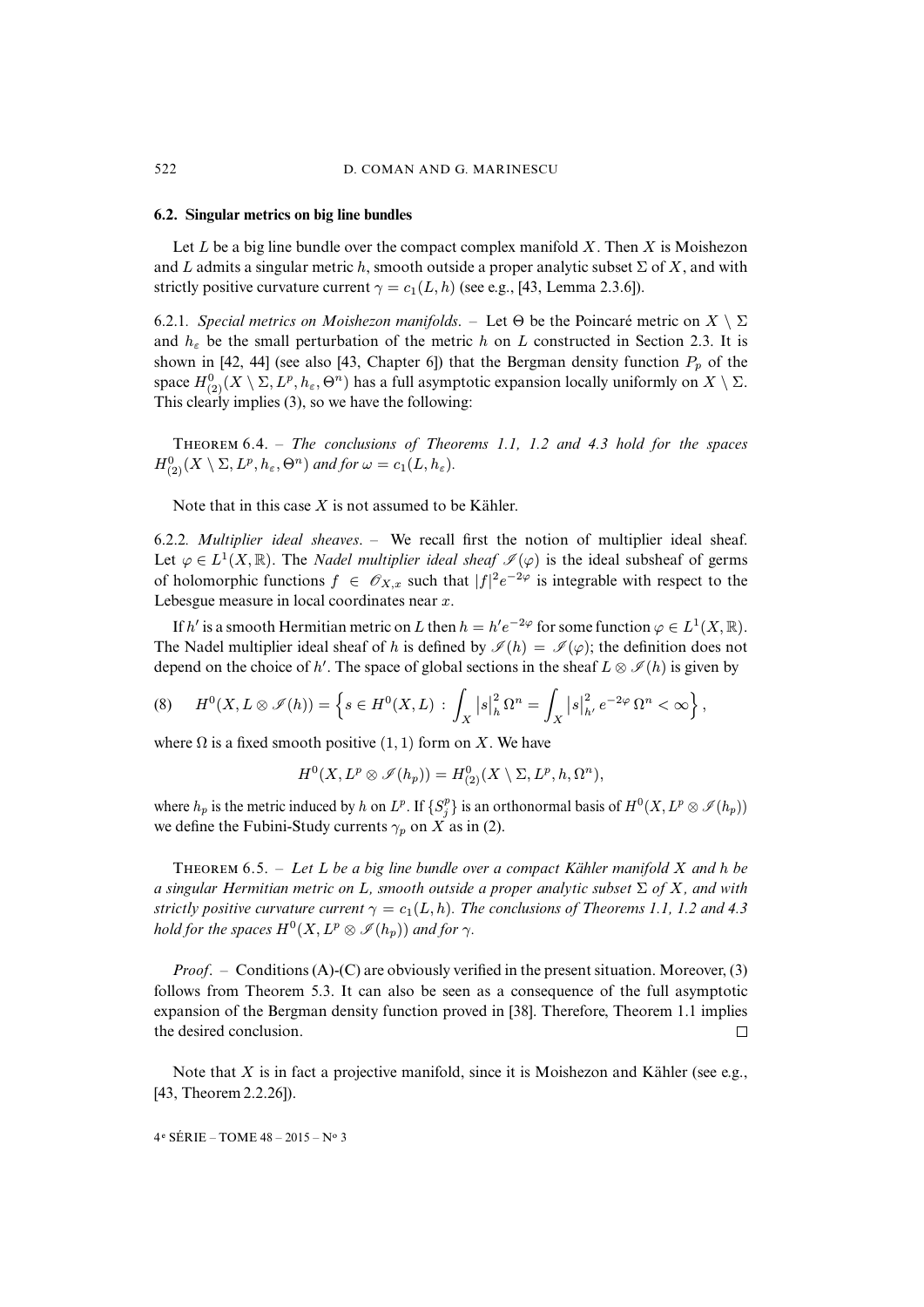### 6.2. Singular metrics on big line bundles

Let $L$ be a big line bundle over the compact complex manifold $X$. Then $X$ is Moishezon and $L$ admits a singular metric $h$, smooth outside a proper analytic subset $\Sigma$ of $X$, and with strictly positive curvature current $\gamma = c_1(L, h)$ (see e.g., [43, Lemma 2.3.6]).

6.2.1. *Special metrics on Moishezon manifolds.* – Let $\Theta$ be the Poincaré metric on $X \setminus \Sigma$ and $h_\varepsilon$ be the small perturbation of the metric $h$ on $L$ constructed in Section 2.3. It is shown in [42, 44] (see also [43, Chapter 6]) that the Bergman density function $P_p$ of the space $H^0_{(2)}(X \setminus \Sigma, L^p, h_\varepsilon, \Theta^n)$ has a full asymptotic expansion locally uniformly on $X \setminus \Sigma$. This clearly implies (3), so we have the following:

Theorem 6.4. – *The conclusions of Theorems 1.1, 1.2 and 4.3 hold for the spaces $H^0_{(2)}(X \setminus \Sigma, L^p, h_\varepsilon, \Theta^n)$ and for $\omega = c_1(L, h_\varepsilon)$.*

Note that in this case $X$ is not assumed to be Kähler.

6.2.2. *Multiplier ideal sheaves.* – We recall first the notion of multiplier ideal sheaf. Let $\varphi \in L^1(X, \mathbb{R})$. The *Nadel multiplier ideal sheaf* $\mathscr{I}(\varphi)$ is the ideal subsheaf of germs of holomorphic functions $f \in \mathscr{O}_{X,x}$ such that $|f|^2 e^{-2\varphi}$ is integrable with respect to the Lebesgue measure in local coordinates near $x$.

If $h'$ is a smooth Hermitian metric on $L$ then $h = h' e^{-2\varphi}$ for some function $\varphi \in L^1(X, \mathbb{R})$. The Nadel multiplier ideal sheaf of $h$ is defined by $\mathscr{I}(h) = \mathscr{I}(\varphi)$; the definition does not depend on the choice of $h'$. The space of global sections in the sheaf $L \otimes \mathscr{I}(h)$ is given by

$$H^0(X, L \otimes \mathscr{I}(h)) = \Big\{ s \in H^0(X, L) \,:\, \int_X |s|^2_h \, \Omega^n = \int_X |s|^2_{h'} \, e^{-2\varphi} \, \Omega^n < \infty \Big\}, \tag{8}$$

where $\Omega$ is a fixed smooth positive $(1,1)$ form on $X$. We have

$$H^0(X, L^p \otimes \mathscr{I}(h_p)) = H^0_{(2)}(X \setminus \Sigma, L^p, h, \Omega^n),$$

where $h_p$ is the metric induced by $h$ on $L^p$. If $\{S^p_j\}$ is an orthonormal basis of $H^0(X, L^p \otimes \mathscr{I}(h_p))$ we define the Fubini-Study currents $\gamma_p$ on $X$ as in (2).

Theorem 6.5. – *Let $L$ be a big line bundle over a compact Kähler manifold $X$ and $h$ be a singular Hermitian metric on $L$, smooth outside a proper analytic subset $\Sigma$ of $X$, and with strictly positive curvature current $\gamma = c_1(L, h)$. The conclusions of Theorems 1.1, 1.2 and 4.3 hold for the spaces $H^0(X, L^p \otimes \mathscr{I}(h_p))$ and for $\gamma$.*

*Proof.* – Conditions (A)-(C) are obviously verified in the present situation. Moreover, (3) follows from Theorem 5.3. It can also be seen as a consequence of the full asymptotic expansion of the Bergman density function proved in [38]. Therefore, Theorem 1.1 implies the desired conclusion. □

Note that $X$ is in fact a projective manifold, since it is Moishezon and Kähler (see e.g., [43, Theorem 2.2.26]).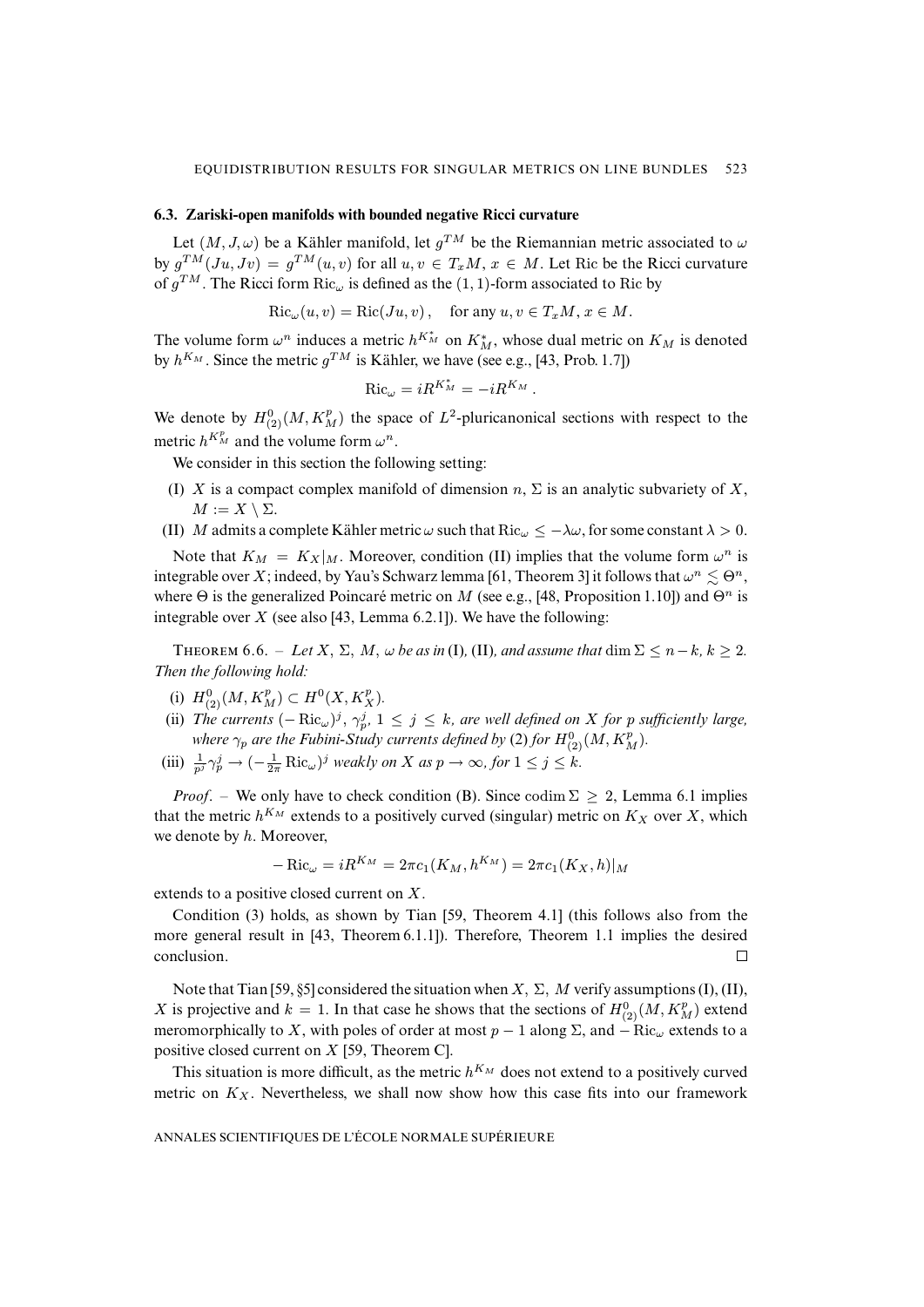### 6.3. Zariski-open manifolds with bounded negative Ricci curvature

Let $(M, J, \omega)$ be a Kähler manifold, let $g^{TM}$ be the Riemannian metric associated to $\omega$ by $g^{TM}(Ju, Jv) = g^{TM}(u, v)$ for all $u, v \in T_xM$, $x \in M$. Let Ric be the Ricci curvature of $g^{TM}$. The Ricci form $\mathrm{Ric}_\omega$ is defined as the $(1,1)$-form associated to Ric by

$$\mathrm{Ric}_\omega(u, v) = \mathrm{Ric}(Ju, v)\,, \quad \text{for any } u, v \in T_xM, \, x \in M.$$

The volume form $\omega^n$ induces a metric $h^{K_M^*}$ on $K_M^*$, whose dual metric on $K_M$ is denoted by $h^{K_M}$. Since the metric $g^{TM}$ is Kähler, we have (see e.g., [43, Prob. 1.7])

$$\mathrm{Ric}_\omega = iR^{K_M^*} = -iR^{K_M}\,.$$

We denote by $H^0_{(2)}(M, K_M^p)$ the space of $L^2$-pluricanonical sections with respect to the metric $h^{K_M^p}$ and the volume form $\omega^n$.

We consider in this section the following setting:

(I) $X$ is a compact complex manifold of dimension $n$, $\Sigma$ is an analytic subvariety of $X$, $M := X \setminus \Sigma$.

(II) $M$ admits a complete Kähler metric $\omega$ such that $\mathrm{Ric}_\omega \leq -\lambda\omega$, for some constant $\lambda > 0$.

Note that $K_M = K_X|_M$. Moreover, condition (II) implies that the volume form $\omega^n$ is integrable over $X$; indeed, by Yau's Schwarz lemma [61, Theorem 3] it follows that $\omega^n \lesssim \Theta^n$, where $\Theta$ is the generalized Poincaré metric on $M$ (see e.g., [48, Proposition 1.10]) and $\Theta^n$ is integrable over $X$ (see also [43, Lemma 6.2.1]). We have the following:

Theorem 6.6. – *Let $X$, $\Sigma$, $M$, $\omega$ be as in* (I), (II)*, and assume that $\dim \Sigma \leq n-k$, $k \geq 2$. Then the following hold:*

(i) $H^0_{(2)}(M, K_M^p) \subset H^0(X, K_X^p)$.

(ii) *The currents $(-\mathrm{Ric}_\omega)^j$, $\gamma_p^j$, $1 \leq j \leq k$, are well defined on $X$ for $p$ sufficiently large, where $\gamma_p$ are the Fubini-Study currents defined by* (2) *for $H^0_{(2)}(M, K_M^p)$.*

(iii) $\frac{1}{p^j}\gamma_p^j \to (-\frac{1}{2\pi}\mathrm{Ric}_\omega)^j$ *weakly on $X$ as $p \to \infty$, for $1 \leq j \leq k$.*

*Proof*. – We only have to check condition (B). Since $\operatorname{codim}\Sigma \geq 2$, Lemma 6.1 implies that the metric $h^{K_M}$ extends to a positively curved (singular) metric on $K_X$ over $X$, which we denote by $h$. Moreover,

$$-\mathrm{Ric}_\omega = iR^{K_M} = 2\pi c_1(K_M, h^{K_M}) = 2\pi c_1(K_X, h)|_M$$

extends to a positive closed current on $X$.

Condition (3) holds, as shown by Tian [59, Theorem 4.1] (this follows also from the more general result in [43, Theorem 6.1.1]). Therefore, Theorem 1.1 implies the desired conclusion. $\square$

Note that Tian [59, §5] considered the situation when $X$, $\Sigma$, $M$ verify assumptions (I), (II), $X$ is projective and $k = 1$. In that case he shows that the sections of $H^0_{(2)}(M, K_M^p)$ extend meromorphically to $X$, with poles of order at most $p-1$ along $\Sigma$, and $-\mathrm{Ric}_\omega$ extends to a positive closed current on $X$ [59, Theorem C].

This situation is more difficult, as the metric $h^{K_M}$ does not extend to a positively curved metric on $K_X$. Nevertheless, we shall now show how this case fits into our framework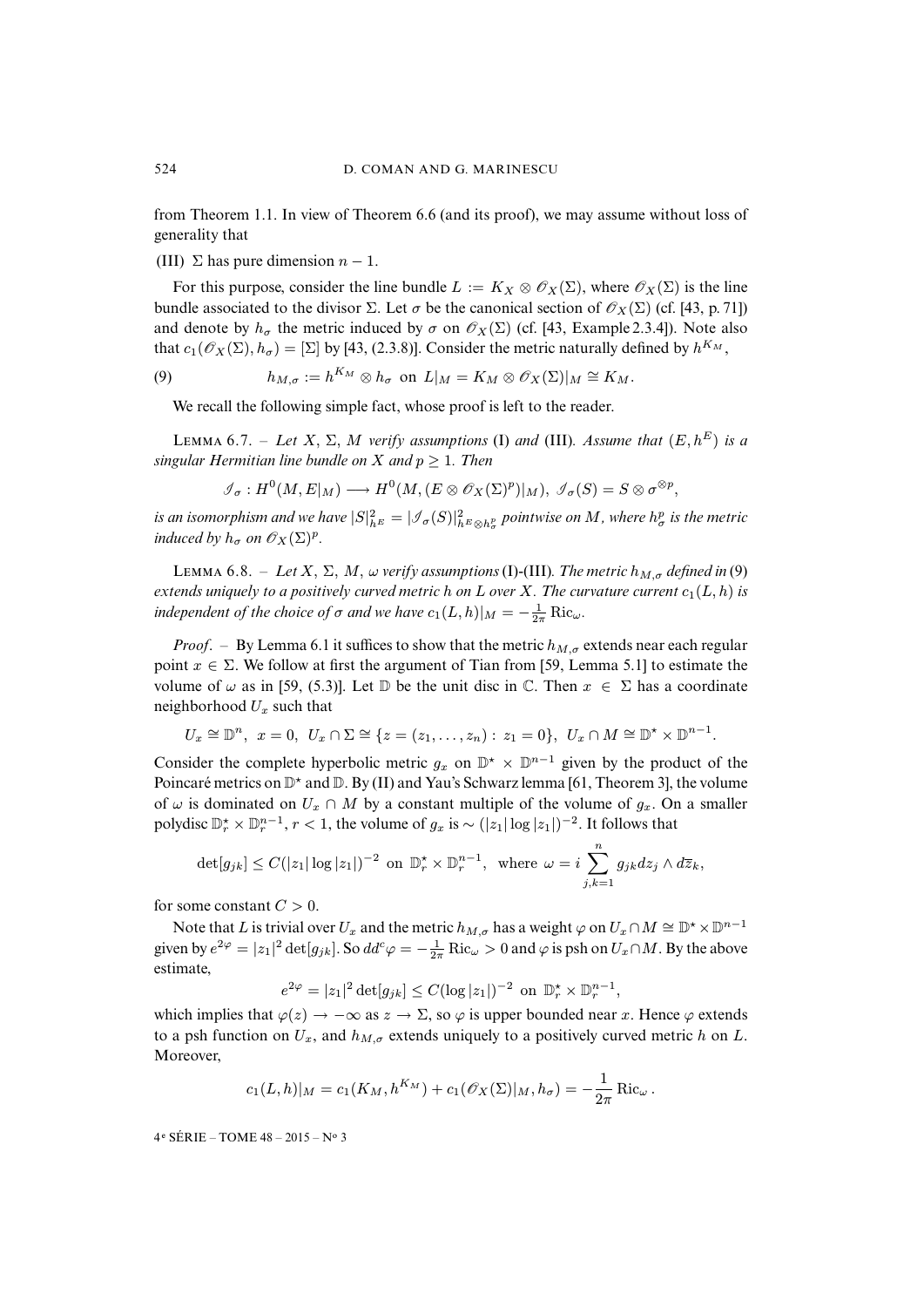from Theorem 1.1. In view of Theorem 6.6 (and its proof), we may assume without loss of generality that

(III) $\Sigma$ has pure dimension $n-1$.

For this purpose, consider the line bundle $L := K_X \otimes \mathscr{O}_X(\Sigma)$, where $\mathscr{O}_X(\Sigma)$ is the line bundle associated to the divisor $\Sigma$. Let $\sigma$ be the canonical section of $\mathscr{O}_X(\Sigma)$ (cf. [43, p. 71]) and denote by $h_\sigma$ the metric induced by $\sigma$ on $\mathscr{O}_X(\Sigma)$ (cf. [43, Example 2.3.4]). Note also that $c_1(\mathscr{O}_X(\Sigma), h_\sigma) = [\Sigma]$ by [43, (2.3.8)]. Consider the metric naturally defined by $h^{K_M}$,

$$h_{M,\sigma} := h^{K_M} \otimes h_\sigma \ \text{ on } \ L|_M = K_M \otimes \mathscr{O}_X(\Sigma)|_M \cong K_M. \tag{9}$$

We recall the following simple fact, whose proof is left to the reader.

Lemma 6.7. – *Let $X$, $\Sigma$, $M$ verify assumptions* (I) *and* (III)*. Assume that $(E, h^E)$ is a singular Hermitian line bundle on $X$ and $p \geq 1$. Then*

$$\mathscr{I}_\sigma : H^0(M, E|_M) \longrightarrow H^0(M, (E \otimes \mathscr{O}_X(\Sigma)^p)|_M),\ \mathscr{I}_\sigma(S) = S \otimes \sigma^{\otimes p},$$

*is an isomorphism and we have $|S|^2_{h^E} = |\mathscr{I}_\sigma(S)|^2_{h^E \otimes h^p_\sigma}$ pointwise on $M$, where $h^p_\sigma$ is the metric induced by $h_\sigma$ on $\mathscr{O}_X(\Sigma)^p$.*

Lemma 6.8. – *Let $X$, $\Sigma$, $M$, $\omega$ verify assumptions* (I)-(III)*. The metric $h_{M,\sigma}$ defined in* (9) *extends uniquely to a positively curved metric $h$ on $L$ over $X$. The curvature current $c_1(L, h)$ is independent of the choice of $\sigma$ and we have $c_1(L, h)|_M = -\frac{1}{2\pi}\operatorname{Ric}_\omega$.*

*Proof*. – By Lemma 6.1 it suffices to show that the metric $h_{M,\sigma}$ extends near each regular point $x \in \Sigma$. We follow at first the argument of Tian from [59, Lemma 5.1] to estimate the volume of $\omega$ as in [59, (5.3)]. Let $\mathbb{D}$ be the unit disc in $\mathbb{C}$. Then $x \in \Sigma$ has a coordinate neighborhood $U_x$ such that

$$U_x \cong \mathbb{D}^n,\ x = 0,\ U_x \cap \Sigma \cong \{z = (z_1, \dots, z_n) :\, z_1 = 0\},\ U_x \cap M \cong \mathbb{D}^\star \times \mathbb{D}^{n-1}.$$

Consider the complete hyperbolic metric $g_x$ on $\mathbb{D}^\star \times \mathbb{D}^{n-1}$ given by the product of the Poincaré metrics on $\mathbb{D}^\star$ and $\mathbb{D}$. By (II) and Yau's Schwarz lemma [61, Theorem 3], the volume of $\omega$ is dominated on $U_x \cap M$ by a constant multiple of the volume of $g_x$. On a smaller polydisc $\mathbb{D}^\star_r \times \mathbb{D}^{n-1}_r$, $r < 1$, the volume of $g_x$ is $\sim (|z_1| \log |z_1|)^{-2}$. It follows that

$$\det[g_{jk}] \leq C(|z_1| \log |z_1|)^{-2} \ \text{ on } \ \mathbb{D}^\star_r \times \mathbb{D}^{n-1}_r, \ \text{ where } \ \omega = i \sum_{j,k=1}^n g_{jk} dz_j \wedge d\overline{z}_k,$$

for some constant $C > 0$.

Note that $L$ is trivial over $U_x$ and the metric $h_{M,\sigma}$ has a weight $\varphi$ on $U_x \cap M \cong \mathbb{D}^\star \times \mathbb{D}^{n-1}$ given by $e^{2\varphi} = |z_1|^2 \det[g_{jk}]$. So $dd^c\varphi = -\frac{1}{2\pi}\operatorname{Ric}_\omega > 0$ and $\varphi$ is psh on $U_x \cap M$. By the above estimate,

$$e^{2\varphi} = |z_1|^2 \det[g_{jk}] \leq C(\log |z_1|)^{-2} \ \text{ on } \ \mathbb{D}^\star_r \times \mathbb{D}^{n-1}_r,$$

which implies that $\varphi(z) \to -\infty$ as $z \to \Sigma$, so $\varphi$ is upper bounded near $x$. Hence $\varphi$ extends to a psh function on $U_x$, and $h_{M,\sigma}$ extends uniquely to a positively curved metric $h$ on $L$. Moreover,

$$c_1(L, h)|_M = c_1(K_M, h^{K_M}) + c_1(\mathscr{O}_X(\Sigma)|_M, h_\sigma) = -\frac{1}{2\pi}\operatorname{Ric}_\omega\,.$$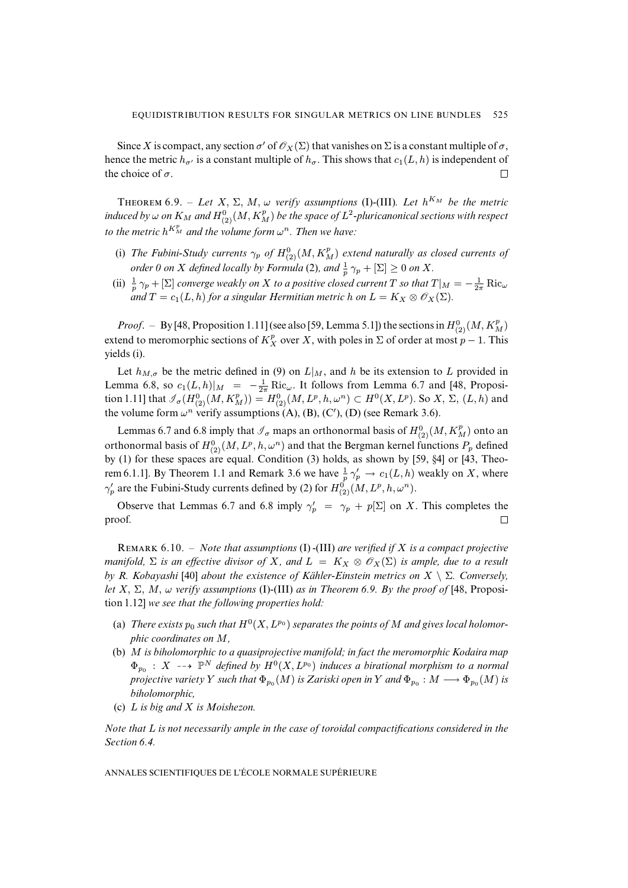Since $X$ is compact, any section $\sigma'$ of $\mathscr{O}_X(\Sigma)$ that vanishes on $\Sigma$ is a constant multiple of $\sigma$, hence the metric $h_{\sigma'}$ is a constant multiple of $h_\sigma$. This shows that $c_1(L,h)$ is independent of the choice of $\sigma$. $\square$

THEOREM 6.9. – *Let $X$, $\Sigma$, $M$, $\omega$ verify assumptions* (I)-(III)*. Let $h^{K_M}$ be the metric induced by $\omega$ on $K_M$ and $H^0_{(2)}(M, K^p_M)$ be the space of $L^2$-pluricanonical sections with respect to the metric $h^{K^p_M}$ and the volume form $\omega^n$. Then we have:*

(i) *The Fubini-Study currents $\gamma_p$ of $H^0_{(2)}(M, K^p_M)$ extend naturally as closed currents of order 0 on $X$ defined locally by Formula* (2)*, and $\frac{1}{p}\gamma_p + [\Sigma] \geq 0$ on $X$.*

(ii) *$\frac{1}{p}\gamma_p + [\Sigma]$ converge weakly on $X$ to a positive closed current $T$ so that $T|_M = -\frac{1}{2\pi}\operatorname{Ric}_\omega$ and $T = c_1(L,h)$ for a singular Hermitian metric $h$ on $L = K_X \otimes \mathscr{O}_X(\Sigma)$.*

*Proof*. – By [48, Proposition 1.11] (see also [59, Lemma 5.1]) the sections in $H^0_{(2)}(M, K^p_M)$ extend to meromorphic sections of $K^p_X$ over $X$, with poles in $\Sigma$ of order at most $p-1$. This yields (i).

Let $h_{M,\sigma}$ be the metric defined in (9) on $L|_M$, and $h$ be its extension to $L$ provided in Lemma 6.8, so $c_1(L,h)|_M = -\frac{1}{2\pi}\operatorname{Ric}_\omega$. It follows from Lemma 6.7 and [48, Proposition 1.11] that $\mathscr{I}_\sigma(H^0_{(2)}(M, K^p_M)) = H^0_{(2)}(M, L^p, h, \omega^n) \subset H^0(X, L^p)$. So $X$, $\Sigma$, $(L,h)$ and the volume form $\omega^n$ verify assumptions (A), (B), (C′), (D) (see Remark 3.6).

Lemmas 6.7 and 6.8 imply that $\mathscr{I}_\sigma$ maps an orthonormal basis of $H^0_{(2)}(M, K^p_M)$ onto an orthonormal basis of $H^0_{(2)}(M, L^p, h, \omega^n)$ and that the Bergman kernel functions $P_p$ defined by (1) for these spaces are equal. Condition (3) holds, as shown by [59, §4] or [43, Theorem 6.1.1]. By Theorem 1.1 and Remark 3.6 we have $\frac{1}{p}\gamma'_p \to c_1(L,h)$ weakly on $X$, where $\gamma'_p$ are the Fubini-Study currents defined by (2) for $H^0_{(2)}(M, L^p, h, \omega^n)$.

Observe that Lemmas 6.7 and 6.8 imply $\gamma'_p = \gamma_p + p[\Sigma]$ on $X$. This completes the proof. $\square$

REMARK 6.10. – *Note that assumptions* (I) -(III) *are verified if $X$ is a compact projective manifold, $\Sigma$ is an effective divisor of $X$, and $L = K_X \otimes \mathscr{O}_X(\Sigma)$ is ample, due to a result by R. Kobayashi* [40] *about the existence of Kähler-Einstein metrics on $X \setminus \Sigma$. Conversely, let $X$, $\Sigma$, $M$, $\omega$ verify assumptions* (I)-(III) *as in Theorem 6.9. By the proof of* [48, Proposition 1.12] *we see that the following properties hold:*

(a) *There exists $p_0$ such that $H^0(X, L^{p_0})$ separates the points of $M$ and gives local holomorphic coordinates on $M$,*

(b) *$M$ is biholomorphic to a quasiprojective manifold; in fact the meromorphic Kodaira map $\Phi_{p_0} : X \dashrightarrow \mathbb{P}^N$ defined by $H^0(X, L^{p_0})$ induces a birational morphism to a normal projective variety $Y$ such that $\Phi_{p_0}(M)$ is Zariski open in $Y$ and $\Phi_{p_0} : M \longrightarrow \Phi_{p_0}(M)$ is biholomorphic,*

(c) *$L$ is big and $X$ is Moishezon.*

*Note that $L$ is not necessarily ample in the case of toroidal compactifications considered in the Section 6.4.*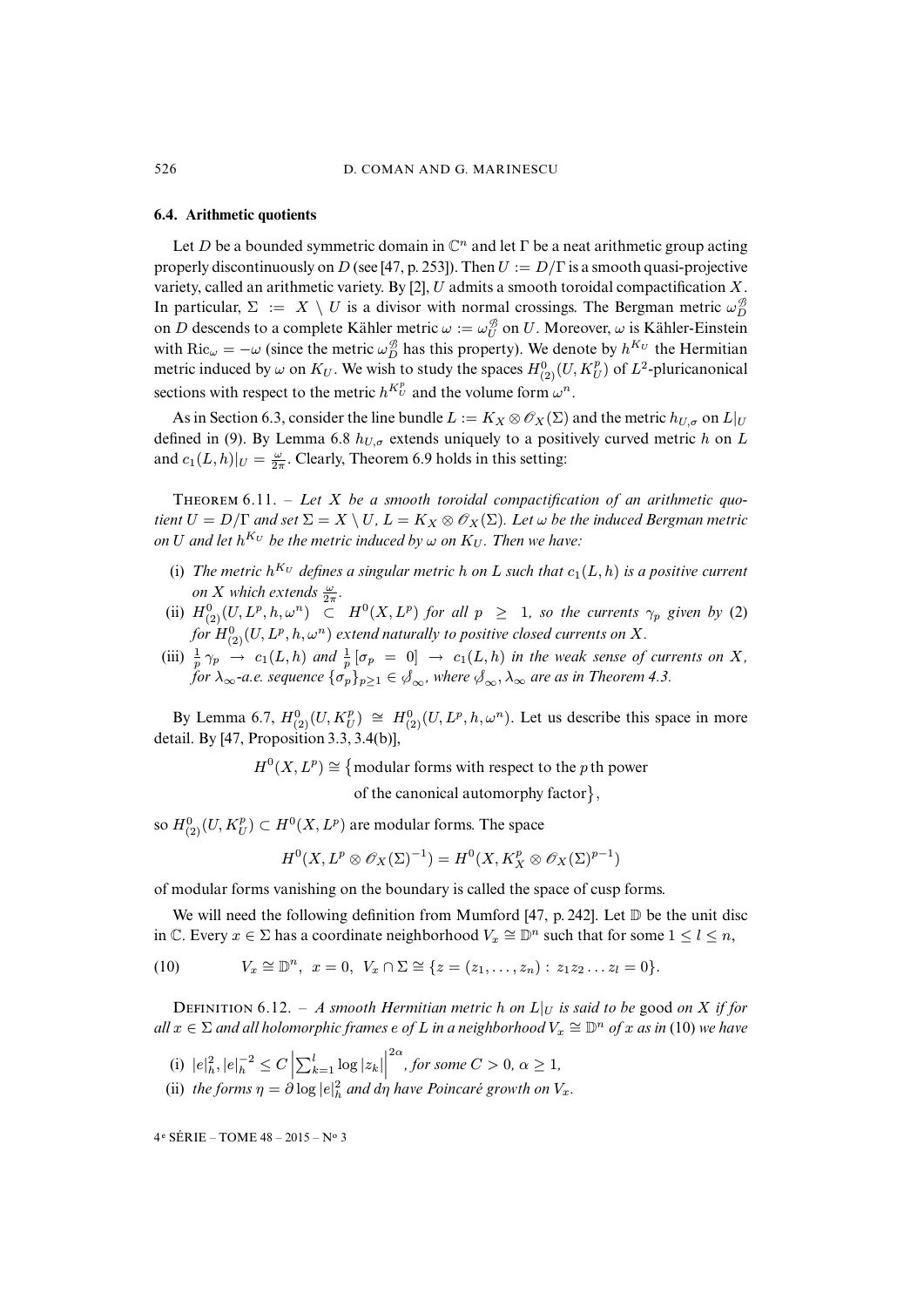### 6.4. Arithmetic quotients

Let $D$ be a bounded symmetric domain in $\mathbb{C}^n$ and let $\Gamma$ be a neat arithmetic group acting properly discontinuously on $D$ (see [47, p. 253]). Then $U := D/\Gamma$ is a smooth quasi-projective variety, called an arithmetic variety. By [2], $U$ admits a smooth toroidal compactification $X$. In particular, $\Sigma := X \setminus U$ is a divisor with normal crossings. The Bergman metric $\omega_D^{\mathscr{B}}$ on $D$ descends to a complete Kähler metric $\omega := \omega_U^{\mathscr{B}}$ on $U$. Moreover, $\omega$ is Kähler-Einstein with $\mathrm{Ric}_\omega = -\omega$ (since the metric $\omega_D^{\mathscr{B}}$ has this property). We denote by $h^{K_U}$ the Hermitian metric induced by $\omega$ on $K_U$. We wish to study the spaces $H^0_{(2)}(U, K_U^p)$ of $L^2$-pluricanonical sections with respect to the metric $h^{K_U^p}$ and the volume form $\omega^n$.

As in Section 6.3, consider the line bundle $L := K_X \otimes \mathscr{O}_X(\Sigma)$ and the metric $h_{U,\sigma}$ on $L|_U$ defined in (9). By Lemma 6.8 $h_{U,\sigma}$ extends uniquely to a positively curved metric $h$ on $L$ and $c_1(L,h)|_U = \frac{\omega}{2\pi}$. Clearly, Theorem 6.9 holds in this setting:

Theorem 6.11. – *Let $X$ be a smooth toroidal compactification of an arithmetic quotient $U = D/\Gamma$ and set $\Sigma = X \setminus U$, $L = K_X \otimes \mathscr{O}_X(\Sigma)$. Let $\omega$ be the induced Bergman metric on $U$ and let $h^{K_U}$ be the metric induced by $\omega$ on $K_U$. Then we have:*

(i) *The metric $h^{K_U}$ defines a singular metric $h$ on $L$ such that $c_1(L,h)$ is a positive current on $X$ which extends $\frac{\omega}{2\pi}$.*

(ii) *$H^0_{(2)}(U, L^p, h, \omega^n) \subset H^0(X, L^p)$ for all $p \geq 1$, so the currents $\gamma_p$ given by (2) for $H^0_{(2)}(U, L^p, h, \omega^n)$ extend naturally to positive closed currents on $X$.*

(iii) *$\frac{1}{p}\gamma_p \to c_1(L,h)$ and $\frac{1}{p}[\sigma_p = 0] \to c_1(L,h)$ in the weak sense of currents on $X$, for $\lambda_\infty$-a.e. sequence $\{\sigma_p\}_{p\geq 1} \in \mathscr{S}_\infty$, where $\mathscr{S}_\infty, \lambda_\infty$ are as in Theorem 4.3.*

By Lemma 6.7, $H^0_{(2)}(U, K_U^p) \cong H^0_{(2)}(U, L^p, h, \omega^n)$. Let us describe this space in more detail. By [47, Proposition 3.3, 3.4(b)],

$$H^0(X, L^p) \cong \{\text{modular forms with respect to the } p\text{th power of the canonical automorphy factor}\},$$

so $H^0_{(2)}(U, K_U^p) \subset H^0(X, L^p)$ are modular forms. The space

$$H^0(X, L^p \otimes \mathscr{O}_X(\Sigma)^{-1}) = H^0(X, K_X^p \otimes \mathscr{O}_X(\Sigma)^{p-1})$$

of modular forms vanishing on the boundary is called the space of cusp forms.

We will need the following definition from Mumford [47, p. 242]. Let $\mathbb{D}$ be the unit disc in $\mathbb{C}$. Every $x \in \Sigma$ has a coordinate neighborhood $V_x \cong \mathbb{D}^n$ such that for some $1 \leq l \leq n$,

$$V_x \cong \mathbb{D}^n,\ x = 0,\ V_x \cap \Sigma \cong \{z = (z_1, \dots, z_n) : z_1 z_2 \dots z_l = 0\}. \tag{10}$$

Definition 6.12. – *A smooth Hermitian metric $h$ on $L|_U$ is said to be* good *on $X$ if for all $x \in \Sigma$ and all holomorphic frames $e$ of $L$ in a neighborhood $V_x \cong \mathbb{D}^n$ of $x$ as in (10) we have*

(i) *$|e|_h^2, |e|_h^{-2} \leq C \left|\sum_{k=1}^{l} \log|z_k|\right|^{2\alpha}$, for some $C > 0$, $\alpha \geq 1$,*

(ii) *the forms $\eta = \partial \log|e|_h^2$ and $d\eta$ have Poincaré growth on $V_x$.*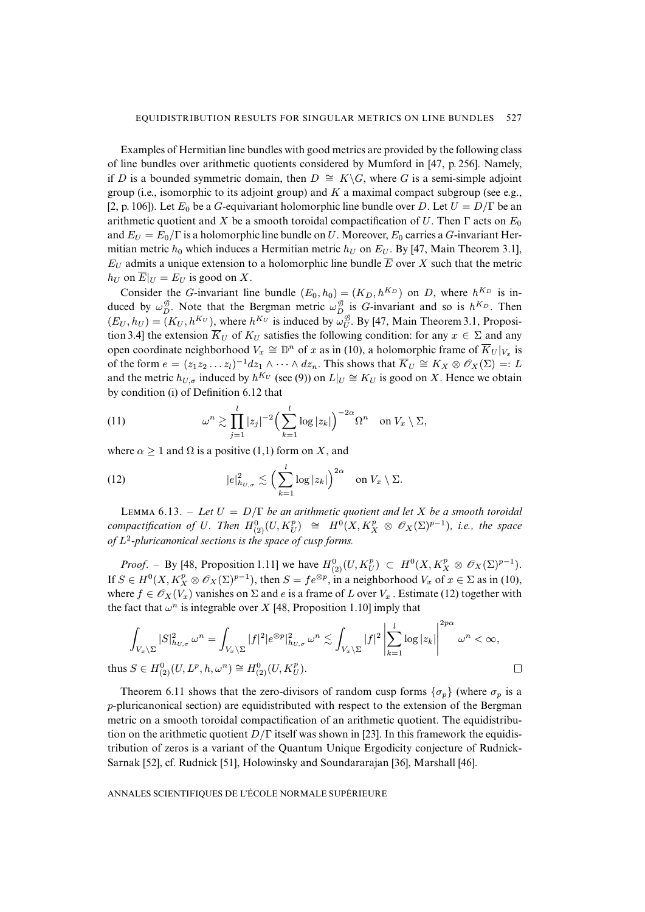Examples of Hermitian line bundles with good metrics are provided by the following class of line bundles over arithmetic quotients considered by Mumford in [47, p. 256]. Namely, if $D$ is a bounded symmetric domain, then $D \cong K\backslash G$, where $G$ is a semi-simple adjoint group (i.e., isomorphic to its adjoint group) and $K$ a maximal compact subgroup (see e.g., [2, p. 106]). Let $E_0$ be a $G$-equivariant holomorphic line bundle over $D$. Let $U = D/\Gamma$ be an arithmetic quotient and $X$ be a smooth toroidal compactification of $U$. Then $\Gamma$ acts on $E_0$ and $E_U = E_0/\Gamma$ is a holomorphic line bundle on $U$. Moreover, $E_0$ carries a $G$-invariant Hermitian metric $h_0$ which induces a Hermitian metric $h_U$ on $E_U$. By [47, Main Theorem 3.1], $E_U$ admits a unique extension to a holomorphic line bundle $\overline{E}$ over $X$ such that the metric $h_U$ on $\overline{E}|_U = E_U$ is good on $X$.

Consider the $G$-invariant line bundle $(E_0, h_0) = (K_D, h^{K_D})$ on $D$, where $h^{K_D}$ is induced by $\omega^{\mathscr{B}}_D$. Note that the Bergman metric $\omega^{\mathscr{B}}_D$ is $G$-invariant and so is $h^{K_D}$. Then $(E_U, h_U) = (K_U, h^{K_U})$, where $h^{K_U}$ is induced by $\omega^{\mathscr{B}}_U$. By [47, Main Theorem 3.1, Proposition 3.4] the extension $\overline{K}_U$ of $K_U$ satisfies the following condition: for any $x \in \Sigma$ and any open coordinate neighborhood $V_x \cong \mathbb{D}^n$ of $x$ as in (10), a holomorphic frame of $\overline{K}_U|_{V_x}$ is of the form $e = (z_1 z_2 \dots z_l)^{-1} dz_1 \wedge \dots \wedge dz_n$. This shows that $\overline{K}_U \cong K_X \otimes \mathscr{O}_X(\Sigma) =: L$ and the metric $h_{U,\sigma}$ induced by $h^{K_U}$ (see (9)) on $L|_U \cong K_U$ is good on $X$. Hence we obtain by condition (i) of Definition 6.12 that

$$\omega^n \gtrsim \prod_{j=1}^{l} |z_j|^{-2} \Big( \sum_{k=1}^{l} \log |z_k| \Big)^{-2\alpha} \Omega^n \quad \text{on } V_x \setminus \Sigma, \tag{11}$$

where $\alpha \geq 1$ and $\Omega$ is a positive (1,1) form on $X$, and

$$|e|^2_{h_{U,\sigma}} \lesssim \Big( \sum_{k=1}^{l} \log |z_k| \Big)^{2\alpha} \quad \text{on } V_x \setminus \Sigma. \tag{12}$$

Lemma 6.13. – *Let $U = D/\Gamma$ be an arithmetic quotient and let $X$ be a smooth toroidal compactification of $U$. Then $H^0_{(2)}(U, K^p_U) \cong H^0(X, K^p_X \otimes \mathscr{O}_X(\Sigma)^{p-1})$, i.e., the space of $L^2$-pluricanonical sections is the space of cusp forms.*

*Proof*. – By [48, Proposition 1.11] we have $H^0_{(2)}(U, K^p_U) \subset H^0(X, K^p_X \otimes \mathscr{O}_X(\Sigma)^{p-1})$. If $S \in H^0(X, K^p_X \otimes \mathscr{O}_X(\Sigma)^{p-1})$, then $S = f e^{\otimes p}$, in a neighborhood $V_x$ of $x \in \Sigma$ as in (10), where $f \in \mathscr{O}_X(V_x)$ vanishes on $\Sigma$ and $e$ is a frame of $L$ over $V_x$. Estimate (12) together with the fact that $\omega^n$ is integrable over $X$ [48, Proposition 1.10] imply that

$$\int_{V_x \setminus \Sigma} |S|^2_{h_{U,\sigma}} \, \omega^n = \int_{V_x \setminus \Sigma} |f|^2 |e^{\otimes p}|^2_{h_{U,\sigma}} \, \omega^n \lesssim \int_{V_x \setminus \Sigma} |f|^2 \left| \sum_{k=1}^{l} \log |z_k| \right|^{2p\alpha} \omega^n < \infty,$$

thus $S \in H^0_{(2)}(U, L^p, h, \omega^n) \cong H^0_{(2)}(U, K^p_U)$. $\square$

Theorem 6.11 shows that the zero-divisors of random cusp forms $\{\sigma_p\}$ (where $\sigma_p$ is a $p$-pluricanonical section) are equidistributed with respect to the extension of the Bergman metric on a smooth toroidal compactification of an arithmetic quotient. The equidistribution on the arithmetic quotient $D/\Gamma$ itself was shown in [23]. In this framework the equidistribution of zeros is a variant of the Quantum Unique Ergodicity conjecture of Rudnick-Sarnak [52], cf. Rudnick [51], Holowinsky and Soundararajan [36], Marshall [46].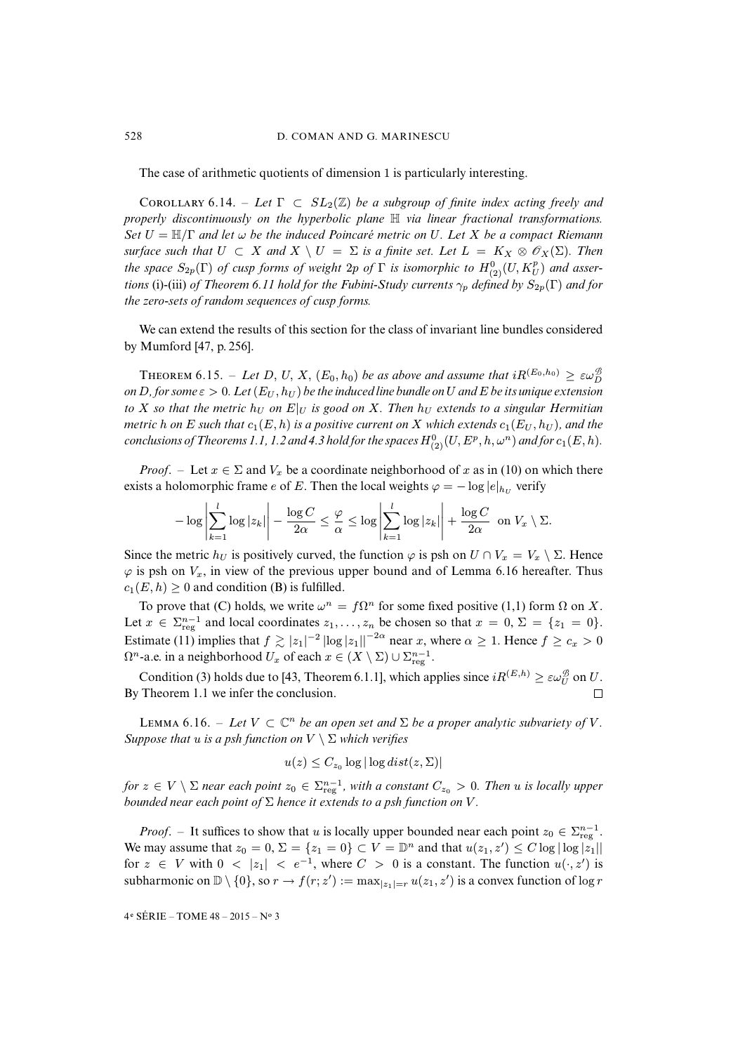The case of arithmetic quotients of dimension 1 is particularly interesting.

Corollary 6.14. – *Let $\Gamma \subset SL_2(\mathbb{Z})$ be a subgroup of finite index acting freely and properly discontinuously on the hyperbolic plane $\mathbb{H}$ via linear fractional transformations. Set $U = \mathbb{H}/\Gamma$ and let $\omega$ be the induced Poincaré metric on $U$. Let $X$ be a compact Riemann surface such that $U \subset X$ and $X \setminus U = \Sigma$ is a finite set. Let $L = K_X \otimes \mathscr{O}_X(\Sigma)$. Then the space $S_{2p}(\Gamma)$ of cusp forms of weight $2p$ of $\Gamma$ is isomorphic to $H^0_{(2)}(U, K^p_U)$ and assertions* (i)-(iii) *of Theorem 6.11 hold for the Fubini-Study currents $\gamma_p$ defined by $S_{2p}(\Gamma)$ and for the zero-sets of random sequences of cusp forms.*

We can extend the results of this section for the class of invariant line bundles considered by Mumford [47, p. 256].

Theorem 6.15. – *Let $D$, $U$, $X$, $(E_0, h_0)$ be as above and assume that $iR^{(E_0,h_0)} \geq \varepsilon\omega^{\mathscr{B}}_D$ on $D$, for some $\varepsilon > 0$. Let $(E_U, h_U)$ be the induced line bundle on $U$ and $E$ be its unique extension to $X$ so that the metric $h_U$ on $E|_U$ is good on $X$. Then $h_U$ extends to a singular Hermitian metric $h$ on $E$ such that $c_1(E, h)$ is a positive current on $X$ which extends $c_1(E_U, h_U)$, and the conclusions of Theorems 1.1, 1.2 and 4.3 hold for the spaces $H^0_{(2)}(U, E^p, h, \omega^n)$ and for $c_1(E, h)$.*

*Proof*. – Let $x \in \Sigma$ and $V_x$ be a coordinate neighborhood of $x$ as in (10) on which there exists a holomorphic frame $e$ of $E$. Then the local weights $\varphi = -\log|e|_{h_U}$ verify

$$-\log\left|\sum_{k=1}^{l}\log|z_k|\right| - \frac{\log C}{2\alpha} \leq \frac{\varphi}{\alpha} \leq \log\left|\sum_{k=1}^{l}\log|z_k|\right| + \frac{\log C}{2\alpha} \text{ on } V_x \setminus \Sigma.$$

Since the metric $h_U$ is positively curved, the function $\varphi$ is psh on $U \cap V_x = V_x \setminus \Sigma$. Hence $\varphi$ is psh on $V_x$, in view of the previous upper bound and of Lemma 6.16 hereafter. Thus $c_1(E, h) \geq 0$ and condition (B) is fulfilled.

To prove that (C) holds, we write $\omega^n = f\Omega^n$ for some fixed positive (1,1) form $\Omega$ on $X$. Let $x \in \Sigma^{n-1}_{\rm reg}$ and local coordinates $z_1, \ldots, z_n$ be chosen so that $x = 0$, $\Sigma = \{z_1 = 0\}$. Estimate (11) implies that $f \gtrsim |z_1|^{-2}\,|\log|z_1||^{-2\alpha}$ near $x$, where $\alpha \geq 1$. Hence $f \geq c_x > 0$ $\Omega^n$-a.e. in a neighborhood $U_x$ of each $x \in (X \setminus \Sigma) \cup \Sigma^{n-1}_{\rm reg}$.

Condition (3) holds due to [43, Theorem 6.1.1], which applies since $iR^{(E,h)} \geq \varepsilon\omega^{\mathscr{B}}_U$ on $U$. By Theorem 1.1 we infer the conclusion. □

Lemma 6.16. – *Let $V \subset \mathbb{C}^n$ be an open set and $\Sigma$ be a proper analytic subvariety of $V$. Suppose that $u$ is a psh function on $V \setminus \Sigma$ which verifies*

$$u(z) \leq C_{z_0}\log|\log dist(z, \Sigma)|$$

*for $z \in V \setminus \Sigma$ near each point $z_0 \in \Sigma^{n-1}_{\rm reg}$, with a constant $C_{z_0} > 0$. Then $u$ is locally upper bounded near each point of $\Sigma$ hence it extends to a psh function on $V$.*

*Proof*. – It suffices to show that $u$ is locally upper bounded near each point $z_0 \in \Sigma^{n-1}_{\rm reg}$. We may assume that $z_0 = 0$, $\Sigma = \{z_1 = 0\} \subset V = \mathbb{D}^n$ and that $u(z_1, z') \leq C\log|\log|z_1||$ for $z \in V$ with $0 < |z_1| < e^{-1}$, where $C > 0$ is a constant. The function $u(\cdot, z')$ is subharmonic on $\mathbb{D} \setminus \{0\}$, so $r \to f(r; z') := \max_{|z_1|=r} u(z_1, z')$ is a convex function of $\log r$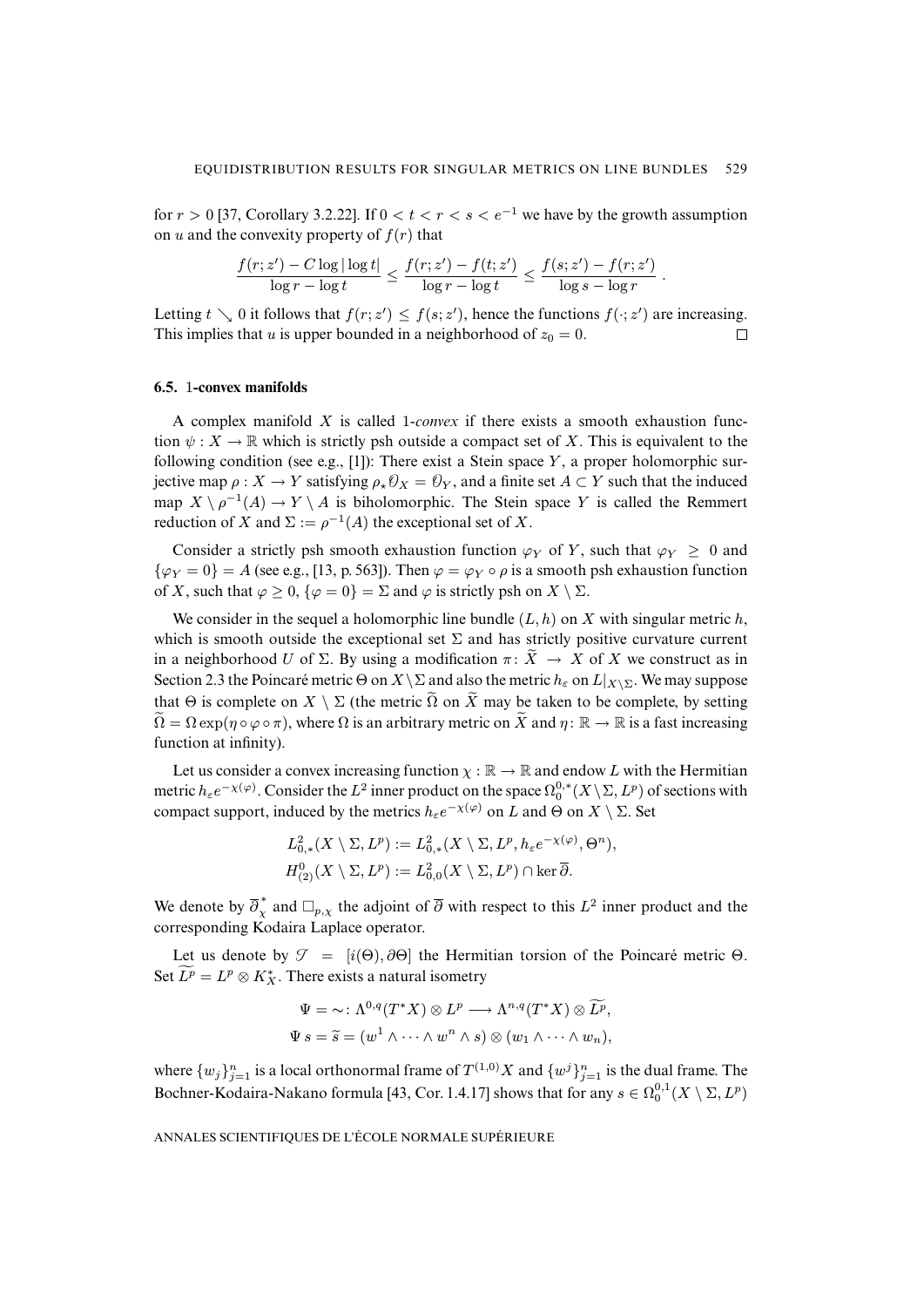for $r > 0$ [37, Corollary 3.2.22]. If $0 < t < r < s < e^{-1}$ we have by the growth assumption on $u$ and the convexity property of $f(r)$ that

$$\frac{f(r;z') - C\log|\log t|}{\log r - \log t} \leq \frac{f(r;z') - f(t;z')}{\log r - \log t} \leq \frac{f(s;z') - f(r;z')}{\log s - \log r}\,.$$

Letting $t \searrow 0$ it follows that $f(r;z') \leq f(s;z')$, hence the functions $f(\cdot;z')$ are increasing. This implies that $u$ is upper bounded in a neighborhood of $z_0 = 0$. □

### 6.5. 1-convex manifolds

A complex manifold $X$ is called 1-*convex* if there exists a smooth exhaustion function $\psi : X \to \mathbb{R}$ which is strictly psh outside a compact set of $X$. This is equivalent to the following condition (see e.g., [1]): There exist a Stein space $Y$, a proper holomorphic surjective map $\rho : X \to Y$ satisfying $\rho_\star \mathscr{O}_X = \mathscr{O}_Y$, and a finite set $A \subset Y$ such that the induced map $X \setminus \rho^{-1}(A) \to Y \setminus A$ is biholomorphic. The Stein space $Y$ is called the Remmert reduction of $X$ and $\Sigma := \rho^{-1}(A)$ the exceptional set of $X$.

Consider a strictly psh smooth exhaustion function $\varphi_Y$ of $Y$, such that $\varphi_Y \geq 0$ and $\{\varphi_Y = 0\} = A$ (see e.g., [13, p. 563]). Then $\varphi = \varphi_Y \circ \rho$ is a smooth psh exhaustion function of $X$, such that $\varphi \geq 0$, $\{\varphi = 0\} = \Sigma$ and $\varphi$ is strictly psh on $X \setminus \Sigma$.

We consider in the sequel a holomorphic line bundle $(L, h)$ on $X$ with singular metric $h$, which is smooth outside the exceptional set $\Sigma$ and has strictly positive curvature current in a neighborhood $U$ of $\Sigma$. By using a modification $\pi \colon \widetilde{X} \to X$ of $X$ we construct as in Section 2.3 the Poincaré metric $\Theta$ on $X \setminus \Sigma$ and also the metric $h_\varepsilon$ on $L|_{X\setminus\Sigma}$. We may suppose that $\Theta$ is complete on $X \setminus \Sigma$ (the metric $\widetilde{\Omega}$ on $\widetilde{X}$ may be taken to be complete, by setting $\widetilde{\Omega} = \Omega \exp(\eta \circ \varphi \circ \pi)$, where $\Omega$ is an arbitrary metric on $\widetilde{X}$ and $\eta \colon \mathbb{R} \to \mathbb{R}$ is a fast increasing function at infinity).

Let us consider a convex increasing function $\chi : \mathbb{R} \to \mathbb{R}$ and endow $L$ with the Hermitian metric $h_\varepsilon e^{-\chi(\varphi)}$. Consider the $L^2$ inner product on the space $\Omega_0^{0,*}(X\setminus\Sigma, L^p)$ of sections with compact support, induced by the metrics $h_\varepsilon e^{-\chi(\varphi)}$ on $L$ and $\Theta$ on $X \setminus \Sigma$. Set

$$L^2_{0,*}(X \setminus \Sigma, L^p) := L^2_{0,*}(X \setminus \Sigma, L^p, h_\varepsilon e^{-\chi(\varphi)}, \Theta^n),$$
$$H^0_{(2)}(X \setminus \Sigma, L^p) := L^2_{0,0}(X \setminus \Sigma, L^p) \cap \ker \overline{\partial}.$$

We denote by $\overline{\partial}^*_\chi$ and $\square_{p,\chi}$ the adjoint of $\overline{\partial}$ with respect to this $L^2$ inner product and the corresponding Kodaira Laplace operator.

Let us denote by $\mathscr{T} = [i(\Theta), \partial\Theta]$ the Hermitian torsion of the Poincaré metric $\Theta$. Set $\widetilde{L^p} = L^p \otimes K^*_X$. There exists a natural isometry

$$\Psi = \sim \colon \Lambda^{0,q}(T^*X) \otimes L^p \longrightarrow \Lambda^{n,q}(T^*X) \otimes \widetilde{L^p},$$
$$\Psi\, s = \widetilde{s} = (w^1 \wedge \cdots \wedge w^n \wedge s) \otimes (w_1 \wedge \cdots \wedge w_n),$$

where $\{w_j\}_{j=1}^n$ is a local orthonormal frame of $T^{(1,0)}X$ and $\{w^j\}_{j=1}^n$ is the dual frame. The Bochner-Kodaira-Nakano formula [43, Cor. 1.4.17] shows that for any $s \in \Omega_0^{0,1}(X \setminus \Sigma, L^p)$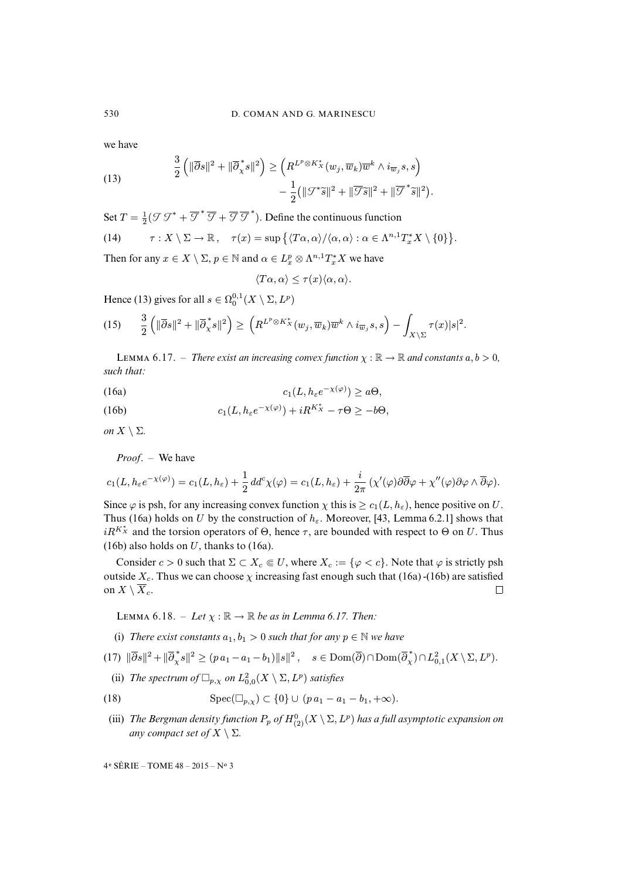we have

$$\frac{3}{2}\Big(\|\overline{\partial}s\|^2+\|\overline{\partial}^*_\chi s\|^2\Big)\geq\Big(R^{L^p\otimes K^*_X}(w_j,\overline{w}_k)\overline{w}^k\wedge i_{\overline{w}_j}s,s\Big)-\frac{1}{2}\big(\|\mathscr{T}^*\widetilde{s}\|^2+\|\overline{\mathscr{T}}\widetilde{s}\|^2+\|\overline{\mathscr{T}}^*\widetilde{s}\|^2\big). \tag{13}$$

Set $T=\frac{1}{2}(\mathscr{T}\mathscr{T}^*+\overline{\mathscr{T}}^*\overline{\mathscr{T}}+\overline{\mathscr{T}}\,\overline{\mathscr{T}}^*)$. Define the continuous function

$$\tau:X\setminus\Sigma\to\mathbb{R}\,,\quad \tau(x)=\sup\big\{\langle T\alpha,\alpha\rangle/\langle\alpha,\alpha\rangle:\alpha\in\Lambda^{n,1}T^*_xX\setminus\{0\}\big\}. \tag{14}$$

Then for any $x\in X\setminus\Sigma$, $p\in\mathbb{N}$ and $\alpha\in L^p_x\otimes\Lambda^{n,1}T^*_xX$ we have

$$\langle T\alpha,\alpha\rangle\leq\tau(x)\langle\alpha,\alpha\rangle.$$

Hence (13) gives for all $s\in\Omega^{0,1}_0(X\setminus\Sigma,L^p)$

$$\frac{3}{2}\Big(\|\overline{\partial}s\|^2+\|\overline{\partial}^*_\chi s\|^2\Big)\geq\Big(R^{L^p\otimes K^*_X}(w_j,\overline{w}_k)\overline{w}^k\wedge i_{\overline{w}_j}s,s\Big)-\int_{X\setminus\Sigma}\tau(x)|s|^2. \tag{15}$$

LEMMA 6.17. – *There exist an increasing convex function $\chi:\mathbb{R}\to\mathbb{R}$ and constants $a,b>0$, such that:*

$$c_1(L,h_\varepsilon e^{-\chi(\varphi)})\geq a\Theta, \tag{16a}$$

$$c_1(L,h_\varepsilon e^{-\chi(\varphi)})+iR^{K^*_X}-\tau\Theta\geq -b\Theta, \tag{16b}$$

*on $X\setminus\Sigma$.*

*Proof*. – We have

$$c_1(L,h_\varepsilon e^{-\chi(\varphi)})=c_1(L,h_\varepsilon)+\frac{1}{2}\,dd^c\chi(\varphi)=c_1(L,h_\varepsilon)+\frac{i}{2\pi}\,(\chi'(\varphi)\partial\overline{\partial}\varphi+\chi''(\varphi)\partial\varphi\wedge\overline{\partial}\varphi).$$

Since $\varphi$ is psh, for any increasing convex function $\chi$ this is $\geq c_1(L,h_\varepsilon)$, hence positive on $U$. Thus (16a) holds on $U$ by the construction of $h_\varepsilon$. Moreover, [43, Lemma 6.2.1] shows that $iR^{K^*_X}$ and the torsion operators of $\Theta$, hence $\tau$, are bounded with respect to $\Theta$ on $U$. Thus (16b) also holds on $U$, thanks to (16a).

Consider $c>0$ such that $\Sigma\subset X_c\Subset U$, where $X_c:=\{\varphi<c\}$. Note that $\varphi$ is strictly psh outside $X_c$. Thus we can choose $\chi$ increasing fast enough such that (16a) -(16b) are satisfied on $X\setminus\overline{X}_c$. ☐

LEMMA 6.18. – *Let $\chi:\mathbb{R}\to\mathbb{R}$ be as in Lemma 6.17. Then:*

(i) *There exist constants $a_1,b_1>0$ such that for any $p\in\mathbb{N}$ we have*

$$\|\overline{\partial}s\|^2+\|\overline{\partial}^*_\chi s\|^2\geq(p\,a_1-a_1-b_1)\|s\|^2\,,\quad s\in\operatorname{Dom}(\overline{\partial})\cap\operatorname{Dom}(\overline{\partial}^*_\chi)\cap L^2_{0,1}(X\setminus\Sigma,L^p). \tag{17}$$

(ii) *The spectrum of $\square_{p,\chi}$ on $L^2_{0,0}(X\setminus\Sigma,L^p)$ satisfies*

$$\operatorname{Spec}(\square_{p,\chi})\subset\{0\}\cup(p\,a_1-a_1-b_1,+\infty). \tag{18}$$

(iii) *The Bergman density function $P_p$ of $H^0_{(2)}(X\setminus\Sigma,L^p)$ has a full asymptotic expansion on any compact set of $X\setminus\Sigma$.*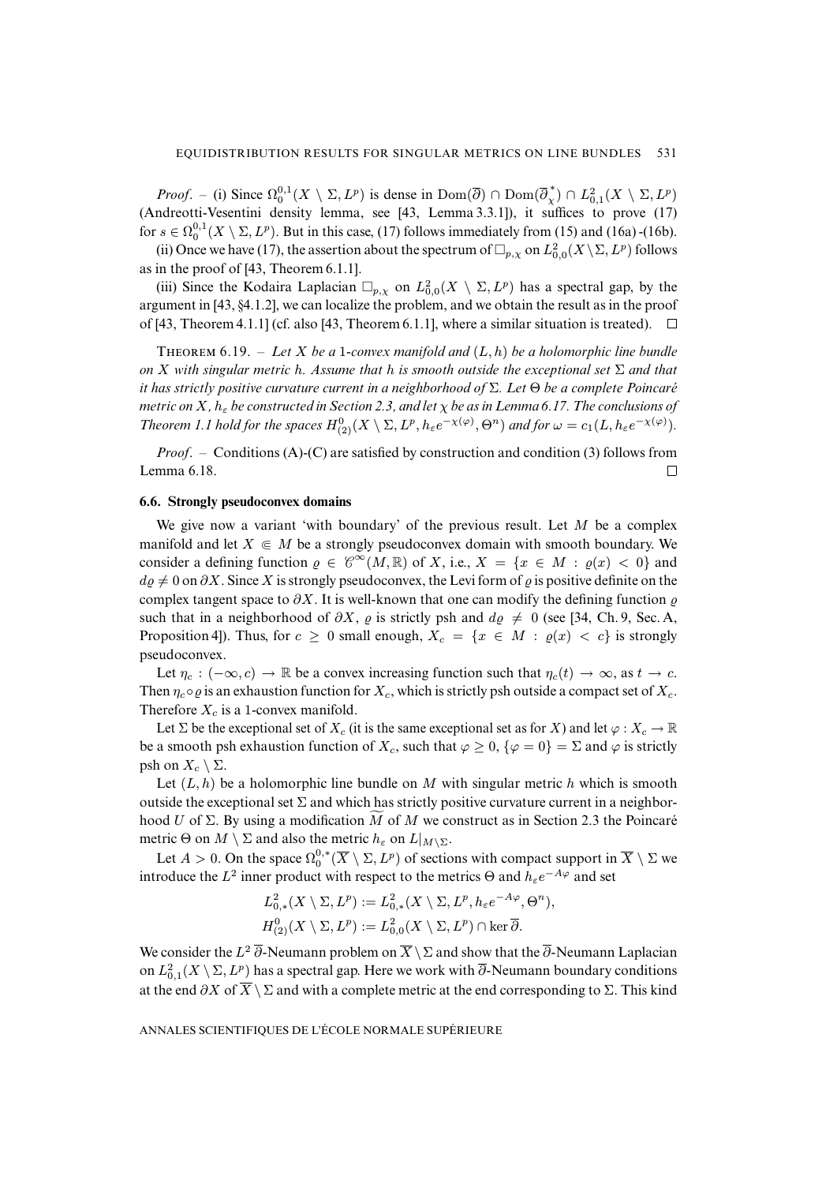*Proof*. – (i) Since $\Omega_0^{0,1}(X \setminus \Sigma, L^p)$ is dense in $\mathrm{Dom}(\overline{\partial}) \cap \mathrm{Dom}(\overline{\partial}^*_\chi) \cap L^2_{0,1}(X \setminus \Sigma, L^p)$ (Andreotti-Vesentini density lemma, see [43, Lemma 3.3.1]), it suffices to prove (17) for $s \in \Omega_0^{0,1}(X \setminus \Sigma, L^p)$. But in this case, (17) follows immediately from (15) and (16a)-(16b).

(ii) Once we have (17), the assertion about the spectrum of $\square_{p,\chi}$ on $L^2_{0,0}(X \setminus \Sigma, L^p)$ follows as in the proof of [43, Theorem 6.1.1].

(iii) Since the Kodaira Laplacian $\square_{p,\chi}$ on $L^2_{0,0}(X \setminus \Sigma, L^p)$ has a spectral gap, by the argument in [43, §4.1.2], we can localize the problem, and we obtain the result as in the proof of [43, Theorem 4.1.1] (cf. also [43, Theorem 6.1.1], where a similar situation is treated). $\square$

THEOREM 6.19. – *Let $X$ be a 1-convex manifold and $(L, h)$ be a holomorphic line bundle on $X$ with singular metric $h$. Assume that $h$ is smooth outside the exceptional set $\Sigma$ and that it has strictly positive curvature current in a neighborhood of $\Sigma$. Let $\Theta$ be a complete Poincaré metric on $X$, $h_\varepsilon$ be constructed in Section 2.3, and let $\chi$ be as in Lemma 6.17. The conclusions of Theorem 1.1 hold for the spaces $H^0_{(2)}(X \setminus \Sigma, L^p, h_\varepsilon e^{-\chi(\varphi)}, \Theta^n)$ and for $\omega = c_1(L, h_\varepsilon e^{-\chi(\varphi)})$.*

*Proof*. – Conditions (A)-(C) are satisfied by construction and condition (3) follows from Lemma 6.18. $\square$

### 6.6. Strongly pseudoconvex domains

We give now a variant 'with boundary' of the previous result. Let $M$ be a complex manifold and let $X \Subset M$ be a strongly pseudoconvex domain with smooth boundary. We consider a defining function $\varrho \in \mathscr{C}^\infty(M, \mathbb{R})$ of $X$, i.e., $X = \{x \in M : \varrho(x) < 0\}$ and $d\varrho \neq 0$ on $\partial X$. Since $X$ is strongly pseudoconvex, the Levi form of $\varrho$ is positive definite on the complex tangent space to $\partial X$. It is well-known that one can modify the defining function $\varrho$ such that in a neighborhood of $\partial X$, $\varrho$ is strictly psh and $d\varrho \neq 0$ (see [34, Ch. 9, Sec. A, Proposition 4]). Thus, for $c \geq 0$ small enough, $X_c = \{x \in M : \varrho(x) < c\}$ is strongly pseudoconvex.

Let $\eta_c : (-\infty, c) \to \mathbb{R}$ be a convex increasing function such that $\eta_c(t) \to \infty$, as $t \to c$. Then $\eta_c \circ \varrho$ is an exhaustion function for $X_c$, which is strictly psh outside a compact set of $X_c$. Therefore $X_c$ is a 1-convex manifold.

Let $\Sigma$ be the exceptional set of $X_c$ (it is the same exceptional set as for $X$) and let $\varphi : X_c \to \mathbb{R}$ be a smooth psh exhaustion function of $X_c$, such that $\varphi \geq 0$, $\{\varphi = 0\} = \Sigma$ and $\varphi$ is strictly psh on $X_c \setminus \Sigma$.

Let $(L, h)$ be a holomorphic line bundle on $M$ with singular metric $h$ which is smooth outside the exceptional set $\Sigma$ and which has strictly positive curvature current in a neighborhood $U$ of $\Sigma$. By using a modification $\widetilde{M}$ of $M$ we construct as in Section 2.3 the Poincaré metric $\Theta$ on $M \setminus \Sigma$ and also the metric $h_\varepsilon$ on $L|_{M \setminus \Sigma}$.

Let $A > 0$. On the space $\Omega_0^{0,*}(\overline{X} \setminus \Sigma, L^p)$ of sections with compact support in $\overline{X} \setminus \Sigma$ we introduce the $L^2$ inner product with respect to the metrics $\Theta$ and $h_\varepsilon e^{-A\varphi}$ and set

$$
\begin{aligned}
L^2_{0,*}(X \setminus \Sigma, L^p) &:= L^2_{0,*}(X \setminus \Sigma, L^p, h_\varepsilon e^{-A\varphi}, \Theta^n), \\
H^0_{(2)}(X \setminus \Sigma, L^p) &:= L^2_{0,0}(X \setminus \Sigma, L^p) \cap \ker \overline{\partial}.
\end{aligned}
$$

We consider the $L^2$ $\overline{\partial}$-Neumann problem on $\overline{X} \setminus \Sigma$ and show that the $\overline{\partial}$-Neumann Laplacian on $L^2_{0,1}(X \setminus \Sigma, L^p)$ has a spectral gap. Here we work with $\overline{\partial}$-Neumann boundary conditions at the end $\partial X$ of $\overline{X} \setminus \Sigma$ and with a complete metric at the end corresponding to $\Sigma$. This kind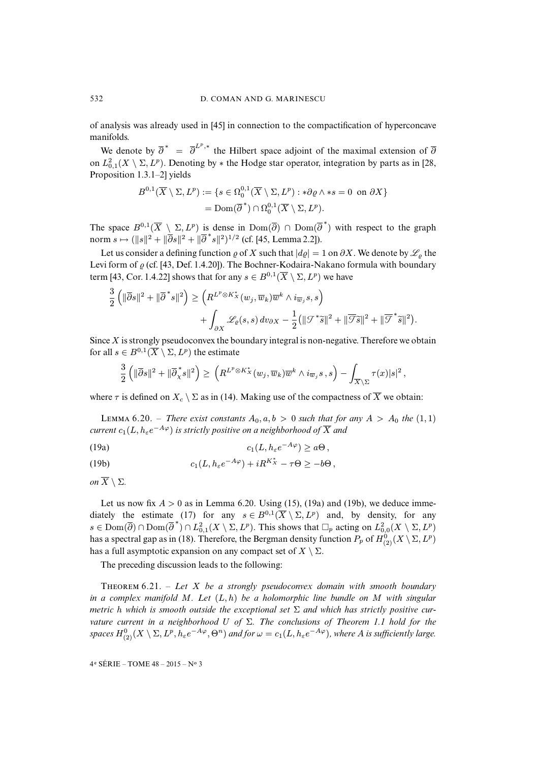of analysis was already used in [45] in connection to the compactification of hyperconcave manifolds.

We denote by $\overline{\partial}^* = \overline{\partial}^{L^p,*}$ the Hilbert space adjoint of the maximal extension of $\overline{\partial}$ on $L^2_{0,1}(X \setminus \Sigma, L^p)$. Denoting by $*$ the Hodge star operator, integration by parts as in [28, Proposition 1.3.1–2] yields

$$\begin{aligned} B^{0,1}(\overline{X} \setminus \Sigma, L^p) &:= \{s \in \Omega^{0,1}_0(\overline{X} \setminus \Sigma, L^p) : *\partial\varrho \wedge *s = 0 \text{ on } \partial X\} \\ &= \operatorname{Dom}(\overline{\partial}^*) \cap \Omega^{0,1}_0(\overline{X} \setminus \Sigma, L^p). \end{aligned}$$

The space $B^{0,1}(\overline{X} \setminus \Sigma, L^p)$ is dense in $\operatorname{Dom}(\overline{\partial}) \cap \operatorname{Dom}(\overline{\partial}^*)$ with respect to the graph norm $s \mapsto (\|s\|^2 + \|\overline{\partial}s\|^2 + \|\overline{\partial}^* s\|^2)^{1/2}$ (cf. [45, Lemma 2.2]).

Let us consider a defining function $\varrho$ of $X$ such that $|d\varrho| = 1$ on $\partial X$. We denote by $\mathscr{L}_\varrho$ the Levi form of $\varrho$ (cf. [43, Def. 1.4.20]). The Bochner-Kodaira-Nakano formula with boundary term [43, Cor. 1.4.22] shows that for any $s \in B^{0,1}(\overline{X} \setminus \Sigma, L^p)$ we have

$$\begin{aligned} \frac{3}{2}\left(\|\overline{\partial}s\|^2 + \|\overline{\partial}^* s\|^2\right) \geq \Big(R^{L^p \otimes K^*_X}(w_j, \overline{w}_k)\overline{w}^k \wedge i_{\overline{w}_j} s, s\Big) \\ + \int_{\partial X} \mathscr{L}_\varrho(s,s)\, dv_{\partial X} - \frac{1}{2}\big(\|\mathscr{T}^* \widetilde{s}\|^2 + \|\overline{\mathscr{T}}\widetilde{s}\|^2 + \|\overline{\mathscr{T}}^* \widetilde{s}\|^2\big). \end{aligned}$$

Since $X$ is strongly pseudoconvex the boundary integral is non-negative. Therefore we obtain for all $s \in B^{0,1}(\overline{X} \setminus \Sigma, L^p)$ the estimate

$$\frac{3}{2}\left(\|\overline{\partial}s\|^2 + \|\overline{\partial}^*_\chi s\|^2\right) \geq \Big(R^{L^p \otimes K^*_X}(w_j, \overline{w}_k)\overline{w}^k \wedge i_{\overline{w}_j} s\,, s\Big) - \int_{\overline{X} \setminus \Sigma} \tau(x)|s|^2\,,$$

where $\tau$ is defined on $X_c \setminus \Sigma$ as in (14). Making use of the compactness of $\overline{X}$ we obtain:

Lemma 6.20. – *There exist constants $A_0, a, b > 0$ such that for any $A > A_0$ the $(1,1)$ current $c_1(L, h_\varepsilon e^{-A\varphi})$ is strictly positive on a neighborhood of $\overline{X}$ and*

$$c_1(L, h_\varepsilon e^{-A\varphi}) \geq a\Theta\,, \tag{19a}$$

$$c_1(L, h_\varepsilon e^{-A\varphi}) + iR^{K^*_X} - \tau\Theta \geq -b\Theta\,, \tag{19b}$$

*on $\overline{X} \setminus \Sigma$.*

Let us now fix $A > 0$ as in Lemma 6.20. Using (15), (19a) and (19b), we deduce immediately the estimate (17) for any $s \in B^{0,1}(\overline{X} \setminus \Sigma, L^p)$ and, by density, for any $s \in \operatorname{Dom}(\overline{\partial}) \cap \operatorname{Dom}(\overline{\partial}^*) \cap L^2_{0,1}(X \setminus \Sigma, L^p)$. This shows that $\square_p$ acting on $L^2_{0,0}(X \setminus \Sigma, L^p)$ has a spectral gap as in (18). Therefore, the Bergman density function $P_p$ of $H^0_{(2)}(X \setminus \Sigma, L^p)$ has a full asymptotic expansion on any compact set of $X \setminus \Sigma$.

The preceding discussion leads to the following:

Theorem 6.21. – *Let $X$ be a strongly pseudoconvex domain with smooth boundary in a complex manifold $M$. Let $(L,h)$ be a holomorphic line bundle on $M$ with singular metric $h$ which is smooth outside the exceptional set $\Sigma$ and which has strictly positive curvature current in a neighborhood $U$ of $\Sigma$. The conclusions of Theorem 1.1 hold for the spaces $H^0_{(2)}(X \setminus \Sigma, L^p, h_\varepsilon e^{-A\varphi}, \Theta^n)$ and for $\omega = c_1(L, h_\varepsilon e^{-A\varphi})$, where $A$ is sufficiently large.*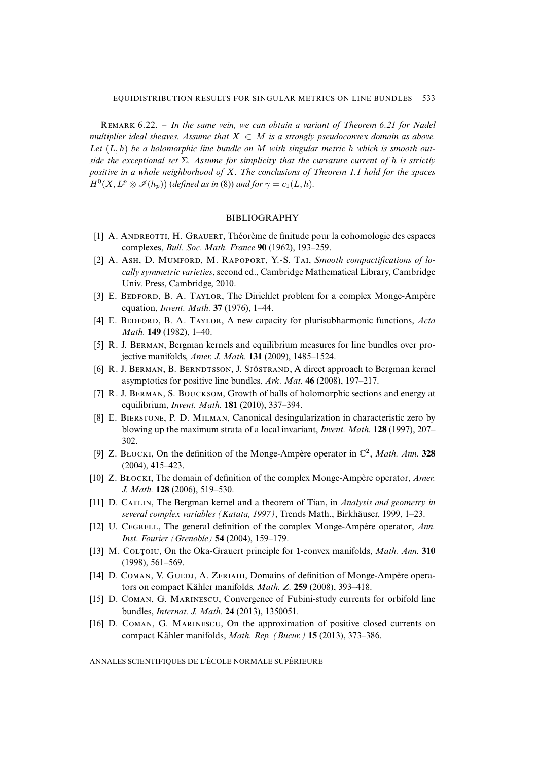Remark 6.22. – *In the same vein, we can obtain a variant of Theorem 6.21 for Nadel multiplier ideal sheaves. Assume that $X \Subset M$ is a strongly pseudoconvex domain as above. Let $(L, h)$ be a holomorphic line bundle on $M$ with singular metric $h$ which is smooth outside the exceptional set $\Sigma$. Assume for simplicity that the curvature current of $h$ is strictly positive in a whole neighborhood of $\overline{X}$. The conclusions of Theorem 1.1 hold for the spaces $H^0(X, L^p \otimes \mathscr{I}(h_p))$ (defined as in* (8)*) and for $\gamma = c_1(L, h)$.*

## BIBLIOGRAPHY

[1] A. Andreotti, H. Grauert, Théorème de finitude pour la cohomologie des espaces complexes, *Bull. Soc. Math. France* **90** (1962), 193–259.

[2] A. Ash, D. Mumford, M. Rapoport, Y.-S. Tai, *Smooth compactifications of locally symmetric varieties*, second ed., Cambridge Mathematical Library, Cambridge Univ. Press, Cambridge, 2010.

[3] E. Bedford, B. A. Taylor, The Dirichlet problem for a complex Monge-Ampère equation, *Invent. Math.* **37** (1976), 1–44.

[4] E. Bedford, B. A. Taylor, A new capacity for plurisubharmonic functions, *Acta Math.* **149** (1982), 1–40.

[5] R. J. Berman, Bergman kernels and equilibrium measures for line bundles over projective manifolds, *Amer. J. Math.* **131** (2009), 1485–1524.

[6] R. J. Berman, B. Berndtsson, J. Sjöstrand, A direct approach to Bergman kernel asymptotics for positive line bundles, *Ark. Mat.* **46** (2008), 197–217.

[7] R. J. Berman, S. Boucksom, Growth of balls of holomorphic sections and energy at equilibrium, *Invent. Math.* **181** (2010), 337–394.

[8] E. Bierstone, P. D. Milman, Canonical desingularization in characteristic zero by blowing up the maximum strata of a local invariant, *Invent. Math.* **128** (1997), 207–302.

[9] Z. Błocki, On the definition of the Monge-Ampère operator in $\mathbb{C}^2$, *Math. Ann.* **328** (2004), 415–423.

[10] Z. Błocki, The domain of definition of the complex Monge-Ampère operator, *Amer. J. Math.* **128** (2006), 519–530.

[11] D. Catlin, The Bergman kernel and a theorem of Tian, in *Analysis and geometry in several complex variables (Katata, 1997)*, Trends Math., Birkhäuser, 1999, 1–23.

[12] U. Cegrell, The general definition of the complex Monge-Ampère operator, *Ann. Inst. Fourier (Grenoble)* **54** (2004), 159–179.

[13] M. Colţoiu, On the Oka-Grauert principle for 1-convex manifolds, *Math. Ann.* **310** (1998), 561–569.

[14] D. Coman, V. Guedj, A. Zeriahi, Domains of definition of Monge-Ampère operators on compact Kähler manifolds, *Math. Z.* **259** (2008), 393–418.

[15] D. Coman, G. Marinescu, Convergence of Fubini-study currents for orbifold line bundles, *Internat. J. Math.* **24** (2013), 1350051.

[16] D. Coman, G. Marinescu, On the approximation of positive closed currents on compact Kähler manifolds, *Math. Rep. (Bucur.)* **15** (2013), 373–386.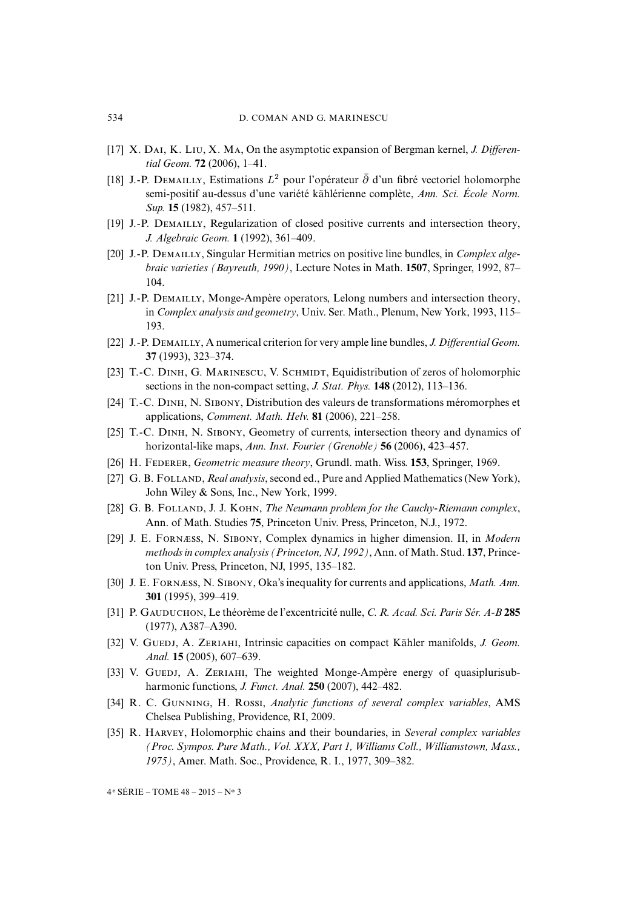[17] X. Dai, K. Liu, X. Ma, On the asymptotic expansion of Bergman kernel, *J. Differential Geom.* **72** (2006), 1–41.

[18] J.-P. Demailly, Estimations $L^2$ pour l'opérateur $\bar{\partial}$ d'un fibré vectoriel holomorphe semi-positif au-dessus d'une variété kählérienne complète, *Ann. Sci. École Norm. Sup.* **15** (1982), 457–511.

[19] J.-P. Demailly, Regularization of closed positive currents and intersection theory, *J. Algebraic Geom.* **1** (1992), 361–409.

[20] J.-P. Demailly, Singular Hermitian metrics on positive line bundles, in *Complex algebraic varieties (Bayreuth, 1990)*, Lecture Notes in Math. **1507**, Springer, 1992, 87–104.

[21] J.-P. Demailly, Monge-Ampère operators, Lelong numbers and intersection theory, in *Complex analysis and geometry*, Univ. Ser. Math., Plenum, New York, 1993, 115–193.

[22] J.-P. Demailly, A numerical criterion for very ample line bundles, *J. Differential Geom.* **37** (1993), 323–374.

[23] T.-C. Dinh, G. Marinescu, V. Schmidt, Equidistribution of zeros of holomorphic sections in the non-compact setting, *J. Stat. Phys.* **148** (2012), 113–136.

[24] T.-C. Dinh, N. Sibony, Distribution des valeurs de transformations méromorphes et applications, *Comment. Math. Helv.* **81** (2006), 221–258.

[25] T.-C. Dinh, N. Sibony, Geometry of currents, intersection theory and dynamics of horizontal-like maps, *Ann. Inst. Fourier (Grenoble)* **56** (2006), 423–457.

[26] H. Federer, *Geometric measure theory*, Grundl. math. Wiss. **153**, Springer, 1969.

[27] G. B. Folland, *Real analysis*, second ed., Pure and Applied Mathematics (New York), John Wiley & Sons, Inc., New York, 1999.

[28] G. B. Folland, J. J. Kohn, *The Neumann problem for the Cauchy-Riemann complex*, Ann. of Math. Studies **75**, Princeton Univ. Press, Princeton, N.J., 1972.

[29] J. E. Fornæss, N. Sibony, Complex dynamics in higher dimension. II, in *Modern methods in complex analysis (Princeton, NJ, 1992)*, Ann. of Math. Stud. **137**, Princeton Univ. Press, Princeton, NJ, 1995, 135–182.

[30] J. E. Fornæss, N. Sibony, Oka's inequality for currents and applications, *Math. Ann.* **301** (1995), 399–419.

[31] P. Gauduchon, Le théorème de l'excentricité nulle, *C. R. Acad. Sci. Paris Sér. A-B* **285** (1977), A387–A390.

[32] V. Guedj, A. Zeriahi, Intrinsic capacities on compact Kähler manifolds, *J. Geom. Anal.* **15** (2005), 607–639.

[33] V. Guedj, A. Zeriahi, The weighted Monge-Ampère energy of quasiplurisubharmonic functions, *J. Funct. Anal.* **250** (2007), 442–482.

[34] R. C. Gunning, H. Rossi, *Analytic functions of several complex variables*, AMS Chelsea Publishing, Providence, RI, 2009.

[35] R. Harvey, Holomorphic chains and their boundaries, in *Several complex variables (Proc. Sympos. Pure Math., Vol. XXX, Part 1, Williams Coll., Williamstown, Mass., 1975)*, Amer. Math. Soc., Providence, R. I., 1977, 309–382.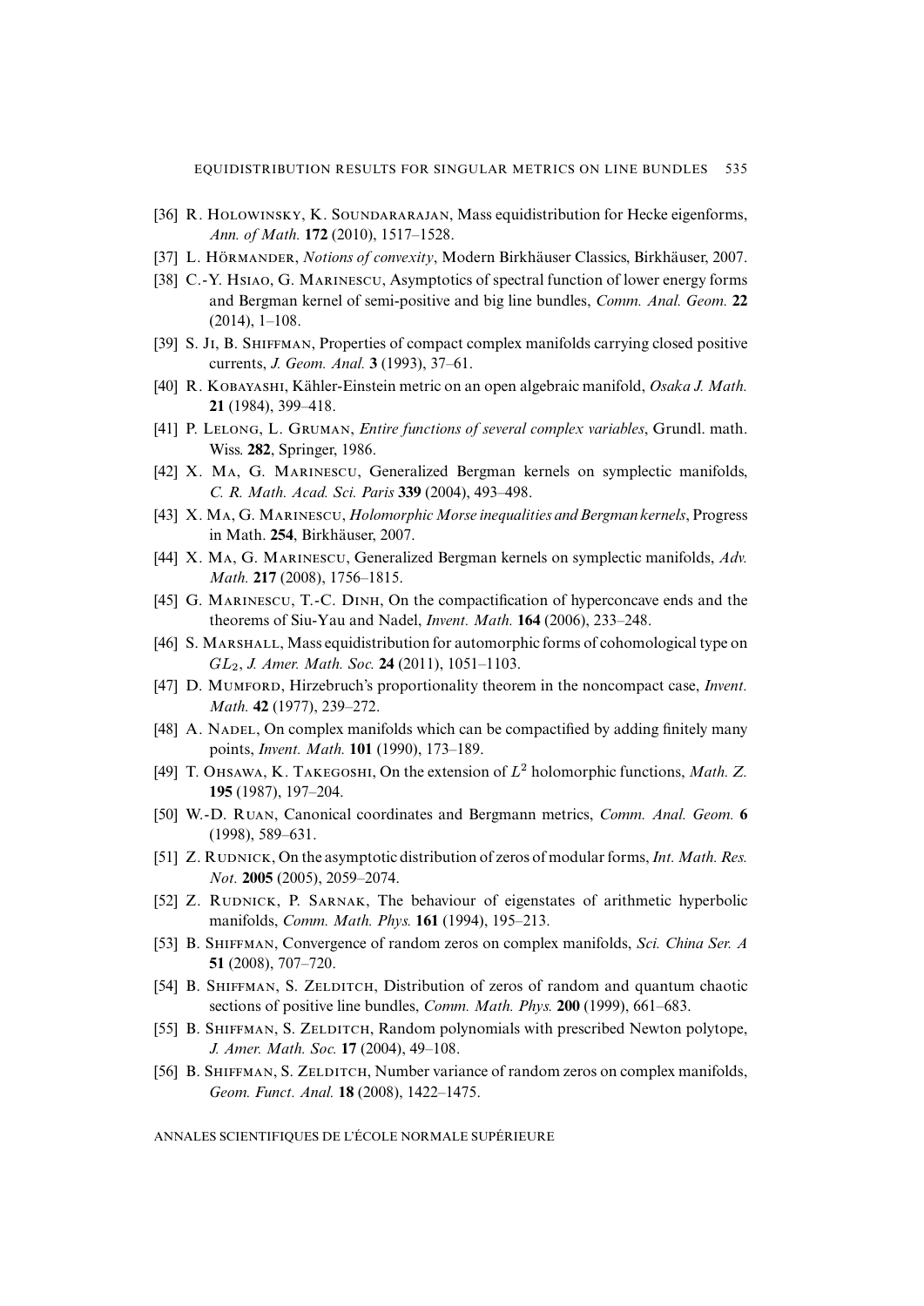[36] R. Holowinsky, K. Soundararajan, Mass equidistribution for Hecke eigenforms, *Ann. of Math.* **172** (2010), 1517–1528.

[37] L. Hörmander, *Notions of convexity*, Modern Birkhäuser Classics, Birkhäuser, 2007.

[38] C.-Y. Hsiao, G. Marinescu, Asymptotics of spectral function of lower energy forms and Bergman kernel of semi-positive and big line bundles, *Comm. Anal. Geom.* **22** (2014), 1–108.

[39] S. Ji, B. Shiffman, Properties of compact complex manifolds carrying closed positive currents, *J. Geom. Anal.* **3** (1993), 37–61.

[40] R. Kobayashi, Kähler-Einstein metric on an open algebraic manifold, *Osaka J. Math.* **21** (1984), 399–418.

[41] P. Lelong, L. Gruman, *Entire functions of several complex variables*, Grundl. math. Wiss. **282**, Springer, 1986.

[42] X. Ma, G. Marinescu, Generalized Bergman kernels on symplectic manifolds, *C. R. Math. Acad. Sci. Paris* **339** (2004), 493–498.

[43] X. Ma, G. Marinescu, *Holomorphic Morse inequalities and Bergman kernels*, Progress in Math. **254**, Birkhäuser, 2007.

[44] X. Ma, G. Marinescu, Generalized Bergman kernels on symplectic manifolds, *Adv. Math.* **217** (2008), 1756–1815.

[45] G. Marinescu, T.-C. Dinh, On the compactification of hyperconcave ends and the theorems of Siu-Yau and Nadel, *Invent. Math.* **164** (2006), 233–248.

[46] S. Marshall, Mass equidistribution for automorphic forms of cohomological type on $GL_2$, *J. Amer. Math. Soc.* **24** (2011), 1051–1103.

[47] D. Mumford, Hirzebruch's proportionality theorem in the noncompact case, *Invent. Math.* **42** (1977), 239–272.

[48] A. Nadel, On complex manifolds which can be compactified by adding finitely many points, *Invent. Math.* **101** (1990), 173–189.

[49] T. Ohsawa, K. Takegoshi, On the extension of $L^2$ holomorphic functions, *Math. Z.* **195** (1987), 197–204.

[50] W.-D. Ruan, Canonical coordinates and Bergmann metrics, *Comm. Anal. Geom.* **6** (1998), 589–631.

[51] Z. Rudnick, On the asymptotic distribution of zeros of modular forms, *Int. Math. Res. Not.* **2005** (2005), 2059–2074.

[52] Z. Rudnick, P. Sarnak, The behaviour of eigenstates of arithmetic hyperbolic manifolds, *Comm. Math. Phys.* **161** (1994), 195–213.

[53] B. Shiffman, Convergence of random zeros on complex manifolds, *Sci. China Ser. A* **51** (2008), 707–720.

[54] B. Shiffman, S. Zelditch, Distribution of zeros of random and quantum chaotic sections of positive line bundles, *Comm. Math. Phys.* **200** (1999), 661–683.

[55] B. Shiffman, S. Zelditch, Random polynomials with prescribed Newton polytope, *J. Amer. Math. Soc.* **17** (2004), 49–108.

[56] B. Shiffman, S. Zelditch, Number variance of random zeros on complex manifolds, *Geom. Funct. Anal.* **18** (2008), 1422–1475.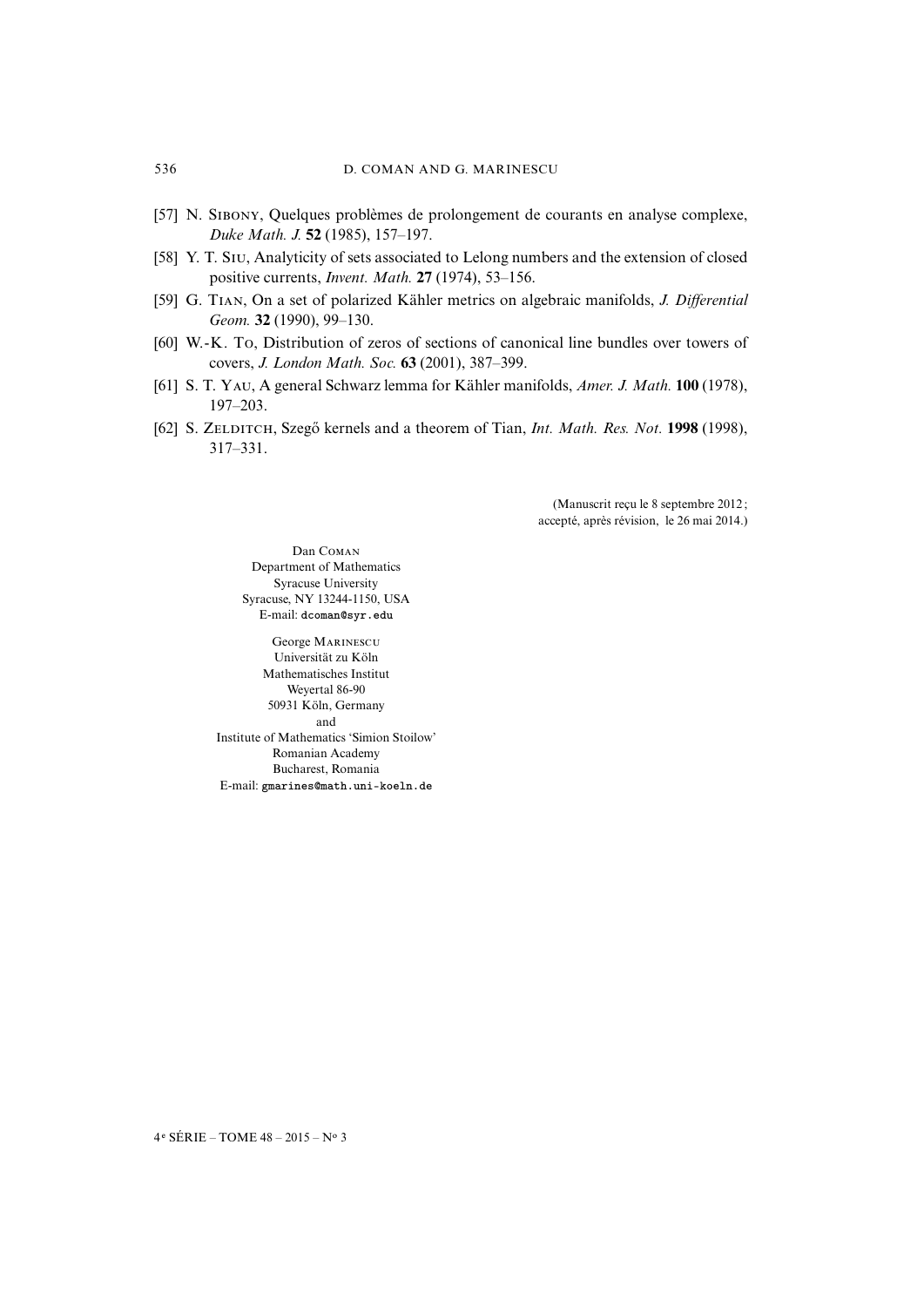- [57] N. Sibony, Quelques problèmes de prolongement de courants en analyse complexe, *Duke Math. J.* **52** (1985), 157–197.
- [58] Y. T. Siu, Analyticity of sets associated to Lelong numbers and the extension of closed positive currents, *Invent. Math.* **27** (1974), 53–156.
- [59] G. Tian, On a set of polarized Kähler metrics on algebraic manifolds, *J. Differential Geom.* **32** (1990), 99–130.
- [60] W.-K. To, Distribution of zeros of sections of canonical line bundles over towers of covers, *J. London Math. Soc.* **63** (2001), 387–399.
- [61] S. T. Yau, A general Schwarz lemma for Kähler manifolds, *Amer. J. Math.* **100** (1978), 197–203.
- [62] S. Zelditch, Szegő kernels and a theorem of Tian, *Int. Math. Res. Not.* **1998** (1998), 317–331.

(Manuscrit reçu le 8 septembre 2012 ;
accepté, après révision, le 26 mai 2014.)

Dan Coman
Department of Mathematics
Syracuse University
Syracuse, NY 13244-1150, USA
E-mail: dcoman@syr.edu

George Marinescu
Universität zu Köln
Mathematisches Institut
Weyertal 86-90
50931 Köln, Germany
and
Institute of Mathematics 'Simion Stoilow'
Romanian Academy
Bucharest, Romania
E-mail: gmarines@math.uni-koeln.de